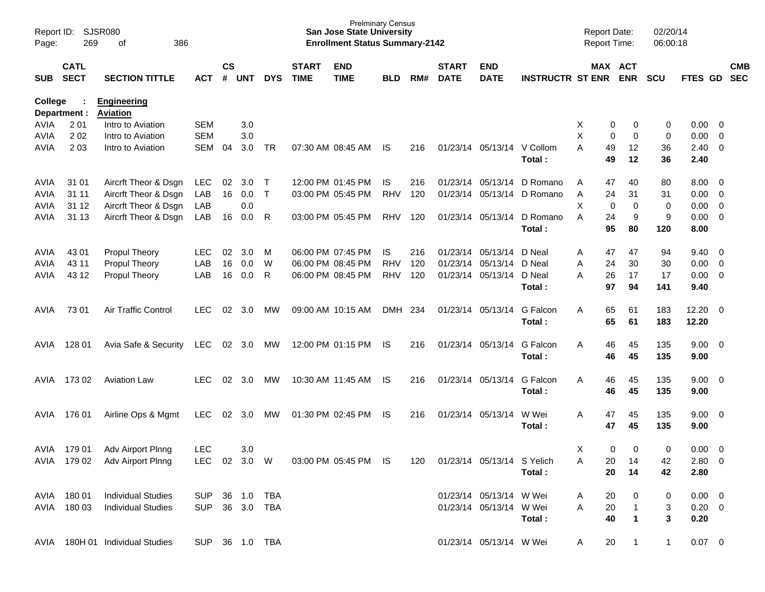Report ID: SJSR080 | Prelminary Census | Report Date: 02/20/14
San Jose State University
Enrollment Status Summary-2142 | Report Time: 06:00:18

| SUB | CATL SECT | SECTION TITTLE | ACT | CS # | UNT | DYS | START TIME | END TIME | BLD | RM# | START DATE | END DATE | INSTRUCTR | ST | MAX ENR | ACT ENR | SCU | FTES | GD | CMB SEC |
|---|---|---|---|---|---|---|---|---|---|---|---|---|---|---|---|---|---|---|---|---|
| **College :** | | **Engineering** | | | | | | | | | | | | | | | | | | |
| **Department :** | | **Aviation** | | | | | | | | | | | | | | | | | | |
| AVIA | 2 01 | Intro to Aviation | SEM | | 3.0 | | | | | | | | | X | 0 | 0 | 0 | 0.00 | 0 | |
| AVIA | 2 02 | Intro to Aviation | SEM | | 3.0 | | | | | | | | | X | 0 | 0 | 0 | 0.00 | 0 | |
| AVIA | 2 03 | Intro to Aviation | SEM | 04 | 3.0 | TR | 07:30 AM | 08:45 AM | IS | 216 | 01/23/14 | 05/13/14 | V Collom | A | 49 | 12 | 36 | 2.40 | 0 | |
| | | | | | | | | | | | | | **Total :** | | **49** | **12** | **36** | **2.40** | | |
| AVIA | 31 01 | Aircrft Theor & Dsgn | LEC | 02 | 3.0 | T | 12:00 PM | 01:45 PM | IS | 216 | 01/23/14 | 05/13/14 | D Romano | A | 47 | 40 | 80 | 8.00 | 0 | |
| AVIA | 31 11 | Aircrft Theor & Dsgn | LAB | 16 | 0.0 | T | 03:00 PM | 05:45 PM | RHV | 120 | 01/23/14 | 05/13/14 | D Romano | A | 24 | 31 | 31 | 0.00 | 0 | |
| AVIA | 31 12 | Aircrft Theor & Dsgn | LAB | | 0.0 | | | | | | | | | X | 0 | 0 | 0 | 0.00 | 0 | |
| AVIA | 31 13 | Aircrft Theor & Dsgn | LAB | 16 | 0.0 | R | 03:00 PM | 05:45 PM | RHV | 120 | 01/23/14 | 05/13/14 | D Romano | A | 24 | 9 | 9 | 0.00 | 0 | |
| | | | | | | | | | | | | | **Total :** | | **95** | **80** | **120** | **8.00** | | |
| AVIA | 43 01 | Propul Theory | LEC | 02 | 3.0 | M | 06:00 PM | 07:45 PM | IS | 216 | 01/23/14 | 05/13/14 | D Neal | A | 47 | 47 | 94 | 9.40 | 0 | |
| AVIA | 43 11 | Propul Theory | LAB | 16 | 0.0 | W | 06:00 PM | 08:45 PM | RHV | 120 | 01/23/14 | 05/13/14 | D Neal | A | 24 | 30 | 30 | 0.00 | 0 | |
| AVIA | 43 12 | Propul Theory | LAB | 16 | 0.0 | R | 06:00 PM | 08:45 PM | RHV | 120 | 01/23/14 | 05/13/14 | D Neal | A | 26 | 17 | 17 | 0.00 | 0 | |
| | | | | | | | | | | | | | **Total :** | | **97** | **94** | **141** | **9.40** | | |
| AVIA | 73 01 | Air Traffic Control | LEC | 02 | 3.0 | MW | 09:00 AM | 10:15 AM | DMH | 234 | 01/23/14 | 05/13/14 | G Falcon | A | 65 | 61 | 183 | 12.20 | 0 | |
| | | | | | | | | | | | | | **Total :** | | **65** | **61** | **183** | **12.20** | | |
| AVIA | 128 01 | Avia Safe & Security | LEC | 02 | 3.0 | MW | 12:00 PM | 01:15 PM | IS | 216 | 01/23/14 | 05/13/14 | G Falcon | A | 46 | 45 | 135 | 9.00 | 0 | |
| | | | | | | | | | | | | | **Total :** | | **46** | **45** | **135** | **9.00** | | |
| AVIA | 173 02 | Aviation Law | LEC | 02 | 3.0 | MW | 10:30 AM | 11:45 AM | IS | 216 | 01/23/14 | 05/13/14 | G Falcon | A | 46 | 45 | 135 | 9.00 | 0 | |
| | | | | | | | | | | | | | **Total :** | | **46** | **45** | **135** | **9.00** | | |
| AVIA | 176 01 | Airline Ops & Mgmt | LEC | 02 | 3.0 | MW | 01:30 PM | 02:45 PM | IS | 216 | 01/23/14 | 05/13/14 | W Wei | A | 47 | 45 | 135 | 9.00 | 0 | |
| | | | | | | | | | | | | | **Total :** | | **47** | **45** | **135** | **9.00** | | |
| AVIA | 179 01 | Adv Airport Plnng | LEC | | 3.0 | | | | | | | | | X | 0 | 0 | 0 | 0.00 | 0 | |
| AVIA | 179 02 | Adv Airport Plnng | LEC | 02 | 3.0 | W | 03:00 PM | 05:45 PM | IS | 120 | 01/23/14 | 05/13/14 | S Yelich | A | 20 | 14 | 42 | 2.80 | 0 | |
| | | | | | | | | | | | | | **Total :** | | **20** | **14** | **42** | **2.80** | | |
| AVIA | 180 01 | Individual Studies | SUP | 36 | 1.0 | TBA | | | | | 01/23/14 | 05/13/14 | W Wei | A | 20 | 0 | 0 | 0.00 | 0 | |
| AVIA | 180 03 | Individual Studies | SUP | 36 | 3.0 | TBA | | | | | 01/23/14 | 05/13/14 | W Wei | A | 20 | 1 | 3 | 0.20 | 0 | |
| | | | | | | | | | | | | | **Total :** | | **40** | **1** | **3** | **0.20** | | |
| AVIA | 180H 01 | Individual Studies | SUP | 36 | 1.0 | TBA | | | | | 01/23/14 | 05/13/14 | W Wei | A | 20 | 1 | 1 | 0.07 | 0 | |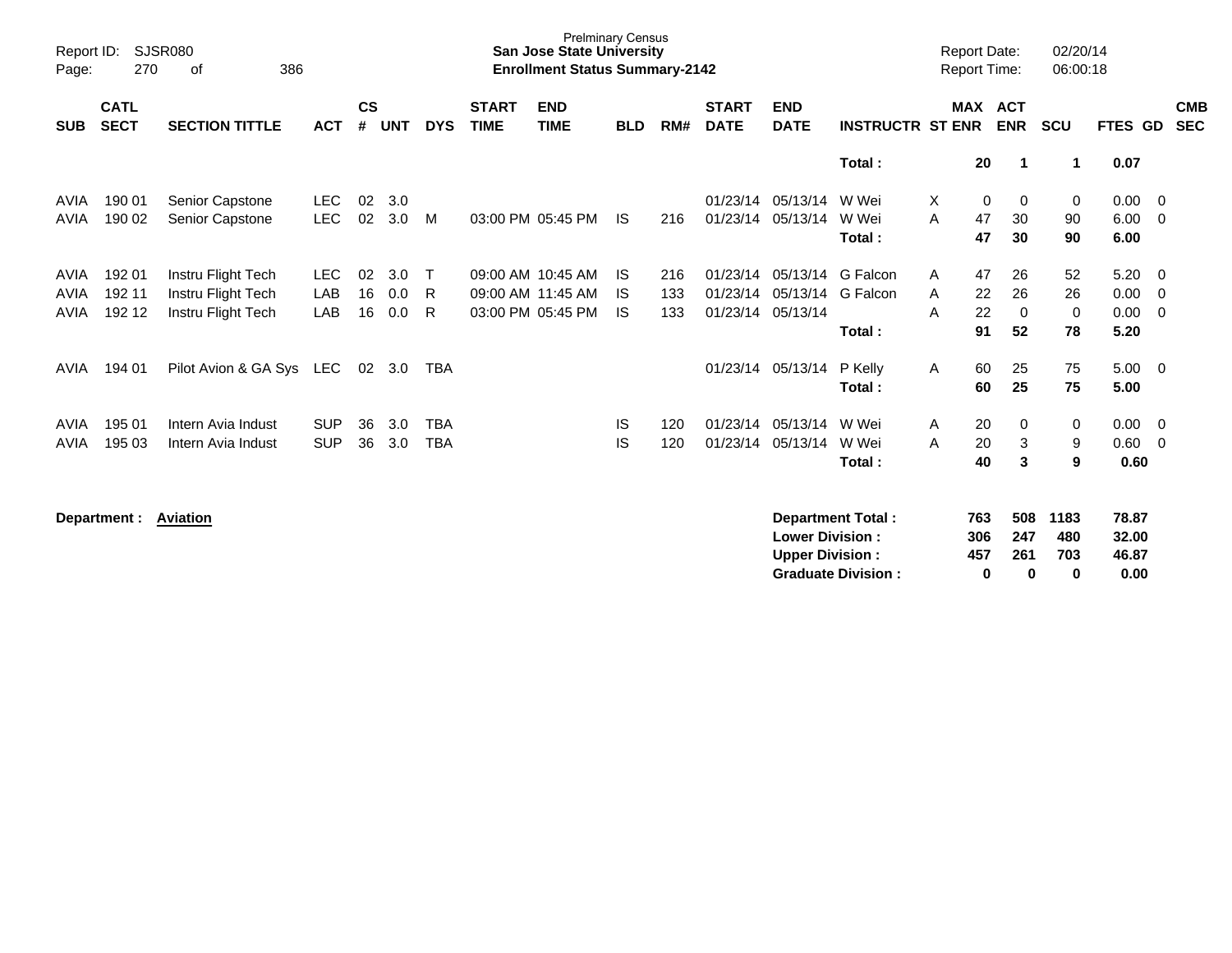Prelminary Census
**San Jose State University**
**Enrollment Status Summary-2142**

Report ID: SJSR080
Report Date: 02/20/14
Report Time: 06:00:18

| SUB | CATL SECT | SECTION TITTLE | ACT | CS # | UNT | DYS | START TIME | END TIME | BLD | RM# | START DATE | END DATE | INSTRUCTR | ST | MAX ENR | ACT ENR | SCU | FTES | GD | CMB SEC |
|---|---|---|---|---|---|---|---|---|---|---|---|---|---|---|---|---|---|---|---|---|
| | | | | | | | | | | | | | **Total :** | | **20** | **1** | **1** | **0.07** | | |
| AVIA | 190 01 | Senior Capstone | LEC | 02 | 3.0 | | | | | | 01/23/14 | 05/13/14 | W Wei | X | 0 | 0 | 0 | 0.00 | 0 | |
| AVIA | 190 02 | Senior Capstone | LEC | 02 | 3.0 | M | 03:00 PM | 05:45 PM | IS | 216 | 01/23/14 | 05/13/14 | W Wei | A | 47 | 30 | 90 | 6.00 | 0 | |
| | | | | | | | | | | | | | **Total :** | | **47** | **30** | **90** | **6.00** | | |
| AVIA | 192 01 | Instru Flight Tech | LEC | 02 | 3.0 | T | 09:00 AM | 10:45 AM | IS | 216 | 01/23/14 | 05/13/14 | G Falcon | A | 47 | 26 | 52 | 5.20 | 0 | |
| AVIA | 192 11 | Instru Flight Tech | LAB | 16 | 0.0 | R | 09:00 AM | 11:45 AM | IS | 133 | 01/23/14 | 05/13/14 | G Falcon | A | 22 | 26 | 26 | 0.00 | 0 | |
| AVIA | 192 12 | Instru Flight Tech | LAB | 16 | 0.0 | R | 03:00 PM | 05:45 PM | IS | 133 | 01/23/14 | 05/13/14 | | A | 22 | 0 | 0 | 0.00 | 0 | |
| | | | | | | | | | | | | | **Total :** | | **91** | **52** | **78** | **5.20** | | |
| AVIA | 194 01 | Pilot Avion & GA Sys | LEC | 02 | 3.0 | TBA | | | | | 01/23/14 | 05/13/14 | P Kelly | A | 60 | 25 | 75 | 5.00 | 0 | |
| | | | | | | | | | | | | | **Total :** | | **60** | **25** | **75** | **5.00** | | |
| AVIA | 195 01 | Intern Avia Indust | SUP | 36 | 3.0 | TBA | | | IS | 120 | 01/23/14 | 05/13/14 | W Wei | A | 20 | 0 | 0 | 0.00 | 0 | |
| AVIA | 195 03 | Intern Avia Indust | SUP | 36 | 3.0 | TBA | | | IS | 120 | 01/23/14 | 05/13/14 | W Wei | A | 20 | 3 | 9 | 0.60 | 0 | |
| | | | | | | | | | | | | | **Total :** | | **40** | **3** | **9** | **0.60** | | |

**Department : Aviation**

| | MAX ENR | ACT ENR | SCU | FTES |
|---|---|---|---|---|
| **Department Total :** | **763** | **508** | **1183** | **78.87** |
| **Lower Division :** | **306** | **247** | **480** | **32.00** |
| **Upper Division :** | **457** | **261** | **703** | **46.87** |
| **Graduate Division :** | **0** | **0** | **0** | **0.00** |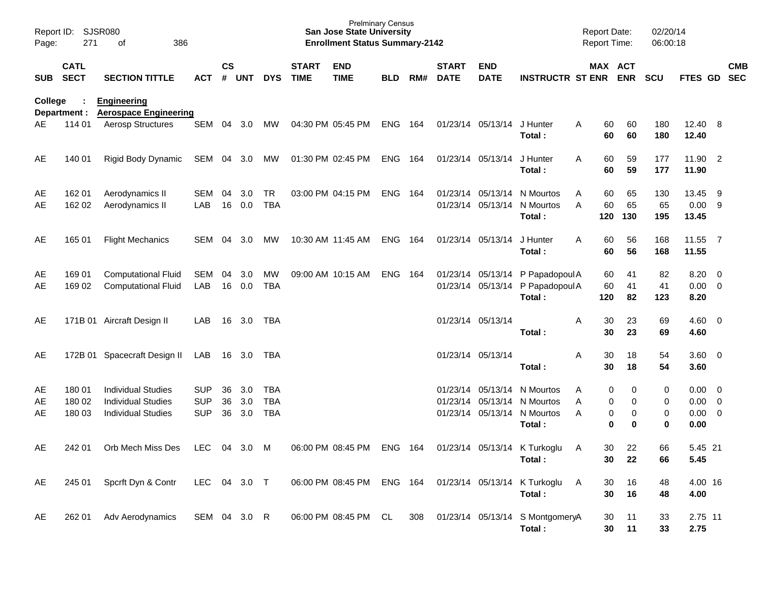Prelminary Census
**San Jose State University**
**Enrollment Status Summary-2142**

Report ID: SJSR080
Report Date: 02/20/14
Report Time: 06:00:18

| SUB | CATL SECT | SECTION TITTLE | ACT | CS # | UNT | DYS | START TIME | END TIME | BLD | RM# | START DATE | END DATE | INSTRUCTR | ST | MAX ENR | ACT ENR | SCU | FTES | GD | CMB SEC |
|---|---|---|---|---|---|---|---|---|---|---|---|---|---|---|---|---|---|---|---|---|

**College : Engineering**
**Department : Aerospace Engineering**

| SUB | CATL SECT | SECTION TITTLE | ACT | CS # | UNT | DYS | START TIME | END TIME | BLD | RM# | START DATE | END DATE | INSTRUCTR | ST | MAX ENR | ACT ENR | SCU | FTES | GD | CMB SEC |
|---|---|---|---|---|---|---|---|---|---|---|---|---|---|---|---|---|---|---|---|---|
| AE | 114 01 | Aerosp Structures | SEM | 04 | 3.0 | MW | 04:30 PM | 05:45 PM | ENG | 164 | 01/23/14 | 05/13/14 | J Hunter | A | 60 | 60 | 180 | 12.40 | 8 | |
| | | | | | | | | | | | | | **Total :** | | **60** | **60** | **180** | **12.40** | | |
| AE | 140 01 | Rigid Body Dynamic | SEM | 04 | 3.0 | MW | 01:30 PM | 02:45 PM | ENG | 164 | 01/23/14 | 05/13/14 | J Hunter | A | 60 | 59 | 177 | 11.90 | 2 | |
| | | | | | | | | | | | | | **Total :** | | **60** | **59** | **177** | **11.90** | | |
| AE | 162 01 | Aerodynamics II | SEM | 04 | 3.0 | TR | 03:00 PM | 04:15 PM | ENG | 164 | 01/23/14 | 05/13/14 | N Mourtos | A | 60 | 65 | 130 | 13.45 | 9 | |
| AE | 162 02 | Aerodynamics II | LAB | 16 | 0.0 | TBA | | | | | 01/23/14 | 05/13/14 | N Mourtos | A | 60 | 65 | 65 | 0.00 | 9 | |
| | | | | | | | | | | | | | **Total :** | | **120** | **130** | **195** | **13.45** | | |
| AE | 165 01 | Flight Mechanics | SEM | 04 | 3.0 | MW | 10:30 AM | 11:45 AM | ENG | 164 | 01/23/14 | 05/13/14 | J Hunter | A | 60 | 56 | 168 | 11.55 | 7 | |
| | | | | | | | | | | | | | **Total :** | | **60** | **56** | **168** | **11.55** | | |
| AE | 169 01 | Computational Fluid | SEM | 04 | 3.0 | MW | 09:00 AM | 10:15 AM | ENG | 164 | 01/23/14 | 05/13/14 | P Papadopoul | A | 60 | 41 | 82 | 8.20 | 0 | |
| AE | 169 02 | Computational Fluid | LAB | 16 | 0.0 | TBA | | | | | 01/23/14 | 05/13/14 | P Papadopoul | A | 60 | 41 | 41 | 0.00 | 0 | |
| | | | | | | | | | | | | | **Total :** | | **120** | **82** | **123** | **8.20** | | |
| AE | 171B 01 | Aircraft Design II | LAB | 16 | 3.0 | TBA | | | | | 01/23/14 | 05/13/14 | | A | 30 | 23 | 69 | 4.60 | 0 | |
| | | | | | | | | | | | | | **Total :** | | **30** | **23** | **69** | **4.60** | | |
| AE | 172B 01 | Spacecraft Design II | LAB | 16 | 3.0 | TBA | | | | | 01/23/14 | 05/13/14 | | A | 30 | 18 | 54 | 3.60 | 0 | |
| | | | | | | | | | | | | | **Total :** | | **30** | **18** | **54** | **3.60** | | |
| AE | 180 01 | Individual Studies | SUP | 36 | 3.0 | TBA | | | | | 01/23/14 | 05/13/14 | N Mourtos | A | 0 | 0 | 0 | 0.00 | 0 | |
| AE | 180 02 | Individual Studies | SUP | 36 | 3.0 | TBA | | | | | 01/23/14 | 05/13/14 | N Mourtos | A | 0 | 0 | 0 | 0.00 | 0 | |
| AE | 180 03 | Individual Studies | SUP | 36 | 3.0 | TBA | | | | | 01/23/14 | 05/13/14 | N Mourtos | A | 0 | 0 | 0 | 0.00 | 0 | |
| | | | | | | | | | | | | | **Total :** | | **0** | **0** | **0** | **0.00** | | |
| AE | 242 01 | Orb Mech Miss Des | LEC | 04 | 3.0 | M | 06:00 PM | 08:45 PM | ENG | 164 | 01/23/14 | 05/13/14 | K Turkoglu | A | 30 | 22 | 66 | 5.45 | 21 | |
| | | | | | | | | | | | | | **Total :** | | **30** | **22** | **66** | **5.45** | | |
| AE | 245 01 | Spcrft Dyn & Contr | LEC | 04 | 3.0 | T | 06:00 PM | 08:45 PM | ENG | 164 | 01/23/14 | 05/13/14 | K Turkoglu | A | 30 | 16 | 48 | 4.00 | 16 | |
| | | | | | | | | | | | | | **Total :** | | **30** | **16** | **48** | **4.00** | | |
| AE | 262 01 | Adv Aerodynamics | SEM | 04 | 3.0 | R | 06:00 PM | 08:45 PM | CL | 308 | 01/23/14 | 05/13/14 | S Montgomery | A | 30 | 11 | 33 | 2.75 | 11 | |
| | | | | | | | | | | | | | **Total :** | | **30** | **11** | **33** | **2.75** | | |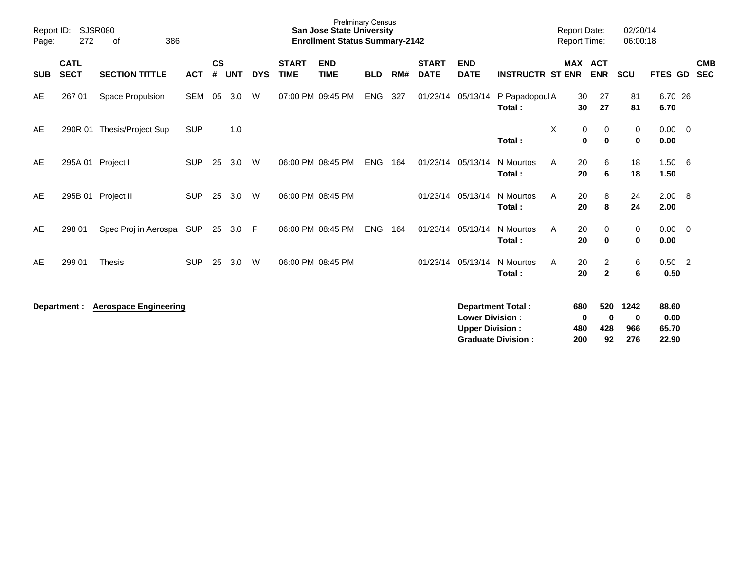Report ID: SJSR080
Page: 272 of 386

Prelminary Census
**San Jose State University**
**Enrollment Status Summary-2142**

Report Date: 02/20/14
Report Time: 06:00:18

| SUB | CATL SECT | SECTION TITTLE | ACT | CS # | UNT | DYS | START TIME | END TIME | BLD | RM# | START DATE | END DATE | INSTRUCTR | ST | MAX ENR | ACT ENR | SCU | FTES | GD | CMB SEC |
|---|---|---|---|---|---|---|---|---|---|---|---|---|---|---|---|---|---|---|---|---|
| AE | 267 01 | Space Propulsion | SEM | 05 | 3.0 | W | 07:00 PM | 09:45 PM | ENG | 327 | 01/23/14 | 05/13/14 | P Papadopoul | A | 30 | 27 | 81 | 6.70 | 26 | |
| | | | | | | | | | | | | | **Total :** | | **30** | **27** | **81** | **6.70** | | |
| AE | 290R 01 | Thesis/Project Sup | SUP | | 1.0 | | | | | | | | | X | 0 | 0 | 0 | 0.00 | 0 | |
| | | | | | | | | | | | | | **Total :** | | **0** | **0** | **0** | **0.00** | | |
| AE | 295A 01 | Project I | SUP | 25 | 3.0 | W | 06:00 PM | 08:45 PM | ENG | 164 | 01/23/14 | 05/13/14 | N Mourtos | A | 20 | 6 | 18 | 1.50 | 6 | |
| | | | | | | | | | | | | | **Total :** | | **20** | **6** | **18** | **1.50** | | |
| AE | 295B 01 | Project II | SUP | 25 | 3.0 | W | 06:00 PM | 08:45 PM | | | 01/23/14 | 05/13/14 | N Mourtos | A | 20 | 8 | 24 | 2.00 | 8 | |
| | | | | | | | | | | | | | **Total :** | | **20** | **8** | **24** | **2.00** | | |
| AE | 298 01 | Spec Proj in Aerospa | SUP | 25 | 3.0 | F | 06:00 PM | 08:45 PM | ENG | 164 | 01/23/14 | 05/13/14 | N Mourtos | A | 20 | 0 | 0 | 0.00 | 0 | |
| | | | | | | | | | | | | | **Total :** | | **20** | **0** | **0** | **0.00** | | |
| AE | 299 01 | Thesis | SUP | 25 | 3.0 | W | 06:00 PM | 08:45 PM | | | 01/23/14 | 05/13/14 | N Mourtos | A | 20 | 2 | 6 | 0.50 | 2 | |
| | | | | | | | | | | | | | **Total :** | | **20** | **2** | **6** | **0.50** | | |

**Department : Aerospace Engineering**

| | MAX ENR | ACT ENR | SCU | FTES |
|---|---|---|---|---|
| **Department Total :** | **680** | **520** | **1242** | **88.60** |
| **Lower Division :** | **0** | **0** | **0** | **0.00** |
| **Upper Division :** | **480** | **428** | **966** | **65.70** |
| **Graduate Division :** | **200** | **92** | **276** | **22.90** |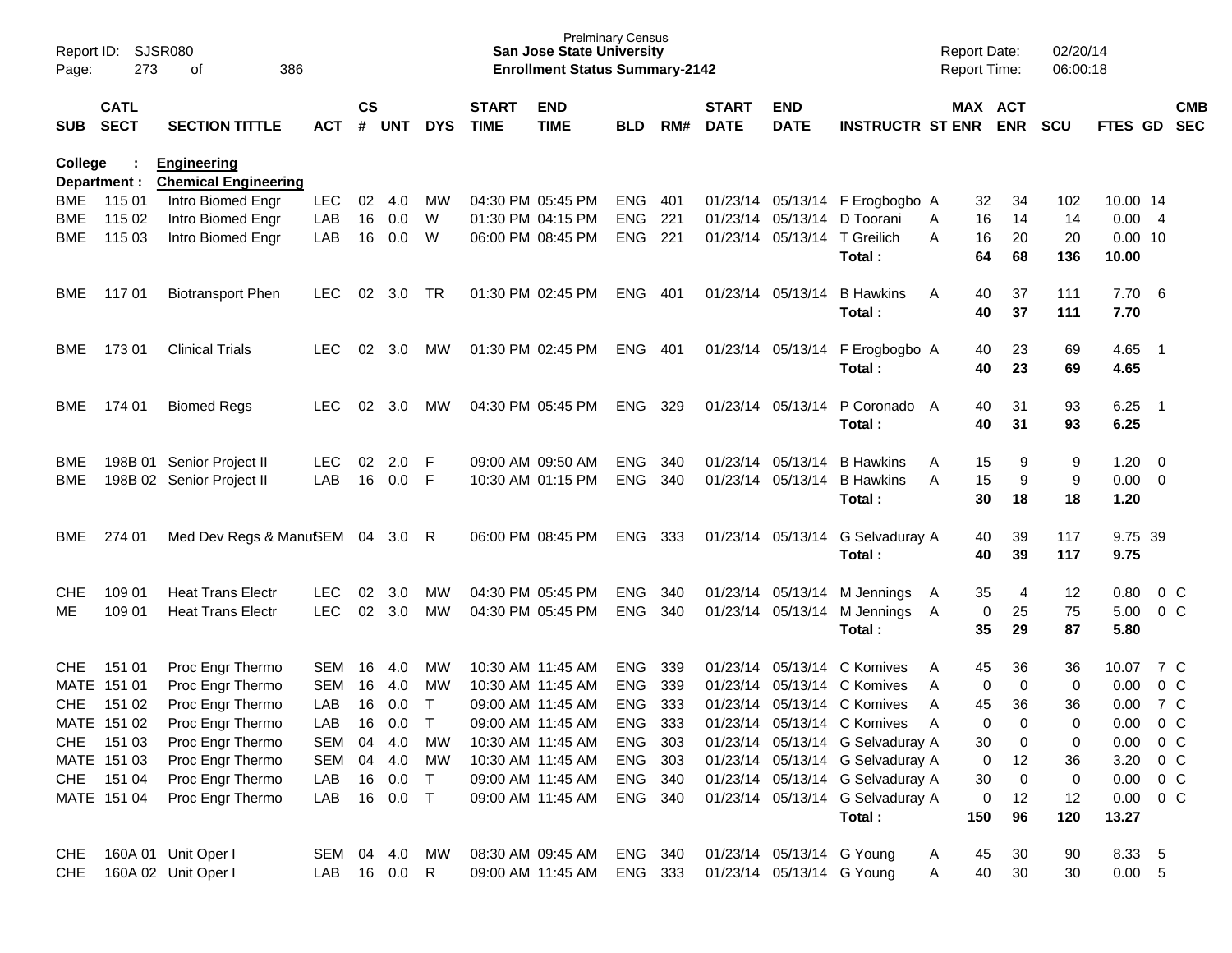Prelminary Census
**San Jose State University**
**Enrollment Status Summary-2142**

Report ID: SJSR080
Report Date: 02/20/14
Report Time: 06:00:18

**College : Engineering**
**Department : Chemical Engineering**

| SUB | CATL SECT | SECTION TITTLE | ACT | CS # | UNT | DYS | START TIME | END TIME | BLD | RM# | START DATE | END DATE | INSTRUCTR | ST | MAX ENR | ACT ENR | SCU | FTES | GD | CMB SEC |
|---|---|---|---|---|---|---|---|---|---|---|---|---|---|---|---|---|---|---|---|---|
| BME | 115 01 | Intro Biomed Engr | LEC | 02 | 4.0 | MW | 04:30 PM | 05:45 PM | ENG | 401 | 01/23/14 | 05/13/14 | F Erogbogbo | A | 32 | 34 | 102 | 10.00 | 14 | |
| BME | 115 02 | Intro Biomed Engr | LAB | 16 | 0.0 | W | 01:30 PM | 04:15 PM | ENG | 221 | 01/23/14 | 05/13/14 | D Toorani | A | 16 | 14 | 14 | 0.00 | 4 | |
| BME | 115 03 | Intro Biomed Engr | LAB | 16 | 0.0 | W | 06:00 PM | 08:45 PM | ENG | 221 | 01/23/14 | 05/13/14 | T Greilich | A | 16 | 20 | 20 | 0.00 | 10 | |
| | | | | | | | | | | | | | **Total :** | | **64** | **68** | **136** | **10.00** | | |
| BME | 117 01 | Biotransport Phen | LEC | 02 | 3.0 | TR | 01:30 PM | 02:45 PM | ENG | 401 | 01/23/14 | 05/13/14 | B Hawkins | A | 40 | 37 | 111 | 7.70 | 6 | |
| | | | | | | | | | | | | | **Total :** | | **40** | **37** | **111** | **7.70** | | |
| BME | 173 01 | Clinical Trials | LEC | 02 | 3.0 | MW | 01:30 PM | 02:45 PM | ENG | 401 | 01/23/14 | 05/13/14 | F Erogbogbo | A | 40 | 23 | 69 | 4.65 | 1 | |
| | | | | | | | | | | | | | **Total :** | | **40** | **23** | **69** | **4.65** | | |
| BME | 174 01 | Biomed Regs | LEC | 02 | 3.0 | MW | 04:30 PM | 05:45 PM | ENG | 329 | 01/23/14 | 05/13/14 | P Coronado | A | 40 | 31 | 93 | 6.25 | 1 | |
| | | | | | | | | | | | | | **Total :** | | **40** | **31** | **93** | **6.25** | | |
| BME | 198B 01 | Senior Project II | LEC | 02 | 2.0 | F | 09:00 AM | 09:50 AM | ENG | 340 | 01/23/14 | 05/13/14 | B Hawkins | A | 15 | 9 | 9 | 1.20 | 0 | |
| BME | 198B 02 | Senior Project II | LAB | 16 | 0.0 | F | 10:30 AM | 01:15 PM | ENG | 340 | 01/23/14 | 05/13/14 | B Hawkins | A | 15 | 9 | 9 | 0.00 | 0 | |
| | | | | | | | | | | | | | **Total :** | | **30** | **18** | **18** | **1.20** | | |
| BME | 274 01 | Med Dev Regs & Manuf | SEM | 04 | 3.0 | R | 06:00 PM | 08:45 PM | ENG | 333 | 01/23/14 | 05/13/14 | G Selvaduray | A | 40 | 39 | 117 | 9.75 | 39 | |
| | | | | | | | | | | | | | **Total :** | | **40** | **39** | **117** | **9.75** | | |
| CHE | 109 01 | Heat Trans Electr | LEC | 02 | 3.0 | MW | 04:30 PM | 05:45 PM | ENG | 340 | 01/23/14 | 05/13/14 | M Jennings | A | 35 | 4 | 12 | 0.80 | 0 | C |
| ME | 109 01 | Heat Trans Electr | LEC | 02 | 3.0 | MW | 04:30 PM | 05:45 PM | ENG | 340 | 01/23/14 | 05/13/14 | M Jennings | A | 0 | 25 | 75 | 5.00 | 0 | C |
| | | | | | | | | | | | | | **Total :** | | **35** | **29** | **87** | **5.80** | | |
| CHE | 151 01 | Proc Engr Thermo | SEM | 16 | 4.0 | MW | 10:30 AM | 11:45 AM | ENG | 339 | 01/23/14 | 05/13/14 | C Komives | A | 45 | 36 | 36 | 10.07 | 7 | C |
| MATE | 151 01 | Proc Engr Thermo | SEM | 16 | 4.0 | MW | 10:30 AM | 11:45 AM | ENG | 339 | 01/23/14 | 05/13/14 | C Komives | A | 0 | 0 | 0 | 0.00 | 0 | C |
| CHE | 151 02 | Proc Engr Thermo | LAB | 16 | 0.0 | T | 09:00 AM | 11:45 AM | ENG | 333 | 01/23/14 | 05/13/14 | C Komives | A | 45 | 36 | 36 | 0.00 | 7 | C |
| MATE | 151 02 | Proc Engr Thermo | LAB | 16 | 0.0 | T | 09:00 AM | 11:45 AM | ENG | 333 | 01/23/14 | 05/13/14 | C Komives | A | 0 | 0 | 0 | 0.00 | 0 | C |
| CHE | 151 03 | Proc Engr Thermo | SEM | 04 | 4.0 | MW | 10:30 AM | 11:45 AM | ENG | 303 | 01/23/14 | 05/13/14 | G Selvaduray | A | 30 | 0 | 0 | 0.00 | 0 | C |
| MATE | 151 03 | Proc Engr Thermo | SEM | 04 | 4.0 | MW | 10:30 AM | 11:45 AM | ENG | 303 | 01/23/14 | 05/13/14 | G Selvaduray | A | 0 | 12 | 36 | 3.20 | 0 | C |
| CHE | 151 04 | Proc Engr Thermo | LAB | 16 | 0.0 | T | 09:00 AM | 11:45 AM | ENG | 340 | 01/23/14 | 05/13/14 | G Selvaduray | A | 30 | 0 | 0 | 0.00 | 0 | C |
| MATE | 151 04 | Proc Engr Thermo | LAB | 16 | 0.0 | T | 09:00 AM | 11:45 AM | ENG | 340 | 01/23/14 | 05/13/14 | G Selvaduray | A | 0 | 12 | 12 | 0.00 | 0 | C |
| | | | | | | | | | | | | | **Total :** | | **150** | **96** | **120** | **13.27** | | |
| CHE | 160A 01 | Unit Oper I | SEM | 04 | 4.0 | MW | 08:30 AM | 09:45 AM | ENG | 340 | 01/23/14 | 05/13/14 | G Young | A | 45 | 30 | 90 | 8.33 | 5 | |
| CHE | 160A 02 | Unit Oper I | LAB | 16 | 0.0 | R | 09:00 AM | 11:45 AM | ENG | 333 | 01/23/14 | 05/13/14 | G Young | A | 40 | 30 | 30 | 0.00 | 5 | |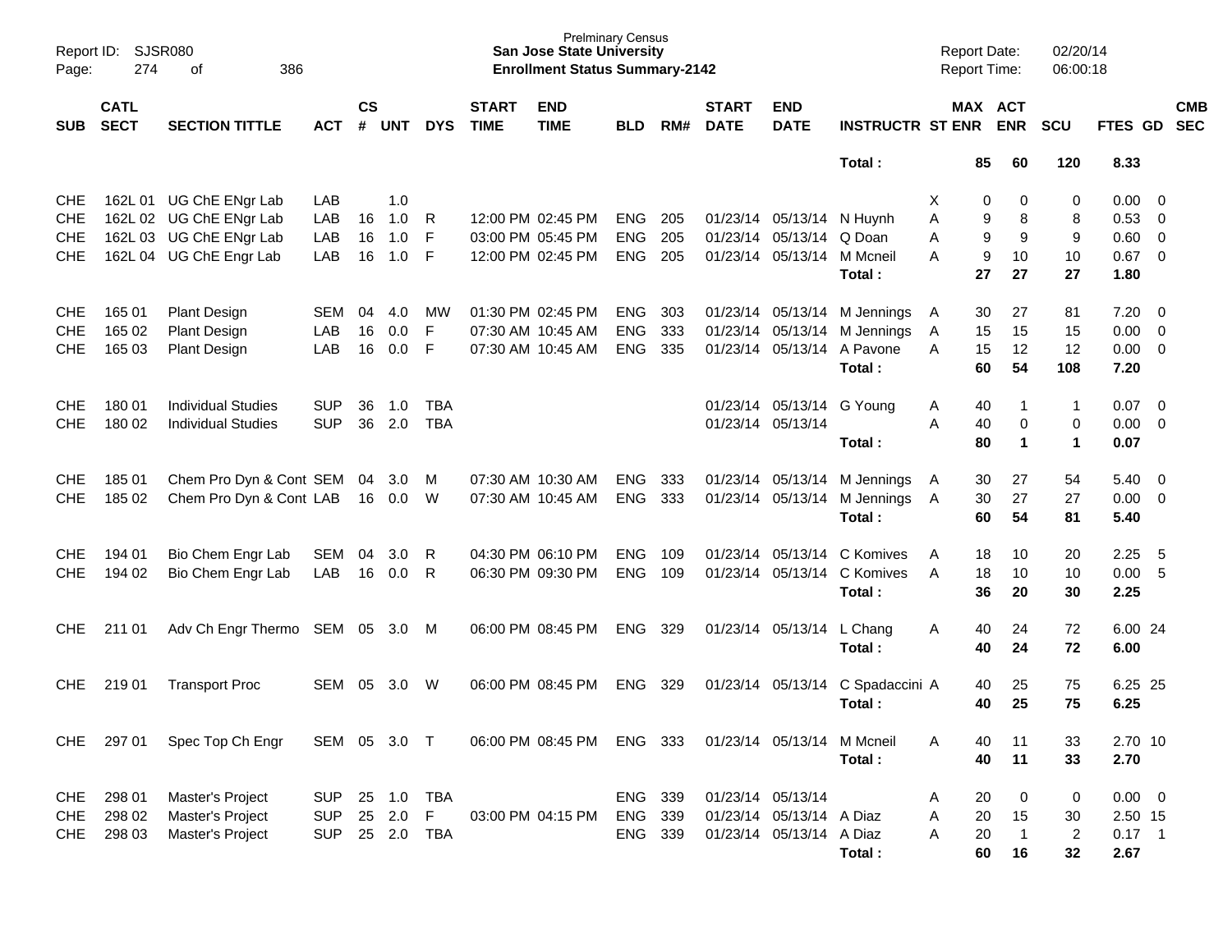| SUB | CATL SECT | SECTION TITTLE | ACT | CS # | UNT | DYS | START TIME | END TIME | BLD | RM# | START DATE | END DATE | INSTRUCTR | ST | MAX ENR | ACT ENR | SCU | FTES | GD | CMB SEC |
|---|---|---|---|---|---|---|---|---|---|---|---|---|---|---|---|---|---|---|---|---|
| | | | | | | | | | | | | | Total : | | 85 | 60 | 120 | 8.33 | | |
| CHE | 162L 01 | UG ChE ENgr Lab | LAB | | 1.0 | | | | | | | | | X | 0 | 0 | 0 | 0.00 | 0 | |
| CHE | 162L 02 | UG ChE ENgr Lab | LAB | 16 | 1.0 | R | 12:00 PM | 02:45 PM | ENG | 205 | 01/23/14 | 05/13/14 | N Huynh | A | 9 | 8 | 8 | 0.53 | 0 | |
| CHE | 162L 03 | UG ChE ENgr Lab | LAB | 16 | 1.0 | F | 03:00 PM | 05:45 PM | ENG | 205 | 01/23/14 | 05/13/14 | Q Doan | A | 9 | 9 | 9 | 0.60 | 0 | |
| CHE | 162L 04 | UG ChE Engr Lab | LAB | 16 | 1.0 | F | 12:00 PM | 02:45 PM | ENG | 205 | 01/23/14 | 05/13/14 | M Mcneil | A | 9 | 10 | 10 | 0.67 | 0 | |
| | | | | | | | | | | | | | Total : | | 27 | 27 | 27 | 1.80 | | |
| CHE | 165 01 | Plant Design | SEM | 04 | 4.0 | MW | 01:30 PM | 02:45 PM | ENG | 303 | 01/23/14 | 05/13/14 | M Jennings | A | 30 | 27 | 81 | 7.20 | 0 | |
| CHE | 165 02 | Plant Design | LAB | 16 | 0.0 | F | 07:30 AM | 10:45 AM | ENG | 333 | 01/23/14 | 05/13/14 | M Jennings | A | 15 | 15 | 15 | 0.00 | 0 | |
| CHE | 165 03 | Plant Design | LAB | 16 | 0.0 | F | 07:30 AM | 10:45 AM | ENG | 335 | 01/23/14 | 05/13/14 | A Pavone | A | 15 | 12 | 12 | 0.00 | 0 | |
| | | | | | | | | | | | | | Total : | | 60 | 54 | 108 | 7.20 | | |
| CHE | 180 01 | Individual Studies | SUP | 36 | 1.0 | TBA | | | | | 01/23/14 | 05/13/14 | G Young | A | 40 | 1 | 1 | 0.07 | 0 | |
| CHE | 180 02 | Individual Studies | SUP | 36 | 2.0 | TBA | | | | | 01/23/14 | 05/13/14 | | A | 40 | 0 | 0 | 0.00 | 0 | |
| | | | | | | | | | | | | | Total : | | 80 | 1 | 1 | 0.07 | | |
| CHE | 185 01 | Chem Pro Dyn & Cont | SEM | 04 | 3.0 | M | 07:30 AM | 10:30 AM | ENG | 333 | 01/23/14 | 05/13/14 | M Jennings | A | 30 | 27 | 54 | 5.40 | 0 | |
| CHE | 185 02 | Chem Pro Dyn & Cont | LAB | 16 | 0.0 | W | 07:30 AM | 10:45 AM | ENG | 333 | 01/23/14 | 05/13/14 | M Jennings | A | 30 | 27 | 27 | 0.00 | 0 | |
| | | | | | | | | | | | | | Total : | | 60 | 54 | 81 | 5.40 | | |
| CHE | 194 01 | Bio Chem Engr Lab | SEM | 04 | 3.0 | R | 04:30 PM | 06:10 PM | ENG | 109 | 01/23/14 | 05/13/14 | C Komives | A | 18 | 10 | 20 | 2.25 | 5 | |
| CHE | 194 02 | Bio Chem Engr Lab | LAB | 16 | 0.0 | R | 06:30 PM | 09:30 PM | ENG | 109 | 01/23/14 | 05/13/14 | C Komives | A | 18 | 10 | 10 | 0.00 | 5 | |
| | | | | | | | | | | | | | Total : | | 36 | 20 | 30 | 2.25 | | |
| CHE | 211 01 | Adv Ch Engr Thermo | SEM | 05 | 3.0 | M | 06:00 PM | 08:45 PM | ENG | 329 | 01/23/14 | 05/13/14 | L Chang | A | 40 | 24 | 72 | 6.00 | 24 | |
| | | | | | | | | | | | | | Total : | | 40 | 24 | 72 | 6.00 | | |
| CHE | 219 01 | Transport Proc | SEM | 05 | 3.0 | W | 06:00 PM | 08:45 PM | ENG | 329 | 01/23/14 | 05/13/14 | C Spadaccini | A | 40 | 25 | 75 | 6.25 | 25 | |
| | | | | | | | | | | | | | Total : | | 40 | 25 | 75 | 6.25 | | |
| CHE | 297 01 | Spec Top Ch Engr | SEM | 05 | 3.0 | T | 06:00 PM | 08:45 PM | ENG | 333 | 01/23/14 | 05/13/14 | M Mcneil | A | 40 | 11 | 33 | 2.70 | 10 | |
| | | | | | | | | | | | | | Total : | | 40 | 11 | 33 | 2.70 | | |
| CHE | 298 01 | Master's Project | SUP | 25 | 1.0 | TBA | | | ENG | 339 | 01/23/14 | 05/13/14 | | A | 20 | 0 | 0 | 0.00 | 0 | |
| CHE | 298 02 | Master's Project | SUP | 25 | 2.0 | F | 03:00 PM | 04:15 PM | ENG | 339 | 01/23/14 | 05/13/14 | A Diaz | A | 20 | 15 | 30 | 2.50 | 15 | |
| CHE | 298 03 | Master's Project | SUP | 25 | 2.0 | TBA | | | ENG | 339 | 01/23/14 | 05/13/14 | A Diaz | A | 20 | 1 | 2 | 0.17 | 1 | |
| | | | | | | | | | | | | | Total : | | 60 | 16 | 32 | 2.67 | | |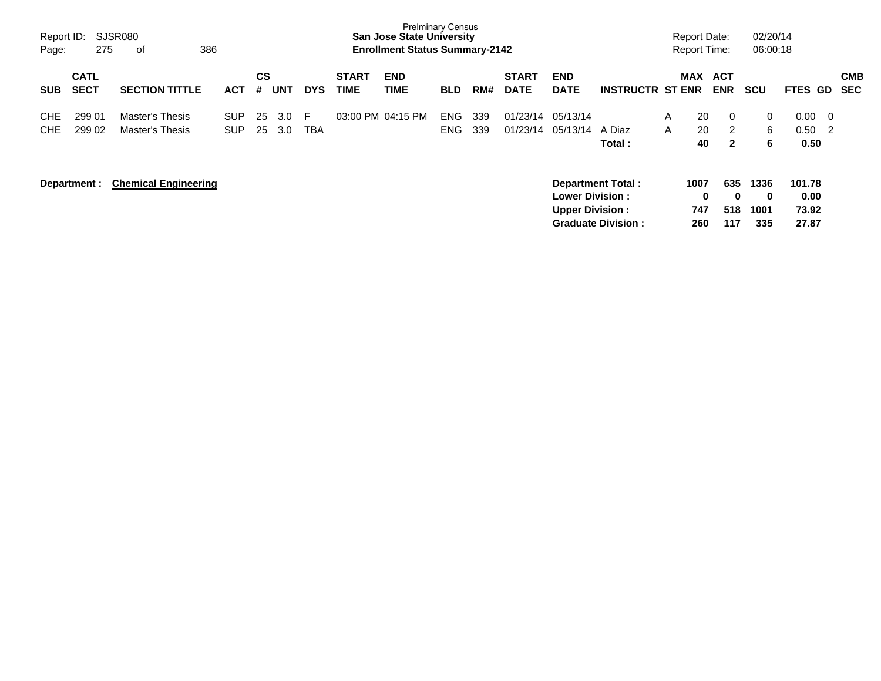Prelminary Census
**San Jose State University**
**Enrollment Status Summary-2142**

Report ID: SJSR080
Report Date: 02/20/14
Report Time: 06:00:18

| SUB | CATL SECT | SECTION TITTLE | ACT | CS # | UNT | DYS | START TIME | END TIME | BLD | RM# | START DATE | END DATE | INSTRUCTR | ST | MAX ENR | ACT ENR | SCU | FTES | GD | CMB SEC |
|---|---|---|---|---|---|---|---|---|---|---|---|---|---|---|---|---|---|---|---|---|
| CHE | 299 01 | Master's Thesis | SUP | 25 | 3.0 | F | 03:00 PM | 04:15 PM | ENG | 339 | 01/23/14 | 05/13/14 | | A | 20 | 0 | 0 | 0.00 | 0 | |
| CHE | 299 02 | Master's Thesis | SUP | 25 | 3.0 | TBA | | | ENG | 339 | 01/23/14 | 05/13/14 | A Diaz | A | 20 | 2 | 6 | 0.50 | 2 | |
| | | | | | | | | | | | | | **Total :** | | **40** | **2** | **6** | **0.50** | | |

**Department : Chemical Engineering**

| | MAX ENR | ACT ENR | SCU | FTES |
|---|---|---|---|---|
| **Department Total :** | **1007** | **635** | **1336** | **101.78** |
| **Lower Division :** | **0** | **0** | **0** | **0.00** |
| **Upper Division :** | **747** | **518** | **1001** | **73.92** |
| **Graduate Division :** | **260** | **117** | **335** | **27.87** |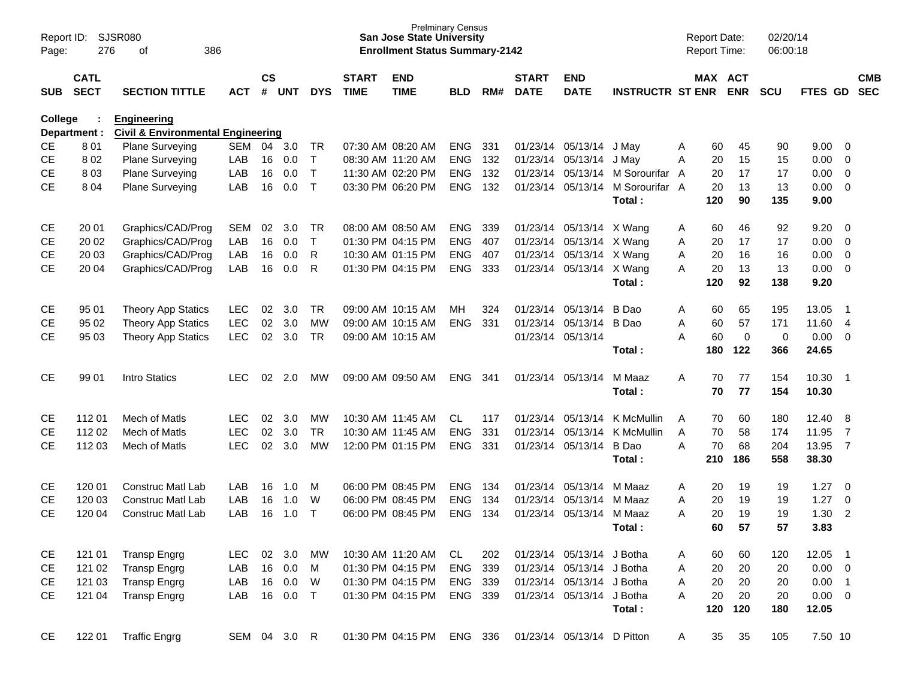Report ID: SJSR080
Prelminary Census
**San Jose State University**
**Enrollment Status Summary-2142**
Report Date: 02/20/14
Report Time: 06:00:18

**College : Engineering**
**Department : Civil & Environmental Engineering**

| SUB | CATL SECT | SECTION TITTLE | ACT | CS # | UNT | DYS | START TIME | END TIME | BLD | RM# | START DATE | END DATE | INSTRUCTR | ST | MAX ENR | ACT ENR | SCU | FTES | GD | CMB SEC |
|---|---|---|---|---|---|---|---|---|---|---|---|---|---|---|---|---|---|---|---|---|
| CE | 8 01 | Plane Surveying | SEM | 04 | 3.0 | TR | 07:30 AM | 08:20 AM | ENG | 331 | 01/23/14 | 05/13/14 | J May | A | 60 | 45 | 90 | 9.00 | 0 | |
| CE | 8 02 | Plane Surveying | LAB | 16 | 0.0 | T | 08:30 AM | 11:20 AM | ENG | 132 | 01/23/14 | 05/13/14 | J May | A | 20 | 15 | 15 | 0.00 | 0 | |
| CE | 8 03 | Plane Surveying | LAB | 16 | 0.0 | T | 11:30 AM | 02:20 PM | ENG | 132 | 01/23/14 | 05/13/14 | M Sorourifar | A | 20 | 17 | 17 | 0.00 | 0 | |
| CE | 8 04 | Plane Surveying | LAB | 16 | 0.0 | T | 03:30 PM | 06:20 PM | ENG | 132 | 01/23/14 | 05/13/14 | M Sorourifar | A | 20 | 13 | 13 | 0.00 | 0 | |
| | | | | | | | | | | | | | **Total :** | | **120** | **90** | **135** | **9.00** | | |
| CE | 20 01 | Graphics/CAD/Prog | SEM | 02 | 3.0 | TR | 08:00 AM | 08:50 AM | ENG | 339 | 01/23/14 | 05/13/14 | X Wang | A | 60 | 46 | 92 | 9.20 | 0 | |
| CE | 20 02 | Graphics/CAD/Prog | LAB | 16 | 0.0 | T | 01:30 PM | 04:15 PM | ENG | 407 | 01/23/14 | 05/13/14 | X Wang | A | 20 | 17 | 17 | 0.00 | 0 | |
| CE | 20 03 | Graphics/CAD/Prog | LAB | 16 | 0.0 | R | 10:30 AM | 01:15 PM | ENG | 407 | 01/23/14 | 05/13/14 | X Wang | A | 20 | 16 | 16 | 0.00 | 0 | |
| CE | 20 04 | Graphics/CAD/Prog | LAB | 16 | 0.0 | R | 01:30 PM | 04:15 PM | ENG | 333 | 01/23/14 | 05/13/14 | X Wang | A | 20 | 13 | 13 | 0.00 | 0 | |
| | | | | | | | | | | | | | **Total :** | | **120** | **92** | **138** | **9.20** | | |
| CE | 95 01 | Theory App Statics | LEC | 02 | 3.0 | TR | 09:00 AM | 10:15 AM | MH | 324 | 01/23/14 | 05/13/14 | B Dao | A | 60 | 65 | 195 | 13.05 | 1 | |
| CE | 95 02 | Theory App Statics | LEC | 02 | 3.0 | MW | 09:00 AM | 10:15 AM | ENG | 331 | 01/23/14 | 05/13/14 | B Dao | A | 60 | 57 | 171 | 11.60 | 4 | |
| CE | 95 03 | Theory App Statics | LEC | 02 | 3.0 | TR | 09:00 AM | 10:15 AM | | | 01/23/14 | 05/13/14 | | A | 60 | 0 | 0 | 0.00 | 0 | |
| | | | | | | | | | | | | | **Total :** | | **180** | **122** | **366** | **24.65** | | |
| CE | 99 01 | Intro Statics | LEC | 02 | 2.0 | MW | 09:00 AM | 09:50 AM | ENG | 341 | 01/23/14 | 05/13/14 | M Maaz | A | 70 | 77 | 154 | 10.30 | 1 | |
| | | | | | | | | | | | | | **Total :** | | **70** | **77** | **154** | **10.30** | | |
| CE | 112 01 | Mech of Matls | LEC | 02 | 3.0 | MW | 10:30 AM | 11:45 AM | CL | 117 | 01/23/14 | 05/13/14 | K McMullin | A | 70 | 60 | 180 | 12.40 | 8 | |
| CE | 112 02 | Mech of Matls | LEC | 02 | 3.0 | TR | 10:30 AM | 11:45 AM | ENG | 331 | 01/23/14 | 05/13/14 | K McMullin | A | 70 | 58 | 174 | 11.95 | 7 | |
| CE | 112 03 | Mech of Matls | LEC | 02 | 3.0 | MW | 12:00 PM | 01:15 PM | ENG | 331 | 01/23/14 | 05/13/14 | B Dao | A | 70 | 68 | 204 | 13.95 | 7 | |
| | | | | | | | | | | | | | **Total :** | | **210** | **186** | **558** | **38.30** | | |
| CE | 120 01 | Construc Matl Lab | LAB | 16 | 1.0 | M | 06:00 PM | 08:45 PM | ENG | 134 | 01/23/14 | 05/13/14 | M Maaz | A | 20 | 19 | 19 | 1.27 | 0 | |
| CE | 120 03 | Construc Matl Lab | LAB | 16 | 1.0 | W | 06:00 PM | 08:45 PM | ENG | 134 | 01/23/14 | 05/13/14 | M Maaz | A | 20 | 19 | 19 | 1.27 | 0 | |
| CE | 120 04 | Construc Matl Lab | LAB | 16 | 1.0 | T | 06:00 PM | 08:45 PM | ENG | 134 | 01/23/14 | 05/13/14 | M Maaz | A | 20 | 19 | 19 | 1.30 | 2 | |
| | | | | | | | | | | | | | **Total :** | | **60** | **57** | **57** | **3.83** | | |
| CE | 121 01 | Transp Engrg | LEC | 02 | 3.0 | MW | 10:30 AM | 11:20 AM | CL | 202 | 01/23/14 | 05/13/14 | J Botha | A | 60 | 60 | 120 | 12.05 | 1 | |
| CE | 121 02 | Transp Engrg | LAB | 16 | 0.0 | M | 01:30 PM | 04:15 PM | ENG | 339 | 01/23/14 | 05/13/14 | J Botha | A | 20 | 20 | 20 | 0.00 | 0 | |
| CE | 121 03 | Transp Engrg | LAB | 16 | 0.0 | W | 01:30 PM | 04:15 PM | ENG | 339 | 01/23/14 | 05/13/14 | J Botha | A | 20 | 20 | 20 | 0.00 | 1 | |
| CE | 121 04 | Transp Engrg | LAB | 16 | 0.0 | T | 01:30 PM | 04:15 PM | ENG | 339 | 01/23/14 | 05/13/14 | J Botha | A | 20 | 20 | 20 | 0.00 | 0 | |
| | | | | | | | | | | | | | **Total :** | | **120** | **120** | **180** | **12.05** | | |
| CE | 122 01 | Traffic Engrg | SEM | 04 | 3.0 | R | 01:30 PM | 04:15 PM | ENG | 336 | 01/23/14 | 05/13/14 | D Pitton | A | 35 | 35 | 105 | 7.50 | 10 | |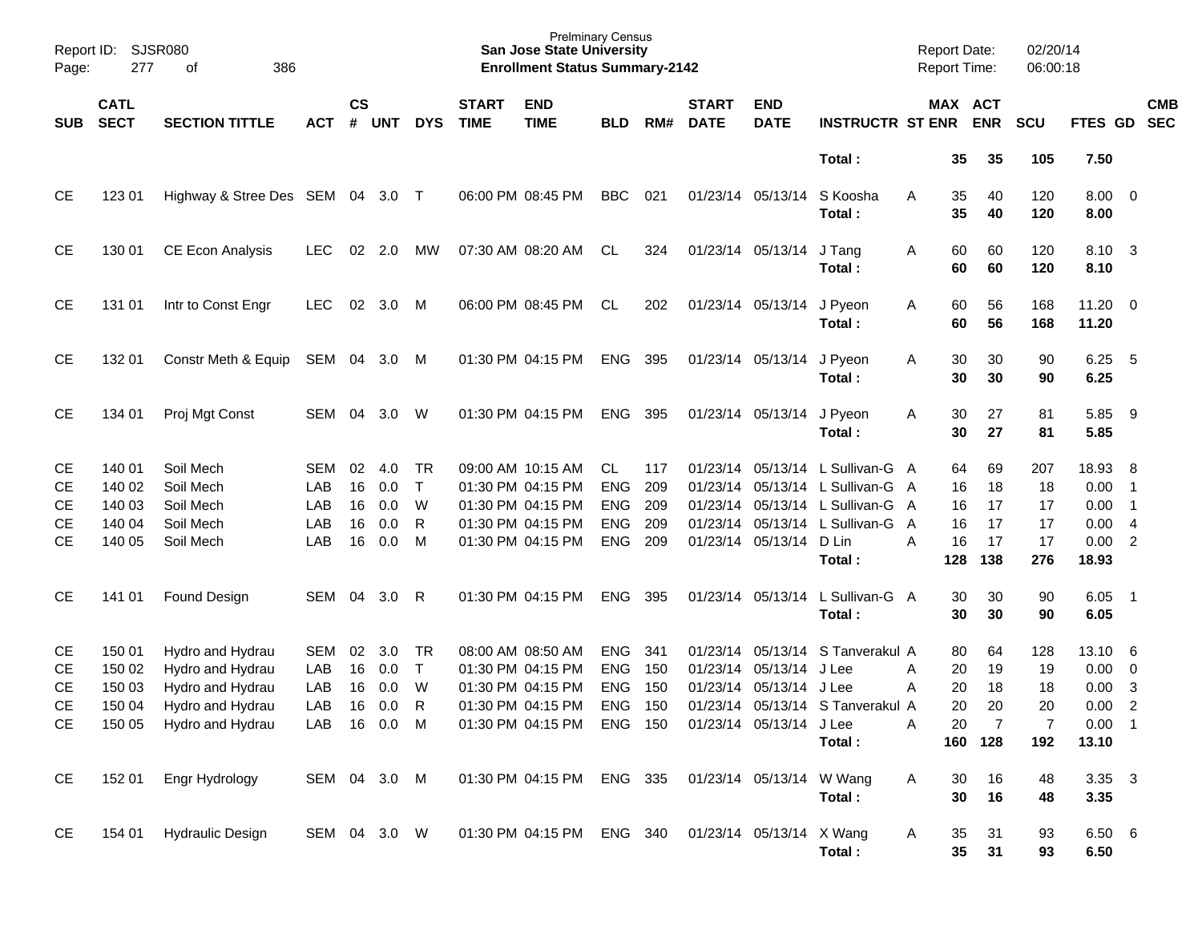| SUB | CATL SECT | SECTION TITTLE | ACT | CS # | UNT | DYS | START TIME | END TIME | BLD | RM# | START DATE | END DATE | INSTRUCTR | ST | MAX ENR | ACT ENR | SCU | FTES | GD | CMB SEC |
|---|---|---|---|---|---|---|---|---|---|---|---|---|---|---|---|---|---|---|---|---|
| | | | | | | | | | | | | | Total : | | 35 | 35 | 105 | 7.50 | | |
| CE | 123 01 | Highway & Stree Des | SEM | 04 | 3.0 | T | 06:00 PM | 08:45 PM | BBC | 021 | 01/23/14 | 05/13/14 | S Koosha | A | 35 | 40 | 120 | 8.00 | 0 | |
| | | | | | | | | | | | | | Total : | | 35 | 40 | 120 | 8.00 | | |
| CE | 130 01 | CE Econ Analysis | LEC | 02 | 2.0 | MW | 07:30 AM | 08:20 AM | CL | 324 | 01/23/14 | 05/13/14 | J Tang | A | 60 | 60 | 120 | 8.10 | 3 | |
| | | | | | | | | | | | | | Total : | | 60 | 60 | 120 | 8.10 | | |
| CE | 131 01 | Intr to Const Engr | LEC | 02 | 3.0 | M | 06:00 PM | 08:45 PM | CL | 202 | 01/23/14 | 05/13/14 | J Pyeon | A | 60 | 56 | 168 | 11.20 | 0 | |
| | | | | | | | | | | | | | Total : | | 60 | 56 | 168 | 11.20 | | |
| CE | 132 01 | Constr Meth & Equip | SEM | 04 | 3.0 | M | 01:30 PM | 04:15 PM | ENG | 395 | 01/23/14 | 05/13/14 | J Pyeon | A | 30 | 30 | 90 | 6.25 | 5 | |
| | | | | | | | | | | | | | Total : | | 30 | 30 | 90 | 6.25 | | |
| CE | 134 01 | Proj Mgt Const | SEM | 04 | 3.0 | W | 01:30 PM | 04:15 PM | ENG | 395 | 01/23/14 | 05/13/14 | J Pyeon | A | 30 | 27 | 81 | 5.85 | 9 | |
| | | | | | | | | | | | | | Total : | | 30 | 27 | 81 | 5.85 | | |
| CE | 140 01 | Soil Mech | SEM | 02 | 4.0 | TR | 09:00 AM | 10:15 AM | CL | 117 | 01/23/14 | 05/13/14 | L Sullivan-G | A | 64 | 69 | 207 | 18.93 | 8 | |
| CE | 140 02 | Soil Mech | LAB | 16 | 0.0 | T | 01:30 PM | 04:15 PM | ENG | 209 | 01/23/14 | 05/13/14 | L Sullivan-G | A | 16 | 18 | 18 | 0.00 | 1 | |
| CE | 140 03 | Soil Mech | LAB | 16 | 0.0 | W | 01:30 PM | 04:15 PM | ENG | 209 | 01/23/14 | 05/13/14 | L Sullivan-G | A | 16 | 17 | 17 | 0.00 | 1 | |
| CE | 140 04 | Soil Mech | LAB | 16 | 0.0 | R | 01:30 PM | 04:15 PM | ENG | 209 | 01/23/14 | 05/13/14 | L Sullivan-G | A | 16 | 17 | 17 | 0.00 | 4 | |
| CE | 140 05 | Soil Mech | LAB | 16 | 0.0 | M | 01:30 PM | 04:15 PM | ENG | 209 | 01/23/14 | 05/13/14 | D Lin | A | 16 | 17 | 17 | 0.00 | 2 | |
| | | | | | | | | | | | | | Total : | | 128 | 138 | 276 | 18.93 | | |
| CE | 141 01 | Found Design | SEM | 04 | 3.0 | R | 01:30 PM | 04:15 PM | ENG | 395 | 01/23/14 | 05/13/14 | L Sullivan-G | A | 30 | 30 | 90 | 6.05 | 1 | |
| | | | | | | | | | | | | | Total : | | 30 | 30 | 90 | 6.05 | | |
| CE | 150 01 | Hydro and Hydrau | SEM | 02 | 3.0 | TR | 08:00 AM | 08:50 AM | ENG | 341 | 01/23/14 | 05/13/14 | S Tanverakul | A | 80 | 64 | 128 | 13.10 | 6 | |
| CE | 150 02 | Hydro and Hydrau | LAB | 16 | 0.0 | T | 01:30 PM | 04:15 PM | ENG | 150 | 01/23/14 | 05/13/14 | J Lee | A | 20 | 19 | 19 | 0.00 | 0 | |
| CE | 150 03 | Hydro and Hydrau | LAB | 16 | 0.0 | W | 01:30 PM | 04:15 PM | ENG | 150 | 01/23/14 | 05/13/14 | J Lee | A | 20 | 18 | 18 | 0.00 | 3 | |
| CE | 150 04 | Hydro and Hydrau | LAB | 16 | 0.0 | R | 01:30 PM | 04:15 PM | ENG | 150 | 01/23/14 | 05/13/14 | S Tanverakul | A | 20 | 20 | 20 | 0.00 | 2 | |
| CE | 150 05 | Hydro and Hydrau | LAB | 16 | 0.0 | M | 01:30 PM | 04:15 PM | ENG | 150 | 01/23/14 | 05/13/14 | J Lee | A | 20 | 7 | 7 | 0.00 | 1 | |
| | | | | | | | | | | | | | Total : | | 160 | 128 | 192 | 13.10 | | |
| CE | 152 01 | Engr Hydrology | SEM | 04 | 3.0 | M | 01:30 PM | 04:15 PM | ENG | 335 | 01/23/14 | 05/13/14 | W Wang | A | 30 | 16 | 48 | 3.35 | 3 | |
| | | | | | | | | | | | | | Total : | | 30 | 16 | 48 | 3.35 | | |
| CE | 154 01 | Hydraulic Design | SEM | 04 | 3.0 | W | 01:30 PM | 04:15 PM | ENG | 340 | 01/23/14 | 05/13/14 | X Wang | A | 35 | 31 | 93 | 6.50 | 6 | |
| | | | | | | | | | | | | | Total : | | 35 | 31 | 93 | 6.50 | | |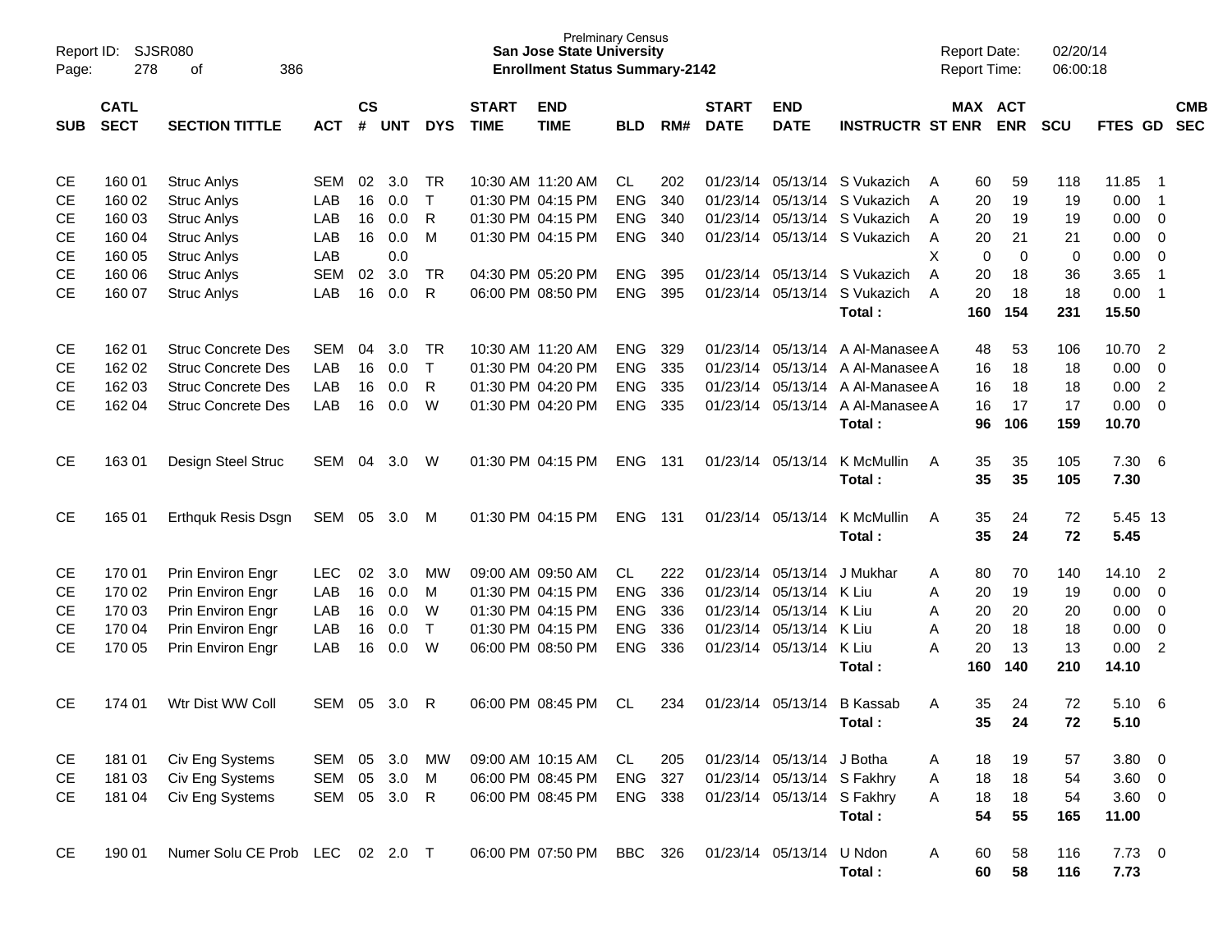Prelminary Census
**San Jose State University**
**Enrollment Status Summary-2142**

Report ID: SJSR080
Report Date: 02/20/14
Report Time: 06:00:18

| SUB | CATL SECT | SECTION TITTLE | ACT | CS # | UNT | DYS | START TIME | END TIME | BLD | RM# | START DATE | END DATE | INSTRUCTR | ST | MAX ENR | ACT ENR | SCU | FTES | GD | CMB SEC |
|---|---|---|---|---|---|---|---|---|---|---|---|---|---|---|---|---|---|---|---|---|
| CE | 160 01 | Struc Anlys | SEM | 02 | 3.0 | TR | 10:30 AM | 11:20 AM | CL | 202 | 01/23/14 | 05/13/14 | S Vukazich | A | 60 | 59 | 118 | 11.85 | 1 | |
| CE | 160 02 | Struc Anlys | LAB | 16 | 0.0 | T | 01:30 PM | 04:15 PM | ENG | 340 | 01/23/14 | 05/13/14 | S Vukazich | A | 20 | 19 | 19 | 0.00 | 1 | |
| CE | 160 03 | Struc Anlys | LAB | 16 | 0.0 | R | 01:30 PM | 04:15 PM | ENG | 340 | 01/23/14 | 05/13/14 | S Vukazich | A | 20 | 19 | 19 | 0.00 | 0 | |
| CE | 160 04 | Struc Anlys | LAB | 16 | 0.0 | M | 01:30 PM | 04:15 PM | ENG | 340 | 01/23/14 | 05/13/14 | S Vukazich | A | 20 | 21 | 21 | 0.00 | 0 | |
| CE | 160 05 | Struc Anlys | LAB | | 0.0 | | | | | | | | | X | 0 | 0 | 0 | 0.00 | 0 | |
| CE | 160 06 | Struc Anlys | SEM | 02 | 3.0 | TR | 04:30 PM | 05:20 PM | ENG | 395 | 01/23/14 | 05/13/14 | S Vukazich | A | 20 | 18 | 36 | 3.65 | 1 | |
| CE | 160 07 | Struc Anlys | LAB | 16 | 0.0 | R | 06:00 PM | 08:50 PM | ENG | 395 | 01/23/14 | 05/13/14 | S Vukazich | A | 20 | 18 | 18 | 0.00 | 1 | |
| | | | | | | | | | | | | | **Total :** | | **160** | **154** | **231** | **15.50** | | |
| CE | 162 01 | Struc Concrete Des | SEM | 04 | 3.0 | TR | 10:30 AM | 11:20 AM | ENG | 329 | 01/23/14 | 05/13/14 | A Al-Manasee | A | 48 | 53 | 106 | 10.70 | 2 | |
| CE | 162 02 | Struc Concrete Des | LAB | 16 | 0.0 | T | 01:30 PM | 04:20 PM | ENG | 335 | 01/23/14 | 05/13/14 | A Al-Manasee | A | 16 | 18 | 18 | 0.00 | 0 | |
| CE | 162 03 | Struc Concrete Des | LAB | 16 | 0.0 | R | 01:30 PM | 04:20 PM | ENG | 335 | 01/23/14 | 05/13/14 | A Al-Manasee | A | 16 | 18 | 18 | 0.00 | 2 | |
| CE | 162 04 | Struc Concrete Des | LAB | 16 | 0.0 | W | 01:30 PM | 04:20 PM | ENG | 335 | 01/23/14 | 05/13/14 | A Al-Manasee | A | 16 | 17 | 17 | 0.00 | 0 | |
| | | | | | | | | | | | | | **Total :** | | **96** | **106** | **159** | **10.70** | | |
| CE | 163 01 | Design Steel Struc | SEM | 04 | 3.0 | W | 01:30 PM | 04:15 PM | ENG | 131 | 01/23/14 | 05/13/14 | K McMullin | A | 35 | 35 | 105 | 7.30 | 6 | |
| | | | | | | | | | | | | | **Total :** | | **35** | **35** | **105** | **7.30** | | |
| CE | 165 01 | Erthquk Resis Dsgn | SEM | 05 | 3.0 | M | 01:30 PM | 04:15 PM | ENG | 131 | 01/23/14 | 05/13/14 | K McMullin | A | 35 | 24 | 72 | 5.45 | 13 | |
| | | | | | | | | | | | | | **Total :** | | **35** | **24** | **72** | **5.45** | | |
| CE | 170 01 | Prin Environ Engr | LEC | 02 | 3.0 | MW | 09:00 AM | 09:50 AM | CL | 222 | 01/23/14 | 05/13/14 | J Mukhar | A | 80 | 70 | 140 | 14.10 | 2 | |
| CE | 170 02 | Prin Environ Engr | LAB | 16 | 0.0 | M | 01:30 PM | 04:15 PM | ENG | 336 | 01/23/14 | 05/13/14 | K Liu | A | 20 | 19 | 19 | 0.00 | 0 | |
| CE | 170 03 | Prin Environ Engr | LAB | 16 | 0.0 | W | 01:30 PM | 04:15 PM | ENG | 336 | 01/23/14 | 05/13/14 | K Liu | A | 20 | 20 | 20 | 0.00 | 0 | |
| CE | 170 04 | Prin Environ Engr | LAB | 16 | 0.0 | T | 01:30 PM | 04:15 PM | ENG | 336 | 01/23/14 | 05/13/14 | K Liu | A | 20 | 18 | 18 | 0.00 | 0 | |
| CE | 170 05 | Prin Environ Engr | LAB | 16 | 0.0 | W | 06:00 PM | 08:50 PM | ENG | 336 | 01/23/14 | 05/13/14 | K Liu | A | 20 | 13 | 13 | 0.00 | 2 | |
| | | | | | | | | | | | | | **Total :** | | **160** | **140** | **210** | **14.10** | | |
| CE | 174 01 | Wtr Dist WW Coll | SEM | 05 | 3.0 | R | 06:00 PM | 08:45 PM | CL | 234 | 01/23/14 | 05/13/14 | B Kassab | A | 35 | 24 | 72 | 5.10 | 6 | |
| | | | | | | | | | | | | | **Total :** | | **35** | **24** | **72** | **5.10** | | |
| CE | 181 01 | Civ Eng Systems | SEM | 05 | 3.0 | MW | 09:00 AM | 10:15 AM | CL | 205 | 01/23/14 | 05/13/14 | J Botha | A | 18 | 19 | 57 | 3.80 | 0 | |
| CE | 181 03 | Civ Eng Systems | SEM | 05 | 3.0 | M | 06:00 PM | 08:45 PM | ENG | 327 | 01/23/14 | 05/13/14 | S Fakhry | A | 18 | 18 | 54 | 3.60 | 0 | |
| CE | 181 04 | Civ Eng Systems | SEM | 05 | 3.0 | R | 06:00 PM | 08:45 PM | ENG | 338 | 01/23/14 | 05/13/14 | S Fakhry | A | 18 | 18 | 54 | 3.60 | 0 | |
| | | | | | | | | | | | | | **Total :** | | **54** | **55** | **165** | **11.00** | | |
| CE | 190 01 | Numer Solu CE Prob | LEC | 02 | 2.0 | T | 06:00 PM | 07:50 PM | BBC | 326 | 01/23/14 | 05/13/14 | U Ndon | A | 60 | 58 | 116 | 7.73 | 0 | |
| | | | | | | | | | | | | | **Total :** | | **60** | **58** | **116** | **7.73** | | |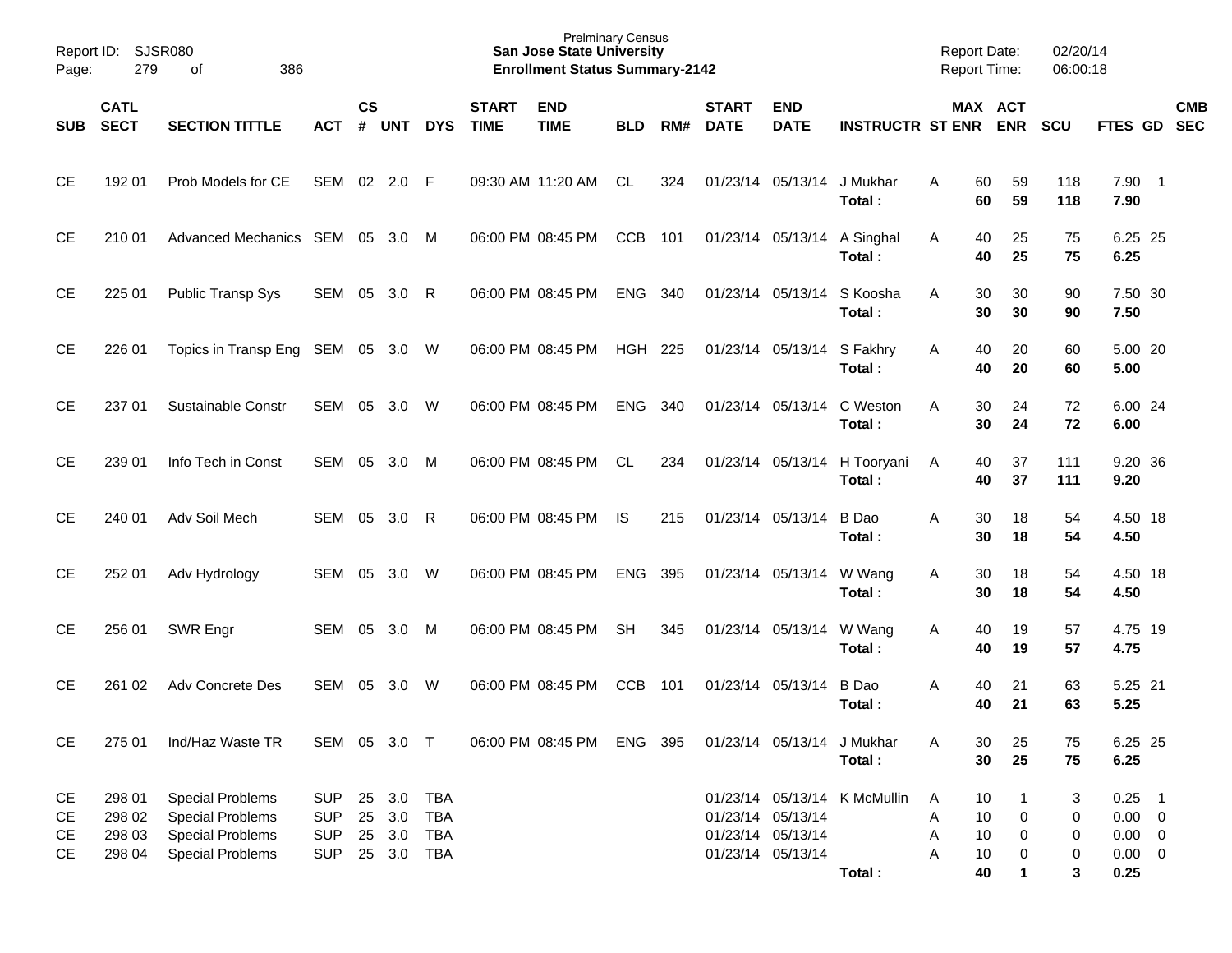| SUB | CATL SECT | SECTION TITTLE | ACT | CS # | UNT | DYS | START TIME | END TIME | BLD | RM# | START DATE | END DATE | INSTRUCTR | ST | MAX ENR | ACT ENR | SCU | FTES | GD | CMB SEC |
|---|---|---|---|---|---|---|---|---|---|---|---|---|---|---|---|---|---|---|---|---|
| CE | 192 01 | Prob Models for CE | SEM | 02 | 2.0 | F | 09:30 AM | 11:20 AM | CL | 324 | 01/23/14 | 05/13/14 | J Mukhar | A | 60 | 59 | 118 | 7.90 | 1 | |
| | | | | | | | | | | | | | **Total :** | | **60** | **59** | **118** | **7.90** | | |
| CE | 210 01 | Advanced Mechanics | SEM | 05 | 3.0 | M | 06:00 PM | 08:45 PM | CCB | 101 | 01/23/14 | 05/13/14 | A Singhal | A | 40 | 25 | 75 | 6.25 | 25 | |
| | | | | | | | | | | | | | **Total :** | | **40** | **25** | **75** | **6.25** | | |
| CE | 225 01 | Public Transp Sys | SEM | 05 | 3.0 | R | 06:00 PM | 08:45 PM | ENG | 340 | 01/23/14 | 05/13/14 | S Koosha | A | 30 | 30 | 90 | 7.50 | 30 | |
| | | | | | | | | | | | | | **Total :** | | **30** | **30** | **90** | **7.50** | | |
| CE | 226 01 | Topics in Transp Eng | SEM | 05 | 3.0 | W | 06:00 PM | 08:45 PM | HGH | 225 | 01/23/14 | 05/13/14 | S Fakhry | A | 40 | 20 | 60 | 5.00 | 20 | |
| | | | | | | | | | | | | | **Total :** | | **40** | **20** | **60** | **5.00** | | |
| CE | 237 01 | Sustainable Constr | SEM | 05 | 3.0 | W | 06:00 PM | 08:45 PM | ENG | 340 | 01/23/14 | 05/13/14 | C Weston | A | 30 | 24 | 72 | 6.00 | 24 | |
| | | | | | | | | | | | | | **Total :** | | **30** | **24** | **72** | **6.00** | | |
| CE | 239 01 | Info Tech in Const | SEM | 05 | 3.0 | M | 06:00 PM | 08:45 PM | CL | 234 | 01/23/14 | 05/13/14 | H Tooryani | A | 40 | 37 | 111 | 9.20 | 36 | |
| | | | | | | | | | | | | | **Total :** | | **40** | **37** | **111** | **9.20** | | |
| CE | 240 01 | Adv Soil Mech | SEM | 05 | 3.0 | R | 06:00 PM | 08:45 PM | IS | 215 | 01/23/14 | 05/13/14 | B Dao | A | 30 | 18 | 54 | 4.50 | 18 | |
| | | | | | | | | | | | | | **Total :** | | **30** | **18** | **54** | **4.50** | | |
| CE | 252 01 | Adv Hydrology | SEM | 05 | 3.0 | W | 06:00 PM | 08:45 PM | ENG | 395 | 01/23/14 | 05/13/14 | W Wang | A | 30 | 18 | 54 | 4.50 | 18 | |
| | | | | | | | | | | | | | **Total :** | | **30** | **18** | **54** | **4.50** | | |
| CE | 256 01 | SWR Engr | SEM | 05 | 3.0 | M | 06:00 PM | 08:45 PM | SH | 345 | 01/23/14 | 05/13/14 | W Wang | A | 40 | 19 | 57 | 4.75 | 19 | |
| | | | | | | | | | | | | | **Total :** | | **40** | **19** | **57** | **4.75** | | |
| CE | 261 02 | Adv Concrete Des | SEM | 05 | 3.0 | W | 06:00 PM | 08:45 PM | CCB | 101 | 01/23/14 | 05/13/14 | B Dao | A | 40 | 21 | 63 | 5.25 | 21 | |
| | | | | | | | | | | | | | **Total :** | | **40** | **21** | **63** | **5.25** | | |
| CE | 275 01 | Ind/Haz Waste TR | SEM | 05 | 3.0 | T | 06:00 PM | 08:45 PM | ENG | 395 | 01/23/14 | 05/13/14 | J Mukhar | A | 30 | 25 | 75 | 6.25 | 25 | |
| | | | | | | | | | | | | | **Total :** | | **30** | **25** | **75** | **6.25** | | |
| CE | 298 01 | Special Problems | SUP | 25 | 3.0 | TBA | | | | | 01/23/14 | 05/13/14 | K McMullin | A | 10 | 1 | 3 | 0.25 | 1 | |
| CE | 298 02 | Special Problems | SUP | 25 | 3.0 | TBA | | | | | 01/23/14 | 05/13/14 | | A | 10 | 0 | 0 | 0.00 | 0 | |
| CE | 298 03 | Special Problems | SUP | 25 | 3.0 | TBA | | | | | 01/23/14 | 05/13/14 | | A | 10 | 0 | 0 | 0.00 | 0 | |
| CE | 298 04 | Special Problems | SUP | 25 | 3.0 | TBA | | | | | 01/23/14 | 05/13/14 | | A | 10 | 0 | 0 | 0.00 | 0 | |
| | | | | | | | | | | | | | **Total :** | | **40** | **1** | **3** | **0.25** | | |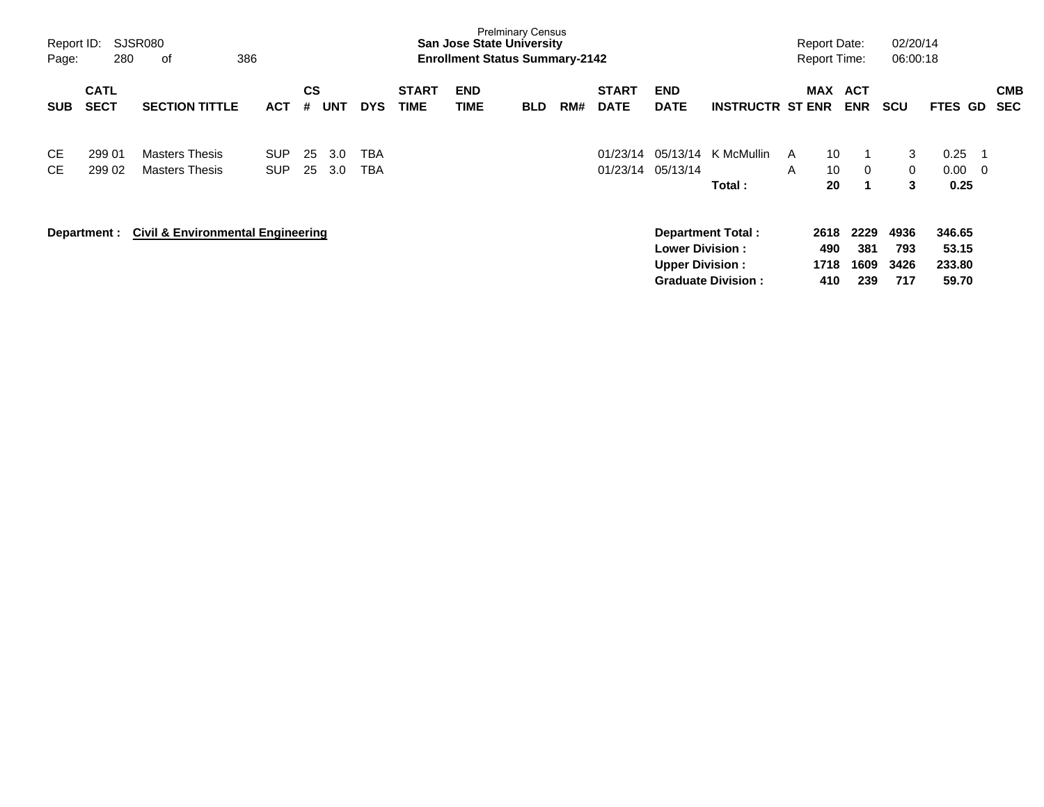Prelminary Census
**San Jose State University**
**Enrollment Status Summary-2142**

Report ID: SJSR080
Report Date: 02/20/14
Report Time: 06:00:18

| SUB | CATL SECT | SECTION TITTLE | ACT | CS # | UNT | DYS | START TIME | END TIME | BLD | RM# | START DATE | END DATE | INSTRUCTR | ST | MAX ENR | ACT ENR | SCU | FTES | GD | CMB SEC |
|---|---|---|---|---|---|---|---|---|---|---|---|---|---|---|---|---|---|---|---|---|
| CE | 299 01 | Masters Thesis | SUP | 25 | 3.0 | TBA | | | | | 01/23/14 | 05/13/14 | K McMullin | A | 10 | 1 | 3 | 0.25 | 1 | |
| CE | 299 02 | Masters Thesis | SUP | 25 | 3.0 | TBA | | | | | 01/23/14 | 05/13/14 | | A | 10 | 0 | 0 | 0.00 | 0 | |
| | | | | | | | | | | | | | **Total :** | | **20** | **1** | **3** | **0.25** | | |

**Department : Civil & Environmental Engineering**

| | MAX ENR | ACT ENR | SCU | FTES |
|---|---|---|---|---|
| **Department Total :** | **2618** | **2229** | **4936** | **346.65** |
| **Lower Division :** | **490** | **381** | **793** | **53.15** |
| **Upper Division :** | **1718** | **1609** | **3426** | **233.80** |
| **Graduate Division :** | **410** | **239** | **717** | **59.70** |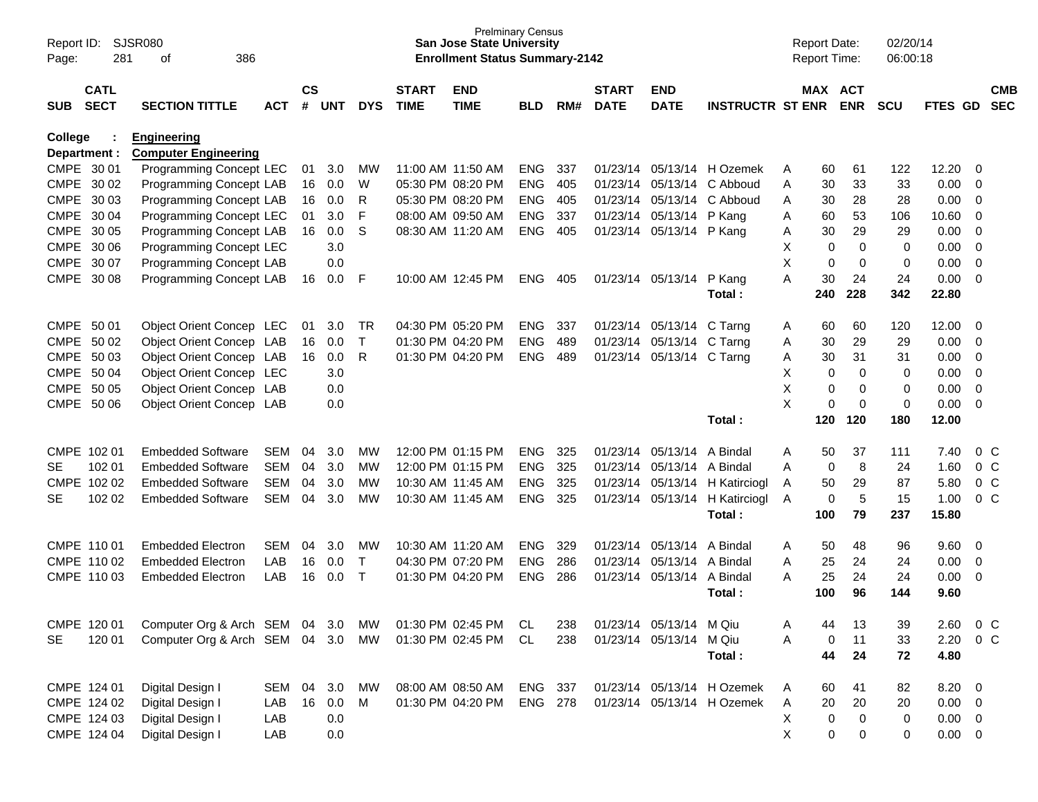**College : Engineering**
**Department : Computer Engineering**

| SUB | CATL SECT | SECTION TITTLE | ACT | CS # | UNT | DYS | START TIME | END TIME | BLD | RM# | START DATE | END DATE | INSTRUCTR | ST | MAX ENR | ACT ENR | SCU | FTES | GD | CMB SEC |
|---|---|---|---|---|---|---|---|---|---|---|---|---|---|---|---|---|---|---|---|---|
| CMPE | 30 01 | Programming Concept | LEC | 01 | 3.0 | MW | 11:00 AM | 11:50 AM | ENG | 337 | 01/23/14 | 05/13/14 | H Ozemek | A | 60 | 61 | 122 | 12.20 | 0 | |
| CMPE | 30 02 | Programming Concept | LAB | 16 | 0.0 | W | 05:30 PM | 08:20 PM | ENG | 405 | 01/23/14 | 05/13/14 | C Abboud | A | 30 | 33 | 33 | 0.00 | 0 | |
| CMPE | 30 03 | Programming Concept | LAB | 16 | 0.0 | R | 05:30 PM | 08:20 PM | ENG | 405 | 01/23/14 | 05/13/14 | C Abboud | A | 30 | 28 | 28 | 0.00 | 0 | |
| CMPE | 30 04 | Programming Concept | LEC | 01 | 3.0 | F | 08:00 AM | 09:50 AM | ENG | 337 | 01/23/14 | 05/13/14 | P Kang | A | 60 | 53 | 106 | 10.60 | 0 | |
| CMPE | 30 05 | Programming Concept | LAB | 16 | 0.0 | S | 08:30 AM | 11:20 AM | ENG | 405 | 01/23/14 | 05/13/14 | P Kang | A | 30 | 29 | 29 | 0.00 | 0 | |
| CMPE | 30 06 | Programming Concept | LEC | | 3.0 | | | | | | | | | X | 0 | 0 | 0 | 0.00 | 0 | |
| CMPE | 30 07 | Programming Concept | LAB | | 0.0 | | | | | | | | | X | 0 | 0 | 0 | 0.00 | 0 | |
| CMPE | 30 08 | Programming Concept | LAB | 16 | 0.0 | F | 10:00 AM | 12:45 PM | ENG | 405 | 01/23/14 | 05/13/14 | P Kang | A | 30 | 24 | 24 | 0.00 | 0 | |
| | | | | | | | | | | | | | **Total :** | | **240** | **228** | **342** | **22.80** | | |
| CMPE | 50 01 | Object Orient Concep | LEC | 01 | 3.0 | TR | 04:30 PM | 05:20 PM | ENG | 337 | 01/23/14 | 05/13/14 | C Tarng | A | 60 | 60 | 120 | 12.00 | 0 | |
| CMPE | 50 02 | Object Orient Concep | LAB | 16 | 0.0 | T | 01:30 PM | 04:20 PM | ENG | 489 | 01/23/14 | 05/13/14 | C Tarng | A | 30 | 29 | 29 | 0.00 | 0 | |
| CMPE | 50 03 | Object Orient Concep | LAB | 16 | 0.0 | R | 01:30 PM | 04:20 PM | ENG | 489 | 01/23/14 | 05/13/14 | C Tarng | A | 30 | 31 | 31 | 0.00 | 0 | |
| CMPE | 50 04 | Object Orient Concep | LEC | | 3.0 | | | | | | | | | X | 0 | 0 | 0 | 0.00 | 0 | |
| CMPE | 50 05 | Object Orient Concep | LAB | | 0.0 | | | | | | | | | X | 0 | 0 | 0 | 0.00 | 0 | |
| CMPE | 50 06 | Object Orient Concep | LAB | | 0.0 | | | | | | | | | X | 0 | 0 | 0 | 0.00 | 0 | |
| | | | | | | | | | | | | | **Total :** | | **120** | **120** | **180** | **12.00** | | |
| CMPE | 102 01 | Embedded Software | SEM | 04 | 3.0 | MW | 12:00 PM | 01:15 PM | ENG | 325 | 01/23/14 | 05/13/14 | A Bindal | A | 50 | 37 | 111 | 7.40 | 0 | C |
| SE | 102 01 | Embedded Software | SEM | 04 | 3.0 | MW | 12:00 PM | 01:15 PM | ENG | 325 | 01/23/14 | 05/13/14 | A Bindal | A | 0 | 8 | 24 | 1.60 | 0 | C |
| CMPE | 102 02 | Embedded Software | SEM | 04 | 3.0 | MW | 10:30 AM | 11:45 AM | ENG | 325 | 01/23/14 | 05/13/14 | H Katircioglu | A | 50 | 29 | 87 | 5.80 | 0 | C |
| SE | 102 02 | Embedded Software | SEM | 04 | 3.0 | MW | 10:30 AM | 11:45 AM | ENG | 325 | 01/23/14 | 05/13/14 | H Katircioglu | A | 0 | 5 | 15 | 1.00 | 0 | C |
| | | | | | | | | | | | | | **Total :** | | **100** | **79** | **237** | **15.80** | | |
| CMPE | 110 01 | Embedded Electron | SEM | 04 | 3.0 | MW | 10:30 AM | 11:20 AM | ENG | 329 | 01/23/14 | 05/13/14 | A Bindal | A | 50 | 48 | 96 | 9.60 | 0 | |
| CMPE | 110 02 | Embedded Electron | LAB | 16 | 0.0 | T | 04:30 PM | 07:20 PM | ENG | 286 | 01/23/14 | 05/13/14 | A Bindal | A | 25 | 24 | 24 | 0.00 | 0 | |
| CMPE | 110 03 | Embedded Electron | LAB | 16 | 0.0 | T | 01:30 PM | 04:20 PM | ENG | 286 | 01/23/14 | 05/13/14 | A Bindal | A | 25 | 24 | 24 | 0.00 | 0 | |
| | | | | | | | | | | | | | **Total :** | | **100** | **96** | **144** | **9.60** | | |
| CMPE | 120 01 | Computer Org & Arch | SEM | 04 | 3.0 | MW | 01:30 PM | 02:45 PM | CL | 238 | 01/23/14 | 05/13/14 | M Qiu | A | 44 | 13 | 39 | 2.60 | 0 | C |
| SE | 120 01 | Computer Org & Arch | SEM | 04 | 3.0 | MW | 01:30 PM | 02:45 PM | CL | 238 | 01/23/14 | 05/13/14 | M Qiu | A | 0 | 11 | 33 | 2.20 | 0 | C |
| | | | | | | | | | | | | | **Total :** | | **44** | **24** | **72** | **4.80** | | |
| CMPE | 124 01 | Digital Design I | SEM | 04 | 3.0 | MW | 08:00 AM | 08:50 AM | ENG | 337 | 01/23/14 | 05/13/14 | H Ozemek | A | 60 | 41 | 82 | 8.20 | 0 | |
| CMPE | 124 02 | Digital Design I | LAB | 16 | 0.0 | M | 01:30 PM | 04:20 PM | ENG | 278 | 01/23/14 | 05/13/14 | H Ozemek | A | 20 | 20 | 20 | 0.00 | 0 | |
| CMPE | 124 03 | Digital Design I | LAB | | 0.0 | | | | | | | | | X | 0 | 0 | 0 | 0.00 | 0 | |
| CMPE | 124 04 | Digital Design I | LAB | | 0.0 | | | | | | | | | X | 0 | 0 | 0 | 0.00 | 0 | |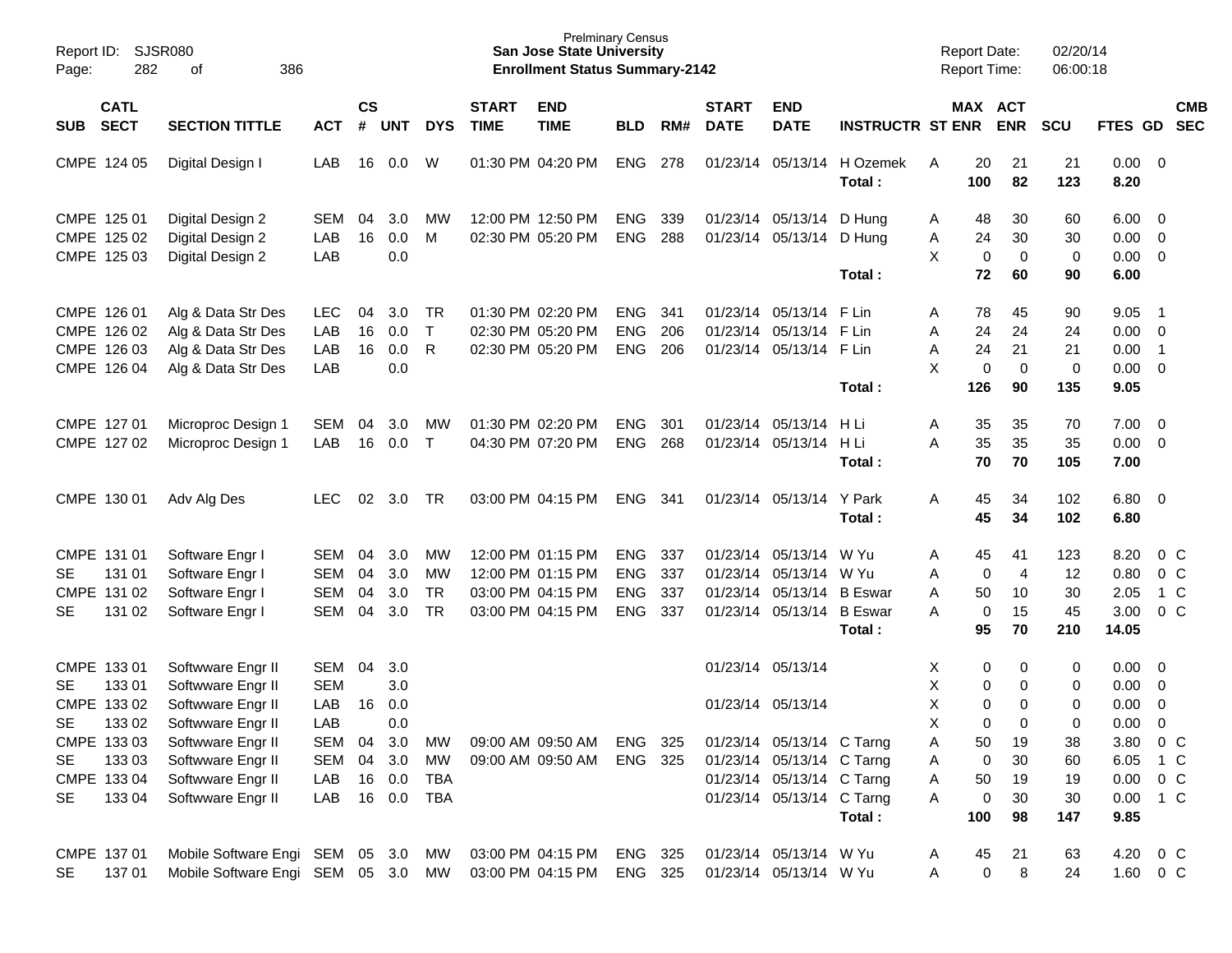| SUB | CATL SECT | SECTION TITTLE | ACT | CS # | UNT | DYS | START TIME | END TIME | BLD | RM# | START DATE | END DATE | INSTRUCTR | ST | MAX ENR | ACT ENR | SCU | FTES | GD | CMB SEC |
|---|---|---|---|---|---|---|---|---|---|---|---|---|---|---|---|---|---|---|---|---|
| CMPE | 124 05 | Digital Design I | LAB | 16 | 0.0 | W | 01:30 PM | 04:20 PM | ENG | 278 | 01/23/14 | 05/13/14 | H Ozemek | A | 20 | 21 | 21 | 0.00 | 0 | |
| | | | | | | | | | | | | | **Total :** | | **100** | **82** | **123** | **8.20** | | |
| CMPE | 125 01 | Digital Design 2 | SEM | 04 | 3.0 | MW | 12:00 PM | 12:50 PM | ENG | 339 | 01/23/14 | 05/13/14 | D Hung | A | 48 | 30 | 60 | 6.00 | 0 | |
| CMPE | 125 02 | Digital Design 2 | LAB | 16 | 0.0 | M | 02:30 PM | 05:20 PM | ENG | 288 | 01/23/14 | 05/13/14 | D Hung | A | 24 | 30 | 30 | 0.00 | 0 | |
| CMPE | 125 03 | Digital Design 2 | LAB | | 0.0 | | | | | | | | | X | 0 | 0 | 0 | 0.00 | 0 | |
| | | | | | | | | | | | | | **Total :** | | **72** | **60** | **90** | **6.00** | | |
| CMPE | 126 01 | Alg & Data Str Des | LEC | 04 | 3.0 | TR | 01:30 PM | 02:20 PM | ENG | 341 | 01/23/14 | 05/13/14 | F Lin | A | 78 | 45 | 90 | 9.05 | 1 | |
| CMPE | 126 02 | Alg & Data Str Des | LAB | 16 | 0.0 | T | 02:30 PM | 05:20 PM | ENG | 206 | 01/23/14 | 05/13/14 | F Lin | A | 24 | 24 | 24 | 0.00 | 0 | |
| CMPE | 126 03 | Alg & Data Str Des | LAB | 16 | 0.0 | R | 02:30 PM | 05:20 PM | ENG | 206 | 01/23/14 | 05/13/14 | F Lin | A | 24 | 21 | 21 | 0.00 | 1 | |
| CMPE | 126 04 | Alg & Data Str Des | LAB | | 0.0 | | | | | | | | | X | 0 | 0 | 0 | 0.00 | 0 | |
| | | | | | | | | | | | | | **Total :** | | **126** | **90** | **135** | **9.05** | | |
| CMPE | 127 01 | Microproc Design 1 | SEM | 04 | 3.0 | MW | 01:30 PM | 02:20 PM | ENG | 301 | 01/23/14 | 05/13/14 | H Li | A | 35 | 35 | 70 | 7.00 | 0 | |
| CMPE | 127 02 | Microproc Design 1 | LAB | 16 | 0.0 | T | 04:30 PM | 07:20 PM | ENG | 268 | 01/23/14 | 05/13/14 | H Li | A | 35 | 35 | 35 | 0.00 | 0 | |
| | | | | | | | | | | | | | **Total :** | | **70** | **70** | **105** | **7.00** | | |
| CMPE | 130 01 | Adv Alg Des | LEC | 02 | 3.0 | TR | 03:00 PM | 04:15 PM | ENG | 341 | 01/23/14 | 05/13/14 | Y Park | A | 45 | 34 | 102 | 6.80 | 0 | |
| | | | | | | | | | | | | | **Total :** | | **45** | **34** | **102** | **6.80** | | |
| CMPE | 131 01 | Software Engr I | SEM | 04 | 3.0 | MW | 12:00 PM | 01:15 PM | ENG | 337 | 01/23/14 | 05/13/14 | W Yu | A | 45 | 41 | 123 | 8.20 | 0 | C |
| SE | 131 01 | Software Engr I | SEM | 04 | 3.0 | MW | 12:00 PM | 01:15 PM | ENG | 337 | 01/23/14 | 05/13/14 | W Yu | A | 0 | 4 | 12 | 0.80 | 0 | C |
| CMPE | 131 02 | Software Engr I | SEM | 04 | 3.0 | TR | 03:00 PM | 04:15 PM | ENG | 337 | 01/23/14 | 05/13/14 | B Eswar | A | 50 | 10 | 30 | 2.05 | 1 | C |
| SE | 131 02 | Software Engr I | SEM | 04 | 3.0 | TR | 03:00 PM | 04:15 PM | ENG | 337 | 01/23/14 | 05/13/14 | B Eswar | A | 0 | 15 | 45 | 3.00 | 0 | C |
| | | | | | | | | | | | | | **Total :** | | **95** | **70** | **210** | **14.05** | | |
| CMPE | 133 01 | Softwware Engr II | SEM | 04 | 3.0 | | | | | | 01/23/14 | 05/13/14 | | X | 0 | 0 | 0 | 0.00 | 0 | |
| SE | 133 01 | Softwware Engr II | SEM | | 3.0 | | | | | | | | | X | 0 | 0 | 0 | 0.00 | 0 | |
| CMPE | 133 02 | Softwware Engr II | LAB | 16 | 0.0 | | | | | | 01/23/14 | 05/13/14 | | X | 0 | 0 | 0 | 0.00 | 0 | |
| SE | 133 02 | Softwware Engr II | LAB | | 0.0 | | | | | | | | | X | 0 | 0 | 0 | 0.00 | 0 | |
| CMPE | 133 03 | Softwware Engr II | SEM | 04 | 3.0 | MW | 09:00 AM | 09:50 AM | ENG | 325 | 01/23/14 | 05/13/14 | C Tarng | A | 50 | 19 | 38 | 3.80 | 0 | C |
| SE | 133 03 | Softwware Engr II | SEM | 04 | 3.0 | MW | 09:00 AM | 09:50 AM | ENG | 325 | 01/23/14 | 05/13/14 | C Tarng | A | 0 | 30 | 60 | 6.05 | 1 | C |
| CMPE | 133 04 | Softwware Engr II | LAB | 16 | 0.0 | TBA | | | | | 01/23/14 | 05/13/14 | C Tarng | A | 50 | 19 | 19 | 0.00 | 0 | C |
| SE | 133 04 | Softwware Engr II | LAB | 16 | 0.0 | TBA | | | | | 01/23/14 | 05/13/14 | C Tarng | A | 0 | 30 | 30 | 0.00 | 1 | C |
| | | | | | | | | | | | | | **Total :** | | **100** | **98** | **147** | **9.85** | | |
| CMPE | 137 01 | Mobile Software Engi | SEM | 05 | 3.0 | MW | 03:00 PM | 04:15 PM | ENG | 325 | 01/23/14 | 05/13/14 | W Yu | A | 45 | 21 | 63 | 4.20 | 0 | C |
| SE | 137 01 | Mobile Software Engi | SEM | 05 | 3.0 | MW | 03:00 PM | 04:15 PM | ENG | 325 | 01/23/14 | 05/13/14 | W Yu | A | 0 | 8 | 24 | 1.60 | 0 | C |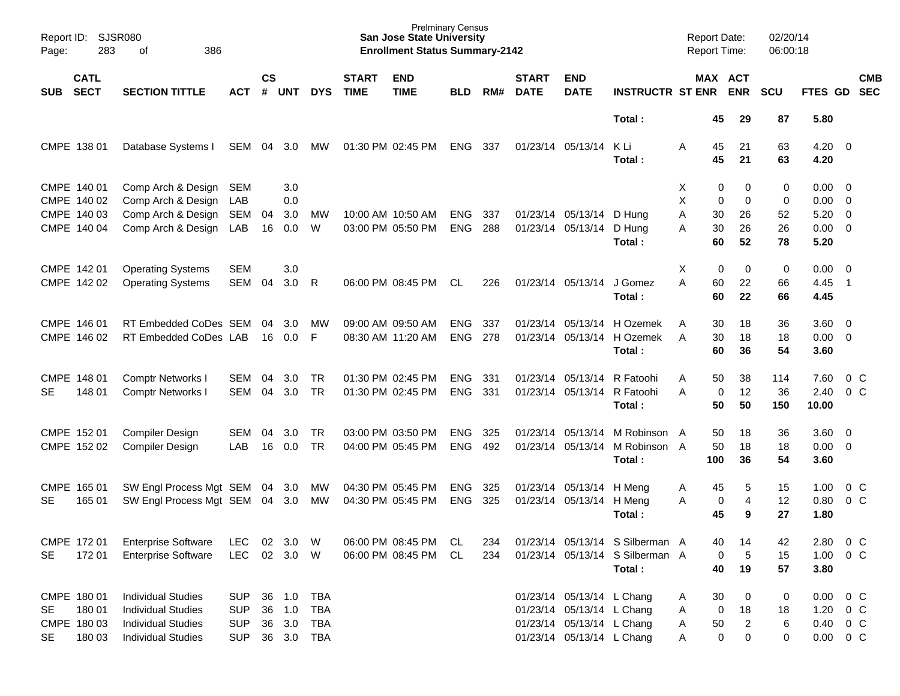| SUB | CATL SECT | SECTION TITTLE | ACT | CS # | UNT | DYS | START TIME | END TIME | BLD | RM# | START DATE | END DATE | INSTRUCTR | ST | MAX ENR | ACT ENR | SCU | FTES | GD | CMB SEC |
|---|---|---|---|---|---|---|---|---|---|---|---|---|---|---|---|---|---|---|---|---|
| | | | | | | | | | | | | | Total : | | 45 | 29 | 87 | 5.80 | | |
| CMPE | 138 01 | Database Systems I | SEM | 04 | 3.0 | MW | 01:30 PM | 02:45 PM | ENG | 337 | 01/23/14 | 05/13/14 | K Li | A | 45 | 21 | 63 | 4.20 | 0 | |
| | | | | | | | | | | | | | Total : | | 45 | 21 | 63 | 4.20 | | |
| CMPE | 140 01 | Comp Arch & Design | SEM | | 3.0 | | | | | | | | | X | 0 | 0 | 0 | 0.00 | 0 | |
| CMPE | 140 02 | Comp Arch & Design | LAB | | 0.0 | | | | | | | | | X | 0 | 0 | 0 | 0.00 | 0 | |
| CMPE | 140 03 | Comp Arch & Design | SEM | 04 | 3.0 | MW | 10:00 AM | 10:50 AM | ENG | 337 | 01/23/14 | 05/13/14 | D Hung | A | 30 | 26 | 52 | 5.20 | 0 | |
| CMPE | 140 04 | Comp Arch & Design | LAB | 16 | 0.0 | W | 03:00 PM | 05:50 PM | ENG | 288 | 01/23/14 | 05/13/14 | D Hung | A | 30 | 26 | 26 | 0.00 | 0 | |
| | | | | | | | | | | | | | Total : | | 60 | 52 | 78 | 5.20 | | |
| CMPE | 142 01 | Operating Systems | SEM | | 3.0 | | | | | | | | | X | 0 | 0 | 0 | 0.00 | 0 | |
| CMPE | 142 02 | Operating Systems | SEM | 04 | 3.0 | R | 06:00 PM | 08:45 PM | CL | 226 | 01/23/14 | 05/13/14 | J Gomez | A | 60 | 22 | 66 | 4.45 | 1 | |
| | | | | | | | | | | | | | Total : | | 60 | 22 | 66 | 4.45 | | |
| CMPE | 146 01 | RT Embedded CoDes | SEM | 04 | 3.0 | MW | 09:00 AM | 09:50 AM | ENG | 337 | 01/23/14 | 05/13/14 | H Ozemek | A | 30 | 18 | 36 | 3.60 | 0 | |
| CMPE | 146 02 | RT Embedded CoDes | LAB | 16 | 0.0 | F | 08:30 AM | 11:20 AM | ENG | 278 | 01/23/14 | 05/13/14 | H Ozemek | A | 30 | 18 | 18 | 0.00 | 0 | |
| | | | | | | | | | | | | | Total : | | 60 | 36 | 54 | 3.60 | | |
| CMPE | 148 01 | Comptr Networks I | SEM | 04 | 3.0 | TR | 01:30 PM | 02:45 PM | ENG | 331 | 01/23/14 | 05/13/14 | R Fatoohi | A | 50 | 38 | 114 | 7.60 | 0 | C |
| SE | 148 01 | Comptr Networks I | SEM | 04 | 3.0 | TR | 01:30 PM | 02:45 PM | ENG | 331 | 01/23/14 | 05/13/14 | R Fatoohi | A | 0 | 12 | 36 | 2.40 | 0 | C |
| | | | | | | | | | | | | | Total : | | 50 | 50 | 150 | 10.00 | | |
| CMPE | 152 01 | Compiler Design | SEM | 04 | 3.0 | TR | 03:00 PM | 03:50 PM | ENG | 325 | 01/23/14 | 05/13/14 | M Robinson | A | 50 | 18 | 36 | 3.60 | 0 | |
| CMPE | 152 02 | Compiler Design | LAB | 16 | 0.0 | TR | 04:00 PM | 05:45 PM | ENG | 492 | 01/23/14 | 05/13/14 | M Robinson | A | 50 | 18 | 18 | 0.00 | 0 | |
| | | | | | | | | | | | | | Total : | | 100 | 36 | 54 | 3.60 | | |
| CMPE | 165 01 | SW Engl Process Mgt | SEM | 04 | 3.0 | MW | 04:30 PM | 05:45 PM | ENG | 325 | 01/23/14 | 05/13/14 | H Meng | A | 45 | 5 | 15 | 1.00 | 0 | C |
| SE | 165 01 | SW Engl Process Mgt | SEM | 04 | 3.0 | MW | 04:30 PM | 05:45 PM | ENG | 325 | 01/23/14 | 05/13/14 | H Meng | A | 0 | 4 | 12 | 0.80 | 0 | C |
| | | | | | | | | | | | | | Total : | | 45 | 9 | 27 | 1.80 | | |
| CMPE | 172 01 | Enterprise Software | LEC | 02 | 3.0 | W | 06:00 PM | 08:45 PM | CL | 234 | 01/23/14 | 05/13/14 | S Silberman | A | 40 | 14 | 42 | 2.80 | 0 | C |
| SE | 172 01 | Enterprise Software | LEC | 02 | 3.0 | W | 06:00 PM | 08:45 PM | CL | 234 | 01/23/14 | 05/13/14 | S Silberman | A | 0 | 5 | 15 | 1.00 | 0 | C |
| | | | | | | | | | | | | | Total : | | 40 | 19 | 57 | 3.80 | | |
| CMPE | 180 01 | Individual Studies | SUP | 36 | 1.0 | TBA | | | | | 01/23/14 | 05/13/14 | L Chang | A | 30 | 0 | 0 | 0.00 | 0 | C |
| SE | 180 01 | Individual Studies | SUP | 36 | 1.0 | TBA | | | | | 01/23/14 | 05/13/14 | L Chang | A | 0 | 18 | 18 | 1.20 | 0 | C |
| CMPE | 180 03 | Individual Studies | SUP | 36 | 3.0 | TBA | | | | | 01/23/14 | 05/13/14 | L Chang | A | 50 | 2 | 6 | 0.40 | 0 | C |
| SE | 180 03 | Individual Studies | SUP | 36 | 3.0 | TBA | | | | | 01/23/14 | 05/13/14 | L Chang | A | 0 | 0 | 0 | 0.00 | 0 | C |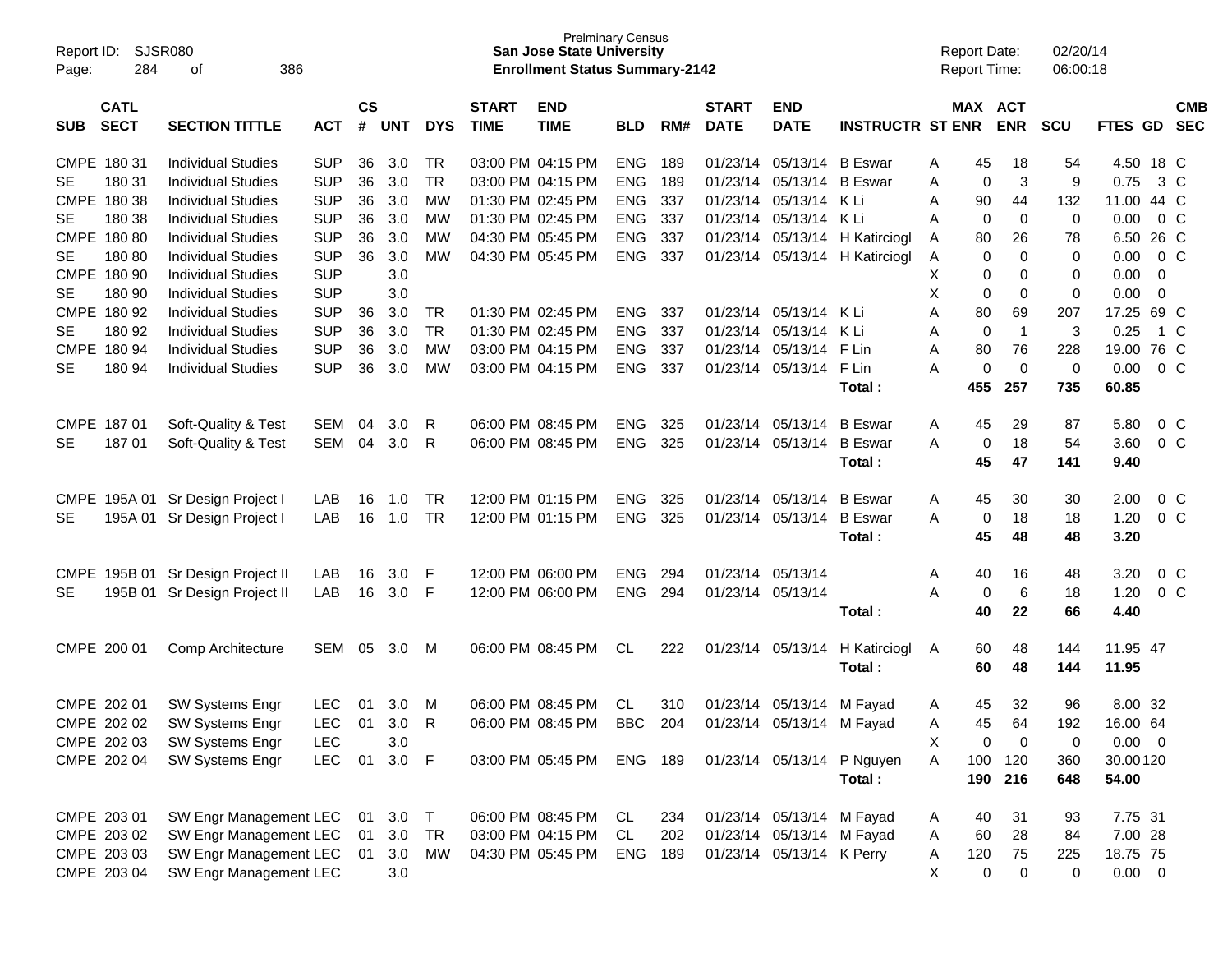| SUB | CATL SECT | SECTION TITTLE | ACT | CS # | UNT | DYS | START TIME | END TIME | BLD | RM# | START DATE | END DATE | INSTRUCTR | ST | MAX ENR | ACT ENR | SCU | FTES | GD | CMB SEC |
|---|---|---|---|---|---|---|---|---|---|---|---|---|---|---|---|---|---|---|---|---|
| CMPE | 180 31 | Individual Studies | SUP | 36 | 3.0 | TR | 03:00 PM | 04:15 PM | ENG | 189 | 01/23/14 | 05/13/14 | B Eswar | A | 45 | 18 | 54 | 4.50 | 18 | C |
| SE | 180 31 | Individual Studies | SUP | 36 | 3.0 | TR | 03:00 PM | 04:15 PM | ENG | 189 | 01/23/14 | 05/13/14 | B Eswar | A | 0 | 3 | 9 | 0.75 | 3 | C |
| CMPE | 180 38 | Individual Studies | SUP | 36 | 3.0 | MW | 01:30 PM | 02:45 PM | ENG | 337 | 01/23/14 | 05/13/14 | K Li | A | 90 | 44 | 132 | 11.00 | 44 | C |
| SE | 180 38 | Individual Studies | SUP | 36 | 3.0 | MW | 01:30 PM | 02:45 PM | ENG | 337 | 01/23/14 | 05/13/14 | K Li | A | 0 | 0 | 0 | 0.00 | 0 | C |
| CMPE | 180 80 | Individual Studies | SUP | 36 | 3.0 | MW | 04:30 PM | 05:45 PM | ENG | 337 | 01/23/14 | 05/13/14 | H Katirciogl | A | 80 | 26 | 78 | 6.50 | 26 | C |
| SE | 180 80 | Individual Studies | SUP | 36 | 3.0 | MW | 04:30 PM | 05:45 PM | ENG | 337 | 01/23/14 | 05/13/14 | H Katirciogl | A | 0 | 0 | 0 | 0.00 | 0 | C |
| CMPE | 180 90 | Individual Studies | SUP | | 3.0 | | | | | | | | | X | 0 | 0 | 0 | 0.00 | 0 | |
| SE | 180 90 | Individual Studies | SUP | | 3.0 | | | | | | | | | X | 0 | 0 | 0 | 0.00 | 0 | |
| CMPE | 180 92 | Individual Studies | SUP | 36 | 3.0 | TR | 01:30 PM | 02:45 PM | ENG | 337 | 01/23/14 | 05/13/14 | K Li | A | 80 | 69 | 207 | 17.25 | 69 | C |
| SE | 180 92 | Individual Studies | SUP | 36 | 3.0 | TR | 01:30 PM | 02:45 PM | ENG | 337 | 01/23/14 | 05/13/14 | K Li | A | 0 | 1 | 3 | 0.25 | 1 | C |
| CMPE | 180 94 | Individual Studies | SUP | 36 | 3.0 | MW | 03:00 PM | 04:15 PM | ENG | 337 | 01/23/14 | 05/13/14 | F Lin | A | 80 | 76 | 228 | 19.00 | 76 | C |
| SE | 180 94 | Individual Studies | SUP | 36 | 3.0 | MW | 03:00 PM | 04:15 PM | ENG | 337 | 01/23/14 | 05/13/14 | F Lin | A | 0 | 0 | 0 | 0.00 | 0 | C |
| | | | | | | | | | | | | | **Total :** | | **455** | **257** | **735** | **60.85** | | |
| CMPE | 187 01 | Soft-Quality & Test | SEM | 04 | 3.0 | R | 06:00 PM | 08:45 PM | ENG | 325 | 01/23/14 | 05/13/14 | B Eswar | A | 45 | 29 | 87 | 5.80 | 0 | C |
| SE | 187 01 | Soft-Quality & Test | SEM | 04 | 3.0 | R | 06:00 PM | 08:45 PM | ENG | 325 | 01/23/14 | 05/13/14 | B Eswar | A | 0 | 18 | 54 | 3.60 | 0 | C |
| | | | | | | | | | | | | | **Total :** | | **45** | **47** | **141** | **9.40** | | |
| CMPE | 195A 01 | Sr Design Project I | LAB | 16 | 1.0 | TR | 12:00 PM | 01:15 PM | ENG | 325 | 01/23/14 | 05/13/14 | B Eswar | A | 45 | 30 | 30 | 2.00 | 0 | C |
| SE | 195A 01 | Sr Design Project I | LAB | 16 | 1.0 | TR | 12:00 PM | 01:15 PM | ENG | 325 | 01/23/14 | 05/13/14 | B Eswar | A | 0 | 18 | 18 | 1.20 | 0 | C |
| | | | | | | | | | | | | | **Total :** | | **45** | **48** | **48** | **3.20** | | |
| CMPE | 195B 01 | Sr Design Project II | LAB | 16 | 3.0 | F | 12:00 PM | 06:00 PM | ENG | 294 | 01/23/14 | 05/13/14 | | A | 40 | 16 | 48 | 3.20 | 0 | C |
| SE | 195B 01 | Sr Design Project II | LAB | 16 | 3.0 | F | 12:00 PM | 06:00 PM | ENG | 294 | 01/23/14 | 05/13/14 | | A | 0 | 6 | 18 | 1.20 | 0 | C |
| | | | | | | | | | | | | | **Total :** | | **40** | **22** | **66** | **4.40** | | |
| CMPE | 200 01 | Comp Architecture | SEM | 05 | 3.0 | M | 06:00 PM | 08:45 PM | CL | 222 | 01/23/14 | 05/13/14 | H Katirciogl | A | 60 | 48 | 144 | 11.95 | 47 | |
| | | | | | | | | | | | | | **Total :** | | **60** | **48** | **144** | **11.95** | | |
| CMPE | 202 01 | SW Systems Engr | LEC | 01 | 3.0 | M | 06:00 PM | 08:45 PM | CL | 310 | 01/23/14 | 05/13/14 | M Fayad | A | 45 | 32 | 96 | 8.00 | 32 | |
| CMPE | 202 02 | SW Systems Engr | LEC | 01 | 3.0 | R | 06:00 PM | 08:45 PM | BBC | 204 | 01/23/14 | 05/13/14 | M Fayad | A | 45 | 64 | 192 | 16.00 | 64 | |
| CMPE | 202 03 | SW Systems Engr | LEC | | 3.0 | | | | | | | | | X | 0 | 0 | 0 | 0.00 | 0 | |
| CMPE | 202 04 | SW Systems Engr | LEC | 01 | 3.0 | F | 03:00 PM | 05:45 PM | ENG | 189 | 01/23/14 | 05/13/14 | P Nguyen | A | 100 | 120 | 360 | 30.00 | 120 | |
| | | | | | | | | | | | | | **Total :** | | **190** | **216** | **648** | **54.00** | | |
| CMPE | 203 01 | SW Engr Management | LEC | 01 | 3.0 | T | 06:00 PM | 08:45 PM | CL | 234 | 01/23/14 | 05/13/14 | M Fayad | A | 40 | 31 | 93 | 7.75 | 31 | |
| CMPE | 203 02 | SW Engr Management | LEC | 01 | 3.0 | TR | 03:00 PM | 04:15 PM | CL | 202 | 01/23/14 | 05/13/14 | M Fayad | A | 60 | 28 | 84 | 7.00 | 28 | |
| CMPE | 203 03 | SW Engr Management | LEC | 01 | 3.0 | MW | 04:30 PM | 05:45 PM | ENG | 189 | 01/23/14 | 05/13/14 | K Perry | A | 120 | 75 | 225 | 18.75 | 75 | |
| CMPE | 203 04 | SW Engr Management | LEC | | 3.0 | | | | | | | | | X | 0 | 0 | 0 | 0.00 | 0 | |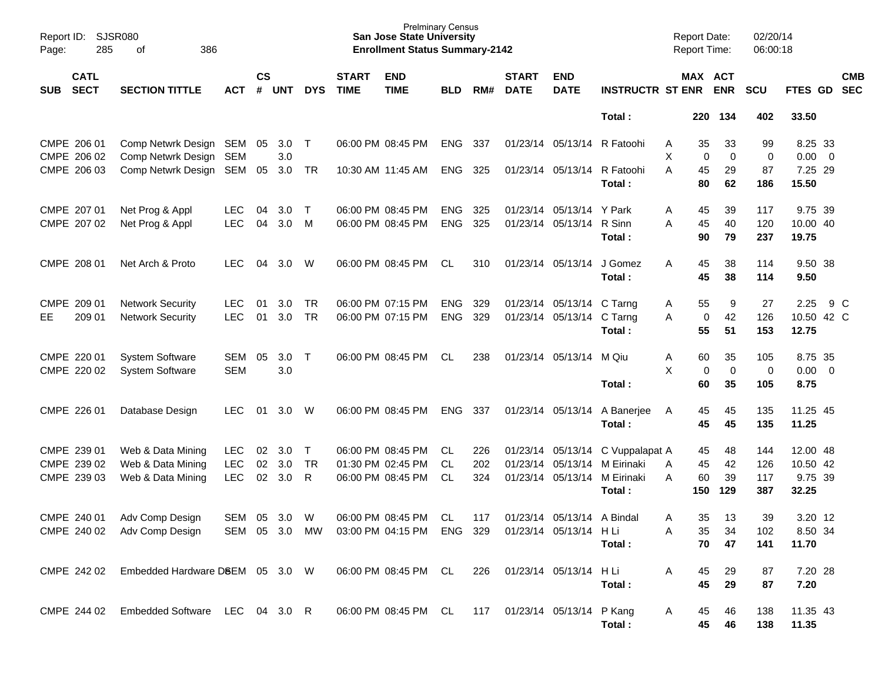| SUB | CATL SECT | SECTION TITTLE | ACT | CS # | UNT | DYS | START TIME | END TIME | BLD | RM# | START DATE | END DATE | INSTRUCTR | ST | MAX ENR | ACT ENR | SCU | FTES | GD | CMB SEC |
|---|---|---|---|---|---|---|---|---|---|---|---|---|---|---|---|---|---|---|---|---|
| | | | | | | | | | | | | | **Total :** | | **220** | **134** | **402** | **33.50** | | |
| CMPE | 206 01 | Comp Netwrk Design | SEM | 05 | 3.0 | T | 06:00 PM | 08:45 PM | ENG | 337 | 01/23/14 | 05/13/14 | R Fatoohi | A | 35 | 33 | 99 | 8.25 | 33 | |
| CMPE | 206 02 | Comp Netwrk Design | SEM | | 3.0 | | | | | | | | | X | 0 | 0 | 0 | 0.00 | 0 | |
| CMPE | 206 03 | Comp Netwrk Design | SEM | 05 | 3.0 | TR | 10:30 AM | 11:45 AM | ENG | 325 | 01/23/14 | 05/13/14 | R Fatoohi | A | 45 | 29 | 87 | 7.25 | 29 | |
| | | | | | | | | | | | | | **Total :** | | **80** | **62** | **186** | **15.50** | | |
| CMPE | 207 01 | Net Prog & Appl | LEC | 04 | 3.0 | T | 06:00 PM | 08:45 PM | ENG | 325 | 01/23/14 | 05/13/14 | Y Park | A | 45 | 39 | 117 | 9.75 | 39 | |
| CMPE | 207 02 | Net Prog & Appl | LEC | 04 | 3.0 | M | 06:00 PM | 08:45 PM | ENG | 325 | 01/23/14 | 05/13/14 | R Sinn | A | 45 | 40 | 120 | 10.00 | 40 | |
| | | | | | | | | | | | | | **Total :** | | **90** | **79** | **237** | **19.75** | | |
| CMPE | 208 01 | Net Arch & Proto | LEC | 04 | 3.0 | W | 06:00 PM | 08:45 PM | CL | 310 | 01/23/14 | 05/13/14 | J Gomez | A | 45 | 38 | 114 | 9.50 | 38 | |
| | | | | | | | | | | | | | **Total :** | | **45** | **38** | **114** | **9.50** | | |
| CMPE | 209 01 | Network Security | LEC | 01 | 3.0 | TR | 06:00 PM | 07:15 PM | ENG | 329 | 01/23/14 | 05/13/14 | C Tarng | A | 55 | 9 | 27 | 2.25 | 9 | C |
| EE | 209 01 | Network Security | LEC | 01 | 3.0 | TR | 06:00 PM | 07:15 PM | ENG | 329 | 01/23/14 | 05/13/14 | C Tarng | A | 0 | 42 | 126 | 10.50 | 42 | C |
| | | | | | | | | | | | | | **Total :** | | **55** | **51** | **153** | **12.75** | | |
| CMPE | 220 01 | System Software | SEM | 05 | 3.0 | T | 06:00 PM | 08:45 PM | CL | 238 | 01/23/14 | 05/13/14 | M Qiu | A | 60 | 35 | 105 | 8.75 | 35 | |
| CMPE | 220 02 | System Software | SEM | | 3.0 | | | | | | | | | X | 0 | 0 | 0 | 0.00 | 0 | |
| | | | | | | | | | | | | | **Total :** | | **60** | **35** | **105** | **8.75** | | |
| CMPE | 226 01 | Database Design | LEC | 01 | 3.0 | W | 06:00 PM | 08:45 PM | ENG | 337 | 01/23/14 | 05/13/14 | A Banerjee | A | 45 | 45 | 135 | 11.25 | 45 | |
| | | | | | | | | | | | | | **Total :** | | **45** | **45** | **135** | **11.25** | | |
| CMPE | 239 01 | Web & Data Mining | LEC | 02 | 3.0 | T | 06:00 PM | 08:45 PM | CL | 226 | 01/23/14 | 05/13/14 | C Vuppalapat | A | 45 | 48 | 144 | 12.00 | 48 | |
| CMPE | 239 02 | Web & Data Mining | LEC | 02 | 3.0 | TR | 01:30 PM | 02:45 PM | CL | 202 | 01/23/14 | 05/13/14 | M Eirinaki | A | 45 | 42 | 126 | 10.50 | 42 | |
| CMPE | 239 03 | Web & Data Mining | LEC | 02 | 3.0 | R | 06:00 PM | 08:45 PM | CL | 324 | 01/23/14 | 05/13/14 | M Eirinaki | A | 60 | 39 | 117 | 9.75 | 39 | |
| | | | | | | | | | | | | | **Total :** | | **150** | **129** | **387** | **32.25** | | |
| CMPE | 240 01 | Adv Comp Design | SEM | 05 | 3.0 | W | 06:00 PM | 08:45 PM | CL | 117 | 01/23/14 | 05/13/14 | A Bindal | A | 35 | 13 | 39 | 3.20 | 12 | |
| CMPE | 240 02 | Adv Comp Design | SEM | 05 | 3.0 | MW | 03:00 PM | 04:15 PM | ENG | 329 | 01/23/14 | 05/13/14 | H Li | A | 35 | 34 | 102 | 8.50 | 34 | |
| | | | | | | | | | | | | | **Total :** | | **70** | **47** | **141** | **11.70** | | |
| CMPE | 242 02 | Embedded Hardware D | SEM | 05 | 3.0 | W | 06:00 PM | 08:45 PM | CL | 226 | 01/23/14 | 05/13/14 | H Li | A | 45 | 29 | 87 | 7.20 | 28 | |
| | | | | | | | | | | | | | **Total :** | | **45** | **29** | **87** | **7.20** | | |
| CMPE | 244 02 | Embedded Software | LEC | 04 | 3.0 | R | 06:00 PM | 08:45 PM | CL | 117 | 01/23/14 | 05/13/14 | P Kang | A | 45 | 46 | 138 | 11.35 | 43 | |
| | | | | | | | | | | | | | **Total :** | | **45** | **46** | **138** | **11.35** | | |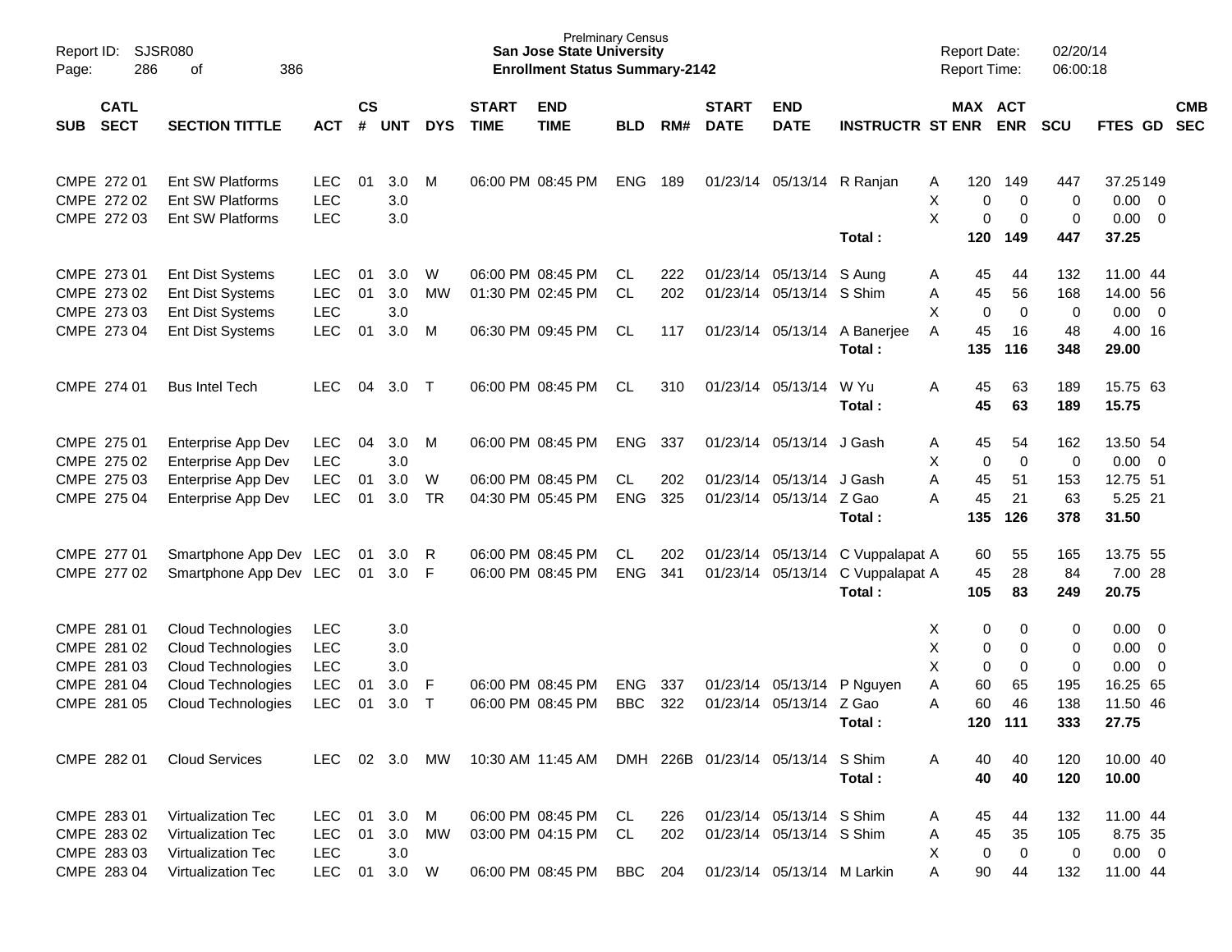Prelminary Census
**San Jose State University**
**Enrollment Status Summary-2142**

Report ID: SJSR080
Report Date: 02/20/14
Report Time: 06:00:18

| SUB | CATL SECT | SECTION TITTLE | ACT | CS # | UNT | DYS | START TIME | END TIME | BLD | RM# | START DATE | END DATE | INSTRUCTR | ST | MAX ENR | ACT ENR | SCU | FTES | GD | CMB SEC |
|---|---|---|---|---|---|---|---|---|---|---|---|---|---|---|---|---|---|---|---|---|
| CMPE | 272 01 | Ent SW Platforms | LEC | 01 | 3.0 | M | 06:00 PM | 08:45 PM | ENG | 189 | 01/23/14 | 05/13/14 | R Ranjan | A | 120 | 149 | 447 | 37.25 | 149 | |
| CMPE | 272 02 | Ent SW Platforms | LEC | | 3.0 | | | | | | | | | X | 0 | 0 | 0 | 0.00 | 0 | |
| CMPE | 272 03 | Ent SW Platforms | LEC | | 3.0 | | | | | | | | | X | 0 | 0 | 0 | 0.00 | 0 | |
| | | | | | | | | | | | | | **Total :** | | **120** | **149** | **447** | **37.25** | | |
| CMPE | 273 01 | Ent Dist Systems | LEC | 01 | 3.0 | W | 06:00 PM | 08:45 PM | CL | 222 | 01/23/14 | 05/13/14 | S Aung | A | 45 | 44 | 132 | 11.00 | 44 | |
| CMPE | 273 02 | Ent Dist Systems | LEC | 01 | 3.0 | MW | 01:30 PM | 02:45 PM | CL | 202 | 01/23/14 | 05/13/14 | S Shim | A | 45 | 56 | 168 | 14.00 | 56 | |
| CMPE | 273 03 | Ent Dist Systems | LEC | | 3.0 | | | | | | | | | X | 0 | 0 | 0 | 0.00 | 0 | |
| CMPE | 273 04 | Ent Dist Systems | LEC | 01 | 3.0 | M | 06:30 PM | 09:45 PM | CL | 117 | 01/23/14 | 05/13/14 | A Banerjee | A | 45 | 16 | 48 | 4.00 | 16 | |
| | | | | | | | | | | | | | **Total :** | | **135** | **116** | **348** | **29.00** | | |
| CMPE | 274 01 | Bus Intel Tech | LEC | 04 | 3.0 | T | 06:00 PM | 08:45 PM | CL | 310 | 01/23/14 | 05/13/14 | W Yu | A | 45 | 63 | 189 | 15.75 | 63 | |
| | | | | | | | | | | | | | **Total :** | | **45** | **63** | **189** | **15.75** | | |
| CMPE | 275 01 | Enterprise App Dev | LEC | 04 | 3.0 | M | 06:00 PM | 08:45 PM | ENG | 337 | 01/23/14 | 05/13/14 | J Gash | A | 45 | 54 | 162 | 13.50 | 54 | |
| CMPE | 275 02 | Enterprise App Dev | LEC | | 3.0 | | | | | | | | | X | 0 | 0 | 0 | 0.00 | 0 | |
| CMPE | 275 03 | Enterprise App Dev | LEC | 01 | 3.0 | W | 06:00 PM | 08:45 PM | CL | 202 | 01/23/14 | 05/13/14 | J Gash | A | 45 | 51 | 153 | 12.75 | 51 | |
| CMPE | 275 04 | Enterprise App Dev | LEC | 01 | 3.0 | TR | 04:30 PM | 05:45 PM | ENG | 325 | 01/23/14 | 05/13/14 | Z Gao | A | 45 | 21 | 63 | 5.25 | 21 | |
| | | | | | | | | | | | | | **Total :** | | **135** | **126** | **378** | **31.50** | | |
| CMPE | 277 01 | Smartphone App Dev | LEC | 01 | 3.0 | R | 06:00 PM | 08:45 PM | CL | 202 | 01/23/14 | 05/13/14 | C Vuppalapat | A | 60 | 55 | 165 | 13.75 | 55 | |
| CMPE | 277 02 | Smartphone App Dev | LEC | 01 | 3.0 | F | 06:00 PM | 08:45 PM | ENG | 341 | 01/23/14 | 05/13/14 | C Vuppalapat | A | 45 | 28 | 84 | 7.00 | 28 | |
| | | | | | | | | | | | | | **Total :** | | **105** | **83** | **249** | **20.75** | | |
| CMPE | 281 01 | Cloud Technologies | LEC | | 3.0 | | | | | | | | | X | 0 | 0 | 0 | 0.00 | 0 | |
| CMPE | 281 02 | Cloud Technologies | LEC | | 3.0 | | | | | | | | | X | 0 | 0 | 0 | 0.00 | 0 | |
| CMPE | 281 03 | Cloud Technologies | LEC | | 3.0 | | | | | | | | | X | 0 | 0 | 0 | 0.00 | 0 | |
| CMPE | 281 04 | Cloud Technologies | LEC | 01 | 3.0 | F | 06:00 PM | 08:45 PM | ENG | 337 | 01/23/14 | 05/13/14 | P Nguyen | A | 60 | 65 | 195 | 16.25 | 65 | |
| CMPE | 281 05 | Cloud Technologies | LEC | 01 | 3.0 | T | 06:00 PM | 08:45 PM | BBC | 322 | 01/23/14 | 05/13/14 | Z Gao | A | 60 | 46 | 138 | 11.50 | 46 | |
| | | | | | | | | | | | | | **Total :** | | **120** | **111** | **333** | **27.75** | | |
| CMPE | 282 01 | Cloud Services | LEC | 02 | 3.0 | MW | 10:30 AM | 11:45 AM | DMH | 226B | 01/23/14 | 05/13/14 | S Shim | A | 40 | 40 | 120 | 10.00 | 40 | |
| | | | | | | | | | | | | | **Total :** | | **40** | **40** | **120** | **10.00** | | |
| CMPE | 283 01 | Virtualization Tec | LEC | 01 | 3.0 | M | 06:00 PM | 08:45 PM | CL | 226 | 01/23/14 | 05/13/14 | S Shim | A | 45 | 44 | 132 | 11.00 | 44 | |
| CMPE | 283 02 | Virtualization Tec | LEC | 01 | 3.0 | MW | 03:00 PM | 04:15 PM | CL | 202 | 01/23/14 | 05/13/14 | S Shim | A | 45 | 35 | 105 | 8.75 | 35 | |
| CMPE | 283 03 | Virtualization Tec | LEC | | 3.0 | | | | | | | | | X | 0 | 0 | 0 | 0.00 | 0 | |
| CMPE | 283 04 | Virtualization Tec | LEC | 01 | 3.0 | W | 06:00 PM | 08:45 PM | BBC | 204 | 01/23/14 | 05/13/14 | M Larkin | A | 90 | 44 | 132 | 11.00 | 44 | |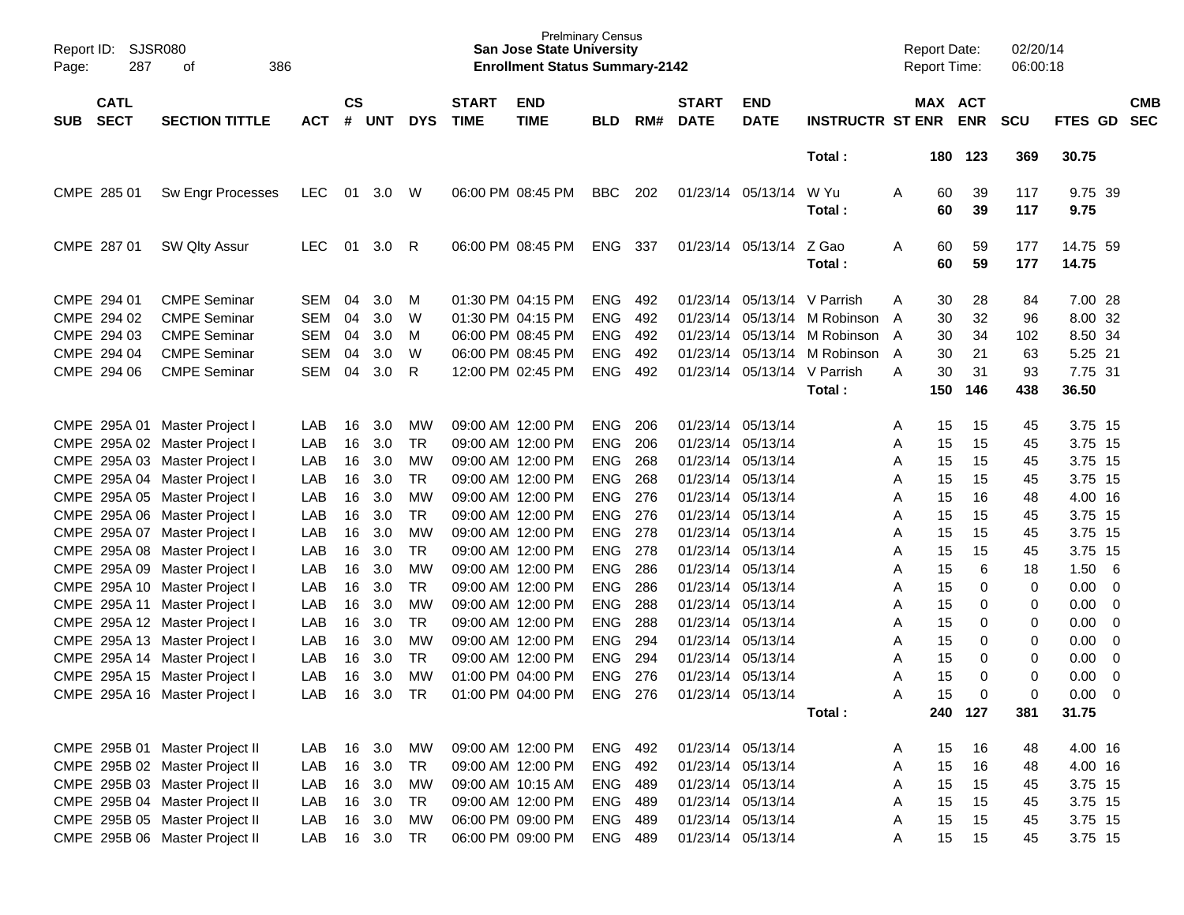| SUB | CATL SECT | SECTION TITTLE | ACT | CS # | UNT | DYS | START TIME | END TIME | BLD | RM# | START DATE | END DATE | INSTRUCTR | ST | MAX ENR | ACT ENR | SCU | FTES | GD | CMB SEC |
|---|---|---|---|---|---|---|---|---|---|---|---|---|---|---|---|---|---|---|---|---|
| | | | | | | | | | | | | | Total : | | 180 | 123 | 369 | 30.75 | | |
| CMPE | 285 01 | Sw Engr Processes | LEC | 01 | 3.0 | W | 06:00 PM | 08:45 PM | BBC | 202 | 01/23/14 | 05/13/14 | W Yu | A | 60 | 39 | 117 | 9.75 | 39 | |
| | | | | | | | | | | | | | Total : | | 60 | 39 | 117 | 9.75 | | |
| CMPE | 287 01 | SW Qlty Assur | LEC | 01 | 3.0 | R | 06:00 PM | 08:45 PM | ENG | 337 | 01/23/14 | 05/13/14 | Z Gao | A | 60 | 59 | 177 | 14.75 | 59 | |
| | | | | | | | | | | | | | Total : | | 60 | 59 | 177 | 14.75 | | |
| CMPE | 294 01 | CMPE Seminar | SEM | 04 | 3.0 | M | 01:30 PM | 04:15 PM | ENG | 492 | 01/23/14 | 05/13/14 | V Parrish | A | 30 | 28 | 84 | 7.00 | 28 | |
| CMPE | 294 02 | CMPE Seminar | SEM | 04 | 3.0 | W | 01:30 PM | 04:15 PM | ENG | 492 | 01/23/14 | 05/13/14 | M Robinson | A | 30 | 32 | 96 | 8.00 | 32 | |
| CMPE | 294 03 | CMPE Seminar | SEM | 04 | 3.0 | M | 06:00 PM | 08:45 PM | ENG | 492 | 01/23/14 | 05/13/14 | M Robinson | A | 30 | 34 | 102 | 8.50 | 34 | |
| CMPE | 294 04 | CMPE Seminar | SEM | 04 | 3.0 | W | 06:00 PM | 08:45 PM | ENG | 492 | 01/23/14 | 05/13/14 | M Robinson | A | 30 | 21 | 63 | 5.25 | 21 | |
| CMPE | 294 06 | CMPE Seminar | SEM | 04 | 3.0 | R | 12:00 PM | 02:45 PM | ENG | 492 | 01/23/14 | 05/13/14 | V Parrish | A | 30 | 31 | 93 | 7.75 | 31 | |
| | | | | | | | | | | | | | Total : | | 150 | 146 | 438 | 36.50 | | |
| CMPE | 295A 01 | Master Project I | LAB | 16 | 3.0 | MW | 09:00 AM | 12:00 PM | ENG | 206 | 01/23/14 | 05/13/14 | | A | 15 | 15 | 45 | 3.75 | 15 | |
| CMPE | 295A 02 | Master Project I | LAB | 16 | 3.0 | TR | 09:00 AM | 12:00 PM | ENG | 206 | 01/23/14 | 05/13/14 | | A | 15 | 15 | 45 | 3.75 | 15 | |
| CMPE | 295A 03 | Master Project I | LAB | 16 | 3.0 | MW | 09:00 AM | 12:00 PM | ENG | 268 | 01/23/14 | 05/13/14 | | A | 15 | 15 | 45 | 3.75 | 15 | |
| CMPE | 295A 04 | Master Project I | LAB | 16 | 3.0 | TR | 09:00 AM | 12:00 PM | ENG | 268 | 01/23/14 | 05/13/14 | | A | 15 | 15 | 45 | 3.75 | 15 | |
| CMPE | 295A 05 | Master Project I | LAB | 16 | 3.0 | MW | 09:00 AM | 12:00 PM | ENG | 276 | 01/23/14 | 05/13/14 | | A | 15 | 16 | 48 | 4.00 | 16 | |
| CMPE | 295A 06 | Master Project I | LAB | 16 | 3.0 | TR | 09:00 AM | 12:00 PM | ENG | 276 | 01/23/14 | 05/13/14 | | A | 15 | 15 | 45 | 3.75 | 15 | |
| CMPE | 295A 07 | Master Project I | LAB | 16 | 3.0 | MW | 09:00 AM | 12:00 PM | ENG | 278 | 01/23/14 | 05/13/14 | | A | 15 | 15 | 45 | 3.75 | 15 | |
| CMPE | 295A 08 | Master Project I | LAB | 16 | 3.0 | TR | 09:00 AM | 12:00 PM | ENG | 278 | 01/23/14 | 05/13/14 | | A | 15 | 15 | 45 | 3.75 | 15 | |
| CMPE | 295A 09 | Master Project I | LAB | 16 | 3.0 | MW | 09:00 AM | 12:00 PM | ENG | 286 | 01/23/14 | 05/13/14 | | A | 15 | 6 | 18 | 1.50 | 6 | |
| CMPE | 295A 10 | Master Project I | LAB | 16 | 3.0 | TR | 09:00 AM | 12:00 PM | ENG | 286 | 01/23/14 | 05/13/14 | | A | 15 | 0 | 0 | 0.00 | 0 | |
| CMPE | 295A 11 | Master Project I | LAB | 16 | 3.0 | MW | 09:00 AM | 12:00 PM | ENG | 288 | 01/23/14 | 05/13/14 | | A | 15 | 0 | 0 | 0.00 | 0 | |
| CMPE | 295A 12 | Master Project I | LAB | 16 | 3.0 | TR | 09:00 AM | 12:00 PM | ENG | 288 | 01/23/14 | 05/13/14 | | A | 15 | 0 | 0 | 0.00 | 0 | |
| CMPE | 295A 13 | Master Project I | LAB | 16 | 3.0 | MW | 09:00 AM | 12:00 PM | ENG | 294 | 01/23/14 | 05/13/14 | | A | 15 | 0 | 0 | 0.00 | 0 | |
| CMPE | 295A 14 | Master Project I | LAB | 16 | 3.0 | TR | 09:00 AM | 12:00 PM | ENG | 294 | 01/23/14 | 05/13/14 | | A | 15 | 0 | 0 | 0.00 | 0 | |
| CMPE | 295A 15 | Master Project I | LAB | 16 | 3.0 | MW | 01:00 PM | 04:00 PM | ENG | 276 | 01/23/14 | 05/13/14 | | A | 15 | 0 | 0 | 0.00 | 0 | |
| CMPE | 295A 16 | Master Project I | LAB | 16 | 3.0 | TR | 01:00 PM | 04:00 PM | ENG | 276 | 01/23/14 | 05/13/14 | | A | 15 | 0 | 0 | 0.00 | 0 | |
| | | | | | | | | | | | | | Total : | | 240 | 127 | 381 | 31.75 | | |
| CMPE | 295B 01 | Master Project II | LAB | 16 | 3.0 | MW | 09:00 AM | 12:00 PM | ENG | 492 | 01/23/14 | 05/13/14 | | A | 15 | 16 | 48 | 4.00 | 16 | |
| CMPE | 295B 02 | Master Project II | LAB | 16 | 3.0 | TR | 09:00 AM | 12:00 PM | ENG | 492 | 01/23/14 | 05/13/14 | | A | 15 | 16 | 48 | 4.00 | 16 | |
| CMPE | 295B 03 | Master Project II | LAB | 16 | 3.0 | MW | 09:00 AM | 10:15 AM | ENG | 489 | 01/23/14 | 05/13/14 | | A | 15 | 15 | 45 | 3.75 | 15 | |
| CMPE | 295B 04 | Master Project II | LAB | 16 | 3.0 | TR | 09:00 AM | 12:00 PM | ENG | 489 | 01/23/14 | 05/13/14 | | A | 15 | 15 | 45 | 3.75 | 15 | |
| CMPE | 295B 05 | Master Project II | LAB | 16 | 3.0 | MW | 06:00 PM | 09:00 PM | ENG | 489 | 01/23/14 | 05/13/14 | | A | 15 | 15 | 45 | 3.75 | 15 | |
| CMPE | 295B 06 | Master Project II | LAB | 16 | 3.0 | TR | 06:00 PM | 09:00 PM | ENG | 489 | 01/23/14 | 05/13/14 | | A | 15 | 15 | 45 | 3.75 | 15 | |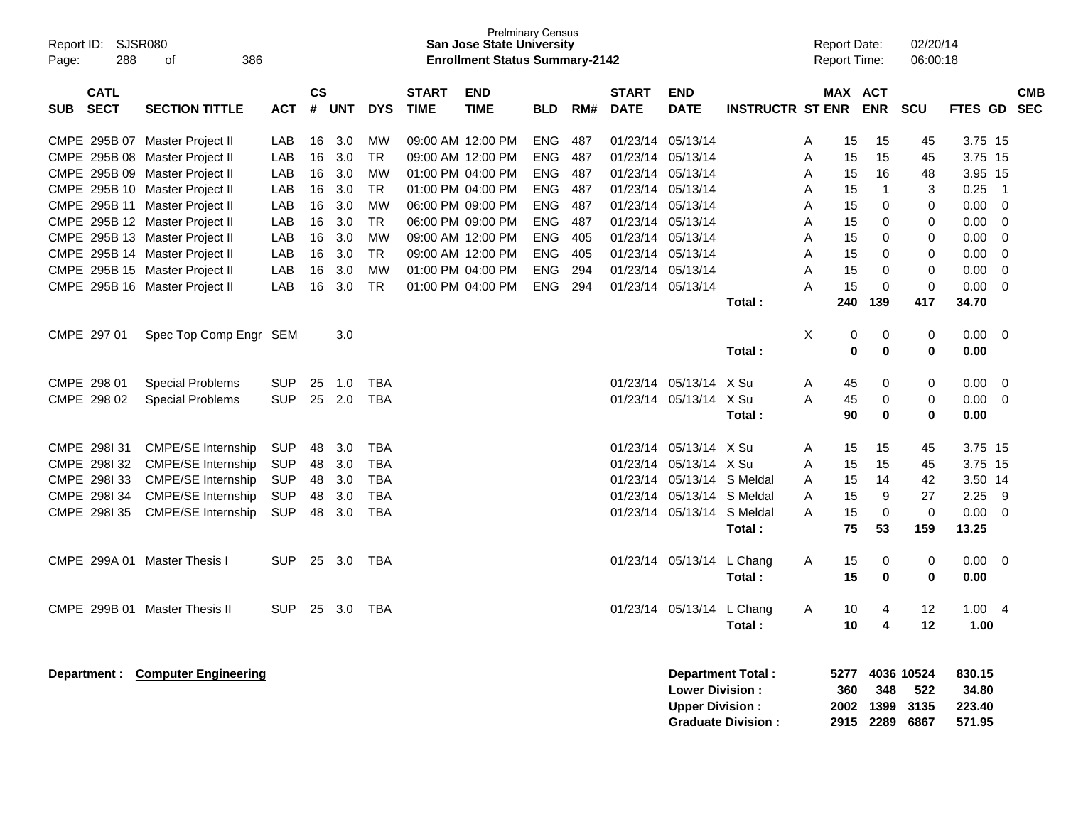Prelminary Census
**San Jose State University**
**Enrollment Status Summary-2142**

Report ID: SJSR080
Report Date: 02/20/14
Report Time: 06:00:18

| SUB | CATL SECT | SECTION TITTLE | ACT | CS # | UNT | DYS | START TIME | END TIME | BLD | RM# | START DATE | END DATE | INSTRUCTR | ST | MAX ENR | ACT ENR | SCU | FTES | GD | CMB SEC |
|---|---|---|---|---|---|---|---|---|---|---|---|---|---|---|---|---|---|---|---|---|
| CMPE | 295B 07 | Master Project II | LAB | 16 | 3.0 | MW | 09:00 AM | 12:00 PM | ENG | 487 | 01/23/14 | 05/13/14 | | A | 15 | 15 | 45 | 3.75 | 15 | |
| CMPE | 295B 08 | Master Project II | LAB | 16 | 3.0 | TR | 09:00 AM | 12:00 PM | ENG | 487 | 01/23/14 | 05/13/14 | | A | 15 | 15 | 45 | 3.75 | 15 | |
| CMPE | 295B 09 | Master Project II | LAB | 16 | 3.0 | MW | 01:00 PM | 04:00 PM | ENG | 487 | 01/23/14 | 05/13/14 | | A | 15 | 16 | 48 | 3.95 | 15 | |
| CMPE | 295B 10 | Master Project II | LAB | 16 | 3.0 | TR | 01:00 PM | 04:00 PM | ENG | 487 | 01/23/14 | 05/13/14 | | A | 15 | 1 | 3 | 0.25 | 1 | |
| CMPE | 295B 11 | Master Project II | LAB | 16 | 3.0 | MW | 06:00 PM | 09:00 PM | ENG | 487 | 01/23/14 | 05/13/14 | | A | 15 | 0 | 0 | 0.00 | 0 | |
| CMPE | 295B 12 | Master Project II | LAB | 16 | 3.0 | TR | 06:00 PM | 09:00 PM | ENG | 487 | 01/23/14 | 05/13/14 | | A | 15 | 0 | 0 | 0.00 | 0 | |
| CMPE | 295B 13 | Master Project II | LAB | 16 | 3.0 | MW | 09:00 AM | 12:00 PM | ENG | 405 | 01/23/14 | 05/13/14 | | A | 15 | 0 | 0 | 0.00 | 0 | |
| CMPE | 295B 14 | Master Project II | LAB | 16 | 3.0 | TR | 09:00 AM | 12:00 PM | ENG | 405 | 01/23/14 | 05/13/14 | | A | 15 | 0 | 0 | 0.00 | 0 | |
| CMPE | 295B 15 | Master Project II | LAB | 16 | 3.0 | MW | 01:00 PM | 04:00 PM | ENG | 294 | 01/23/14 | 05/13/14 | | A | 15 | 0 | 0 | 0.00 | 0 | |
| CMPE | 295B 16 | Master Project II | LAB | 16 | 3.0 | TR | 01:00 PM | 04:00 PM | ENG | 294 | 01/23/14 | 05/13/14 | | A | 15 | 0 | 0 | 0.00 | 0 | |
| | | | | | | | | | | | | | **Total :** | | **240** | **139** | **417** | **34.70** | | |
| CMPE | 297 01 | Spec Top Comp Engr | SEM | | 3.0 | | | | | | | | | X | 0 | 0 | 0 | 0.00 | 0 | |
| | | | | | | | | | | | | | **Total :** | | **0** | **0** | **0** | **0.00** | | |
| CMPE | 298 01 | Special Problems | SUP | 25 | 1.0 | TBA | | | | | 01/23/14 | 05/13/14 | X Su | A | 45 | 0 | 0 | 0.00 | 0 | |
| CMPE | 298 02 | Special Problems | SUP | 25 | 2.0 | TBA | | | | | 01/23/14 | 05/13/14 | X Su | A | 45 | 0 | 0 | 0.00 | 0 | |
| | | | | | | | | | | | | | **Total :** | | **90** | **0** | **0** | **0.00** | | |
| CMPE | 298I 31 | CMPE/SE Internship | SUP | 48 | 3.0 | TBA | | | | | 01/23/14 | 05/13/14 | X Su | A | 15 | 15 | 45 | 3.75 | 15 | |
| CMPE | 298I 32 | CMPE/SE Internship | SUP | 48 | 3.0 | TBA | | | | | 01/23/14 | 05/13/14 | X Su | A | 15 | 15 | 45 | 3.75 | 15 | |
| CMPE | 298I 33 | CMPE/SE Internship | SUP | 48 | 3.0 | TBA | | | | | 01/23/14 | 05/13/14 | S Meldal | A | 15 | 14 | 42 | 3.50 | 14 | |
| CMPE | 298I 34 | CMPE/SE Internship | SUP | 48 | 3.0 | TBA | | | | | 01/23/14 | 05/13/14 | S Meldal | A | 15 | 9 | 27 | 2.25 | 9 | |
| CMPE | 298I 35 | CMPE/SE Internship | SUP | 48 | 3.0 | TBA | | | | | 01/23/14 | 05/13/14 | S Meldal | A | 15 | 0 | 0 | 0.00 | 0 | |
| | | | | | | | | | | | | | **Total :** | | **75** | **53** | **159** | **13.25** | | |
| CMPE | 299A 01 | Master Thesis I | SUP | 25 | 3.0 | TBA | | | | | 01/23/14 | 05/13/14 | L Chang | A | 15 | 0 | 0 | 0.00 | 0 | |
| | | | | | | | | | | | | | **Total :** | | **15** | **0** | **0** | **0.00** | | |
| CMPE | 299B 01 | Master Thesis II | SUP | 25 | 3.0 | TBA | | | | | 01/23/14 | 05/13/14 | L Chang | A | 10 | 4 | 12 | 1.00 | 4 | |
| | | | | | | | | | | | | | **Total :** | | **10** | **4** | **12** | **1.00** | | |

**Department : Computer Engineering**

| | MAX ENR | ACT ENR | SCU | FTES |
|---|---|---|---|---|
| **Department Total :** | **5277** | **4036** | **10524** | **830.15** |
| **Lower Division :** | **360** | **348** | **522** | **34.80** |
| **Upper Division :** | **2002** | **1399** | **3135** | **223.40** |
| **Graduate Division :** | **2915** | **2289** | **6867** | **571.95** |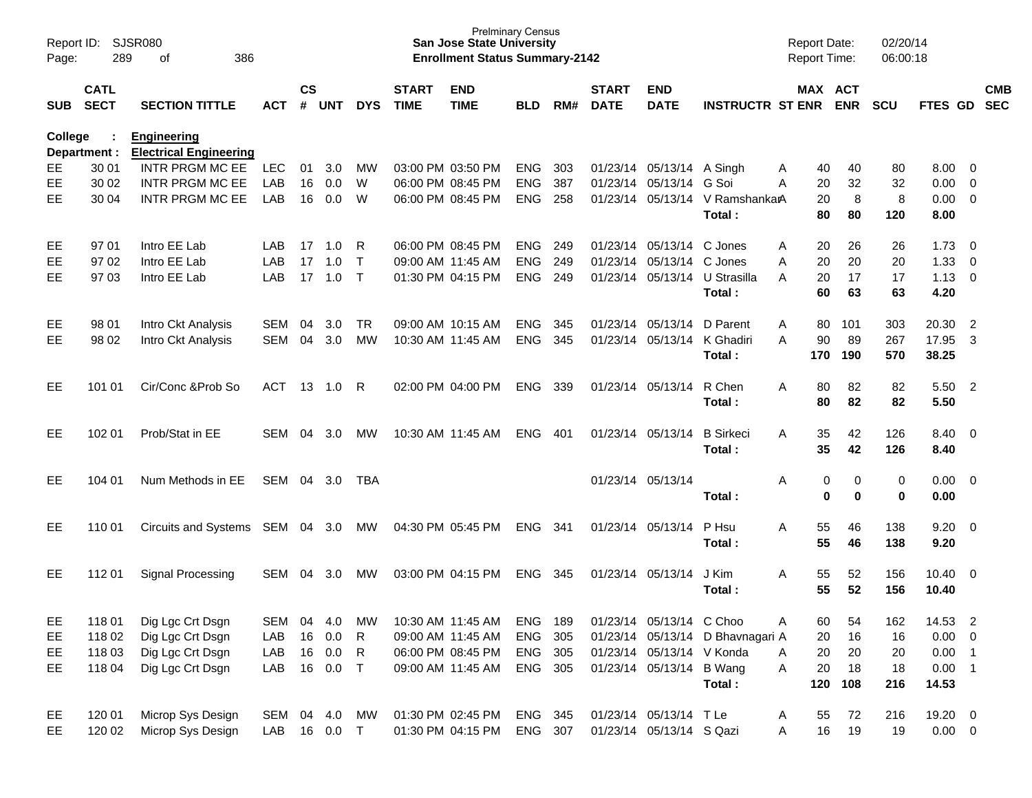Prelmінary Census

**San Jose State University**

**Enrollment Status Summary-2142**

Report ID: SJSR080 | Report Date: 02/20/14 | Report Time: 06:00:18

**College : Engineering**
**Department : Electrical Engineering**

| SUB | CATL SECT | SECTION TITTLE | ACT | CS # | UNT | DYS | START TIME | END TIME | BLD | RM# | START DATE | END DATE | INSTRUCTR | ST | MAX ENR | ACT ENR | SCU | FTES | GD | CMB SEC |
|---|---|---|---|---|---|---|---|---|---|---|---|---|---|---|---|---|---|---|---|---|
| EE | 30 01 | INTR PRGM MC EE | LEC | 01 | 3.0 | MW | 03:00 PM | 03:50 PM | ENG | 303 | 01/23/14 | 05/13/14 | A Singh | A | 40 | 40 | 80 | 8.00 | 0 | |
| EE | 30 02 | INTR PRGM MC EE | LAB | 16 | 0.0 | W | 06:00 PM | 08:45 PM | ENG | 387 | 01/23/14 | 05/13/14 | G Soi | A | 20 | 32 | 32 | 0.00 | 0 | |
| EE | 30 04 | INTR PRGM MC EE | LAB | 16 | 0.0 | W | 06:00 PM | 08:45 PM | ENG | 258 | 01/23/14 | 05/13/14 | V Ramshankar | A | 20 | 8 | 8 | 0.00 | 0 | |
| | | | | | | | | | | | | | **Total :** | | **80** | **80** | **120** | **8.00** | | |
| EE | 97 01 | Intro EE Lab | LAB | 17 | 1.0 | R | 06:00 PM | 08:45 PM | ENG | 249 | 01/23/14 | 05/13/14 | C Jones | A | 20 | 26 | 26 | 1.73 | 0 | |
| EE | 97 02 | Intro EE Lab | LAB | 17 | 1.0 | T | 09:00 AM | 11:45 AM | ENG | 249 | 01/23/14 | 05/13/14 | C Jones | A | 20 | 20 | 20 | 1.33 | 0 | |
| EE | 97 03 | Intro EE Lab | LAB | 17 | 1.0 | T | 01:30 PM | 04:15 PM | ENG | 249 | 01/23/14 | 05/13/14 | U Strasilla | A | 20 | 17 | 17 | 1.13 | 0 | |
| | | | | | | | | | | | | | **Total :** | | **60** | **63** | **63** | **4.20** | | |
| EE | 98 01 | Intro Ckt Analysis | SEM | 04 | 3.0 | TR | 09:00 AM | 10:15 AM | ENG | 345 | 01/23/14 | 05/13/14 | D Parent | A | 80 | 101 | 303 | 20.30 | 2 | |
| EE | 98 02 | Intro Ckt Analysis | SEM | 04 | 3.0 | MW | 10:30 AM | 11:45 AM | ENG | 345 | 01/23/14 | 05/13/14 | K Ghadiri | A | 90 | 89 | 267 | 17.95 | 3 | |
| | | | | | | | | | | | | | **Total :** | | **170** | **190** | **570** | **38.25** | | |
| EE | 101 01 | Cir/Conc &Prob So | ACT | 13 | 1.0 | R | 02:00 PM | 04:00 PM | ENG | 339 | 01/23/14 | 05/13/14 | R Chen | A | 80 | 82 | 82 | 5.50 | 2 | |
| | | | | | | | | | | | | | **Total :** | | **80** | **82** | **82** | **5.50** | | |
| EE | 102 01 | Prob/Stat in EE | SEM | 04 | 3.0 | MW | 10:30 AM | 11:45 AM | ENG | 401 | 01/23/14 | 05/13/14 | B Sirkeci | A | 35 | 42 | 126 | 8.40 | 0 | |
| | | | | | | | | | | | | | **Total :** | | **35** | **42** | **126** | **8.40** | | |
| EE | 104 01 | Num Methods in EE | SEM | 04 | 3.0 | TBA | | | | | 01/23/14 | 05/13/14 | | A | 0 | 0 | 0 | 0.00 | 0 | |
| | | | | | | | | | | | | | **Total :** | | **0** | **0** | **0** | **0.00** | | |
| EE | 110 01 | Circuits and Systems | SEM | 04 | 3.0 | MW | 04:30 PM | 05:45 PM | ENG | 341 | 01/23/14 | 05/13/14 | P Hsu | A | 55 | 46 | 138 | 9.20 | 0 | |
| | | | | | | | | | | | | | **Total :** | | **55** | **46** | **138** | **9.20** | | |
| EE | 112 01 | Signal Processing | SEM | 04 | 3.0 | MW | 03:00 PM | 04:15 PM | ENG | 345 | 01/23/14 | 05/13/14 | J Kim | A | 55 | 52 | 156 | 10.40 | 0 | |
| | | | | | | | | | | | | | **Total :** | | **55** | **52** | **156** | **10.40** | | |
| EE | 118 01 | Dig Lgc Crt Dsgn | SEM | 04 | 4.0 | MW | 10:30 AM | 11:45 AM | ENG | 189 | 01/23/14 | 05/13/14 | C Choo | A | 60 | 54 | 162 | 14.53 | 2 | |
| EE | 118 02 | Dig Lgc Crt Dsgn | LAB | 16 | 0.0 | R | 09:00 AM | 11:45 AM | ENG | 305 | 01/23/14 | 05/13/14 | D Bhavnagari | A | 20 | 16 | 16 | 0.00 | 0 | |
| EE | 118 03 | Dig Lgc Crt Dsgn | LAB | 16 | 0.0 | R | 06:00 PM | 08:45 PM | ENG | 305 | 01/23/14 | 05/13/14 | V Konda | A | 20 | 20 | 20 | 0.00 | 1 | |
| EE | 118 04 | Dig Lgc Crt Dsgn | LAB | 16 | 0.0 | T | 09:00 AM | 11:45 AM | ENG | 305 | 01/23/14 | 05/13/14 | B Wang | A | 20 | 18 | 18 | 0.00 | 1 | |
| | | | | | | | | | | | | | **Total :** | | **120** | **108** | **216** | **14.53** | | |
| EE | 120 01 | Microp Sys Design | SEM | 04 | 4.0 | MW | 01:30 PM | 02:45 PM | ENG | 345 | 01/23/14 | 05/13/14 | T Le | A | 55 | 72 | 216 | 19.20 | 0 | |
| EE | 120 02 | Microp Sys Design | LAB | 16 | 0.0 | T | 01:30 PM | 04:15 PM | ENG | 307 | 01/23/14 | 05/13/14 | S Qazi | A | 16 | 19 | 19 | 0.00 | 0 | |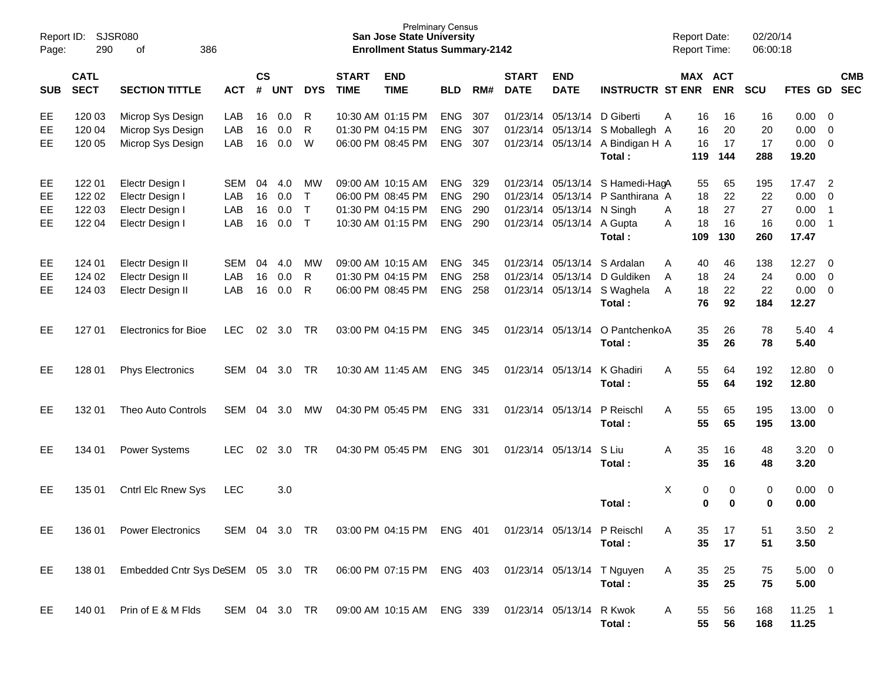Report ID: SJSR080
Page: 290 of 386

Prelminary Census
**San Jose State University**
**Enrollment Status Summary-2142**

Report Date: 02/20/14
Report Time: 06:00:18

| SUB | CATL SECT | SECTION TITTLE | ACT | CS # | UNT | DYS | START TIME | END TIME | BLD | RM# | START DATE | END DATE | INSTRUCTR | ST | MAX ENR | ACT ENR | SCU | FTES | GD | CMB SEC |
|---|---|---|---|---|---|---|---|---|---|---|---|---|---|---|---|---|---|---|---|---|
| EE | 120 03 | Microp Sys Design | LAB | 16 | 0.0 | R | 10:30 AM | 01:15 PM | ENG | 307 | 01/23/14 | 05/13/14 | D Giberti | A | 16 | 16 | 16 | 0.00 | 0 | |
| EE | 120 04 | Microp Sys Design | LAB | 16 | 0.0 | R | 01:30 PM | 04:15 PM | ENG | 307 | 01/23/14 | 05/13/14 | S Moballegh | A | 16 | 20 | 20 | 0.00 | 0 | |
| EE | 120 05 | Microp Sys Design | LAB | 16 | 0.0 | W | 06:00 PM | 08:45 PM | ENG | 307 | 01/23/14 | 05/13/14 | A Bindigan H | A | 16 | 17 | 17 | 0.00 | 0 | |
| | | | | | | | | | | | | | **Total :** | | **119** | **144** | **288** | **19.20** | | |
| EE | 122 01 | Electr Design I | SEM | 04 | 4.0 | MW | 09:00 AM | 10:15 AM | ENG | 329 | 01/23/14 | 05/13/14 | S Hamedi-Hag | A | 55 | 65 | 195 | 17.47 | 2 | |
| EE | 122 02 | Electr Design I | LAB | 16 | 0.0 | T | 06:00 PM | 08:45 PM | ENG | 290 | 01/23/14 | 05/13/14 | P Santhirana | A | 18 | 22 | 22 | 0.00 | 0 | |
| EE | 122 03 | Electr Design I | LAB | 16 | 0.0 | T | 01:30 PM | 04:15 PM | ENG | 290 | 01/23/14 | 05/13/14 | N Singh | A | 18 | 27 | 27 | 0.00 | 1 | |
| EE | 122 04 | Electr Design I | LAB | 16 | 0.0 | T | 10:30 AM | 01:15 PM | ENG | 290 | 01/23/14 | 05/13/14 | A Gupta | A | 18 | 16 | 16 | 0.00 | 1 | |
| | | | | | | | | | | | | | **Total :** | | **109** | **130** | **260** | **17.47** | | |
| EE | 124 01 | Electr Design II | SEM | 04 | 4.0 | MW | 09:00 AM | 10:15 AM | ENG | 345 | 01/23/14 | 05/13/14 | S Ardalan | A | 40 | 46 | 138 | 12.27 | 0 | |
| EE | 124 02 | Electr Design II | LAB | 16 | 0.0 | R | 01:30 PM | 04:15 PM | ENG | 258 | 01/23/14 | 05/13/14 | D Guldiken | A | 18 | 24 | 24 | 0.00 | 0 | |
| EE | 124 03 | Electr Design II | LAB | 16 | 0.0 | R | 06:00 PM | 08:45 PM | ENG | 258 | 01/23/14 | 05/13/14 | S Waghela | A | 18 | 22 | 22 | 0.00 | 0 | |
| | | | | | | | | | | | | | **Total :** | | **76** | **92** | **184** | **12.27** | | |
| EE | 127 01 | Electronics for Bioe | LEC | 02 | 3.0 | TR | 03:00 PM | 04:15 PM | ENG | 345 | 01/23/14 | 05/13/14 | O Pantchenko | A | 35 | 26 | 78 | 5.40 | 4 | |
| | | | | | | | | | | | | | **Total :** | | **35** | **26** | **78** | **5.40** | | |
| EE | 128 01 | Phys Electronics | SEM | 04 | 3.0 | TR | 10:30 AM | 11:45 AM | ENG | 345 | 01/23/14 | 05/13/14 | K Ghadiri | A | 55 | 64 | 192 | 12.80 | 0 | |
| | | | | | | | | | | | | | **Total :** | | **55** | **64** | **192** | **12.80** | | |
| EE | 132 01 | Theo Auto Controls | SEM | 04 | 3.0 | MW | 04:30 PM | 05:45 PM | ENG | 331 | 01/23/14 | 05/13/14 | P Reischl | A | 55 | 65 | 195 | 13.00 | 0 | |
| | | | | | | | | | | | | | **Total :** | | **55** | **65** | **195** | **13.00** | | |
| EE | 134 01 | Power Systems | LEC | 02 | 3.0 | TR | 04:30 PM | 05:45 PM | ENG | 301 | 01/23/14 | 05/13/14 | S Liu | A | 35 | 16 | 48 | 3.20 | 0 | |
| | | | | | | | | | | | | | **Total :** | | **35** | **16** | **48** | **3.20** | | |
| EE | 135 01 | Cntrl Elc Rnew Sys | LEC | | 3.0 | | | | | | | | | X | 0 | 0 | 0 | 0.00 | 0 | |
| | | | | | | | | | | | | | **Total :** | | **0** | **0** | **0** | **0.00** | | |
| EE | 136 01 | Power Electronics | SEM | 04 | 3.0 | TR | 03:00 PM | 04:15 PM | ENG | 401 | 01/23/14 | 05/13/14 | P Reischl | A | 35 | 17 | 51 | 3.50 | 2 | |
| | | | | | | | | | | | | | **Total :** | | **35** | **17** | **51** | **3.50** | | |
| EE | 138 01 | Embedded Cntr Sys De | SEM | 05 | 3.0 | TR | 06:00 PM | 07:15 PM | ENG | 403 | 01/23/14 | 05/13/14 | T Nguyen | A | 35 | 25 | 75 | 5.00 | 0 | |
| | | | | | | | | | | | | | **Total :** | | **35** | **25** | **75** | **5.00** | | |
| EE | 140 01 | Prin of E & M Flds | SEM | 04 | 3.0 | TR | 09:00 AM | 10:15 AM | ENG | 339 | 01/23/14 | 05/13/14 | R Kwok | A | 55 | 56 | 168 | 11.25 | 1 | |
| | | | | | | | | | | | | | **Total :** | | **55** | **56** | **168** | **11.25** | | |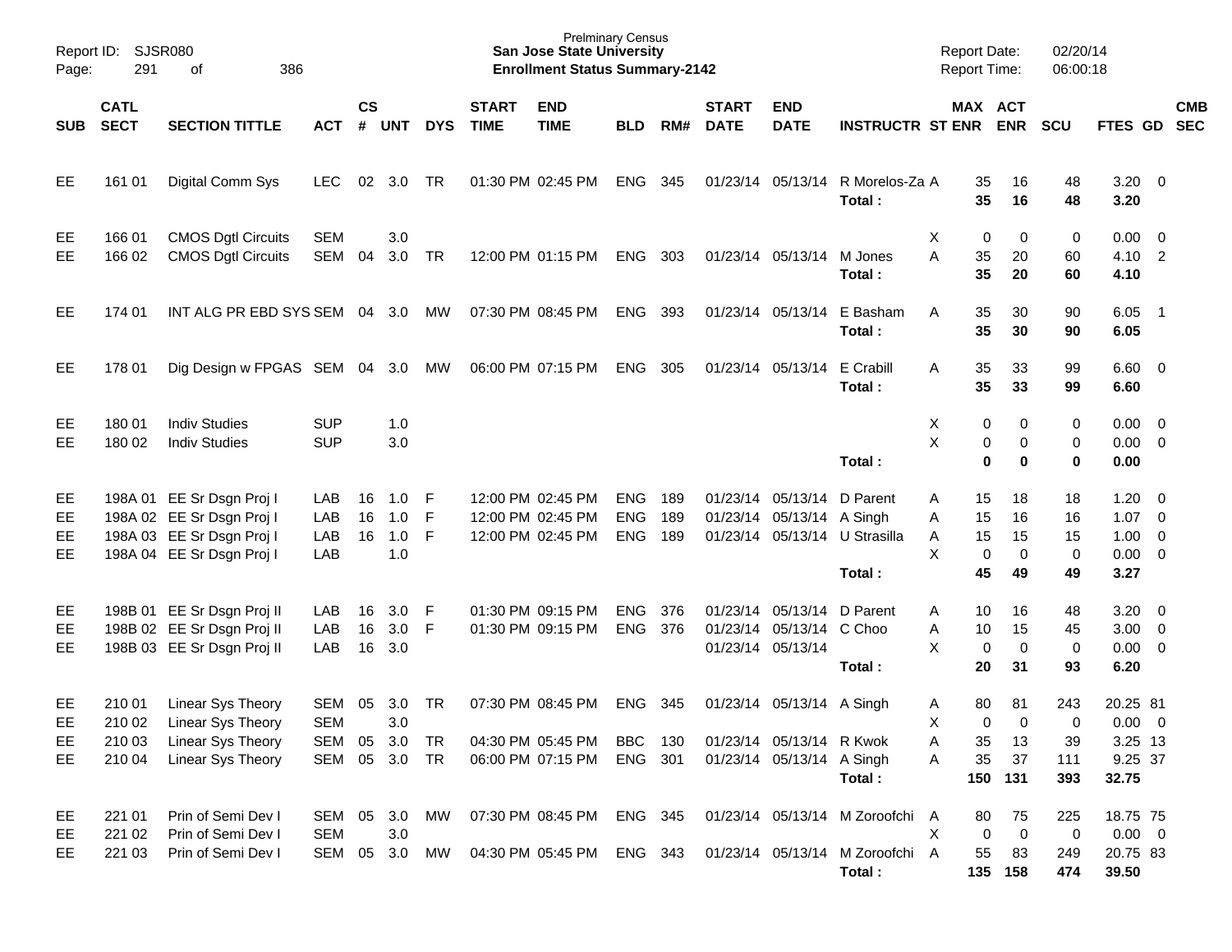Prelminary Census
**San Jose State University**
**Enrollment Status Summary-2142**

Report ID: SJSR080
Report Date: 02/20/14
Report Time: 06:00:18

| SUB | CATL SECT | SECTION TITTLE | ACT | CS # | UNT | DYS | START TIME | END TIME | BLD | RM# | START DATE | END DATE | INSTRUCTR | ST | MAX ENR | ACT ENR | SCU | FTES | GD | CMB SEC |
|---|---|---|---|---|---|---|---|---|---|---|---|---|---|---|---|---|---|---|---|---|
| EE | 161 01 | Digital Comm Sys | LEC | 02 | 3.0 | TR | 01:30 PM | 02:45 PM | ENG | 345 | 01/23/14 | 05/13/14 | R Morelos-Za | A | 35 | 16 | 48 | 3.20 | 0 | |
| | | | | | | | | | | | | | **Total :** | | **35** | **16** | **48** | **3.20** | | |
| EE | 166 01 | CMOS Dgtl Circuits | SEM | | 3.0 | | | | | | | | | X | 0 | 0 | 0 | 0.00 | 0 | |
| EE | 166 02 | CMOS Dgtl Circuits | SEM | 04 | 3.0 | TR | 12:00 PM | 01:15 PM | ENG | 303 | 01/23/14 | 05/13/14 | M Jones | A | 35 | 20 | 60 | 4.10 | 2 | |
| | | | | | | | | | | | | | **Total :** | | **35** | **20** | **60** | **4.10** | | |
| EE | 174 01 | INT ALG PR EBD SYS | SEM | 04 | 3.0 | MW | 07:30 PM | 08:45 PM | ENG | 393 | 01/23/14 | 05/13/14 | E Basham | A | 35 | 30 | 90 | 6.05 | 1 | |
| | | | | | | | | | | | | | **Total :** | | **35** | **30** | **90** | **6.05** | | |
| EE | 178 01 | Dig Design w FPGAS | SEM | 04 | 3.0 | MW | 06:00 PM | 07:15 PM | ENG | 305 | 01/23/14 | 05/13/14 | E Crabill | A | 35 | 33 | 99 | 6.60 | 0 | |
| | | | | | | | | | | | | | **Total :** | | **35** | **33** | **99** | **6.60** | | |
| EE | 180 01 | Indiv Studies | SUP | | 1.0 | | | | | | | | | X | 0 | 0 | 0 | 0.00 | 0 | |
| EE | 180 02 | Indiv Studies | SUP | | 3.0 | | | | | | | | | X | 0 | 0 | 0 | 0.00 | 0 | |
| | | | | | | | | | | | | | **Total :** | | **0** | **0** | **0** | **0.00** | | |
| EE | 198A 01 | EE Sr Dsgn Proj I | LAB | 16 | 1.0 | F | 12:00 PM | 02:45 PM | ENG | 189 | 01/23/14 | 05/13/14 | D Parent | A | 15 | 18 | 18 | 1.20 | 0 | |
| EE | 198A 02 | EE Sr Dsgn Proj I | LAB | 16 | 1.0 | F | 12:00 PM | 02:45 PM | ENG | 189 | 01/23/14 | 05/13/14 | A Singh | A | 15 | 16 | 16 | 1.07 | 0 | |
| EE | 198A 03 | EE Sr Dsgn Proj I | LAB | 16 | 1.0 | F | 12:00 PM | 02:45 PM | ENG | 189 | 01/23/14 | 05/13/14 | U Strasilla | A | 15 | 15 | 15 | 1.00 | 0 | |
| EE | 198A 04 | EE Sr Dsgn Proj I | LAB | | 1.0 | | | | | | | | | X | 0 | 0 | 0 | 0.00 | 0 | |
| | | | | | | | | | | | | | **Total :** | | **45** | **49** | **49** | **3.27** | | |
| EE | 198B 01 | EE Sr Dsgn Proj II | LAB | 16 | 3.0 | F | 01:30 PM | 09:15 PM | ENG | 376 | 01/23/14 | 05/13/14 | D Parent | A | 10 | 16 | 48 | 3.20 | 0 | |
| EE | 198B 02 | EE Sr Dsgn Proj II | LAB | 16 | 3.0 | F | 01:30 PM | 09:15 PM | ENG | 376 | 01/23/14 | 05/13/14 | C Choo | A | 10 | 15 | 45 | 3.00 | 0 | |
| EE | 198B 03 | EE Sr Dsgn Proj II | LAB | 16 | 3.0 | | | | | | 01/23/14 | 05/13/14 | | X | 0 | 0 | 0 | 0.00 | 0 | |
| | | | | | | | | | | | | | **Total :** | | **20** | **31** | **93** | **6.20** | | |
| EE | 210 01 | Linear Sys Theory | SEM | 05 | 3.0 | TR | 07:30 PM | 08:45 PM | ENG | 345 | 01/23/14 | 05/13/14 | A Singh | A | 80 | 81 | 243 | 20.25 | 81 | |
| EE | 210 02 | Linear Sys Theory | SEM | | 3.0 | | | | | | | | | X | 0 | 0 | 0 | 0.00 | 0 | |
| EE | 210 03 | Linear Sys Theory | SEM | 05 | 3.0 | TR | 04:30 PM | 05:45 PM | BBC | 130 | 01/23/14 | 05/13/14 | R Kwok | A | 35 | 13 | 39 | 3.25 | 13 | |
| EE | 210 04 | Linear Sys Theory | SEM | 05 | 3.0 | TR | 06:00 PM | 07:15 PM | ENG | 301 | 01/23/14 | 05/13/14 | A Singh | A | 35 | 37 | 111 | 9.25 | 37 | |
| | | | | | | | | | | | | | **Total :** | | **150** | **131** | **393** | **32.75** | | |
| EE | 221 01 | Prin of Semi Dev I | SEM | 05 | 3.0 | MW | 07:30 PM | 08:45 PM | ENG | 345 | 01/23/14 | 05/13/14 | M Zoroofchi | A | 80 | 75 | 225 | 18.75 | 75 | |
| EE | 221 02 | Prin of Semi Dev I | SEM | | 3.0 | | | | | | | | | X | 0 | 0 | 0 | 0.00 | 0 | |
| EE | 221 03 | Prin of Semi Dev I | SEM | 05 | 3.0 | MW | 04:30 PM | 05:45 PM | ENG | 343 | 01/23/14 | 05/13/14 | M Zoroofchi | A | 55 | 83 | 249 | 20.75 | 83 | |
| | | | | | | | | | | | | | **Total :** | | **135** | **158** | **474** | **39.50** | | |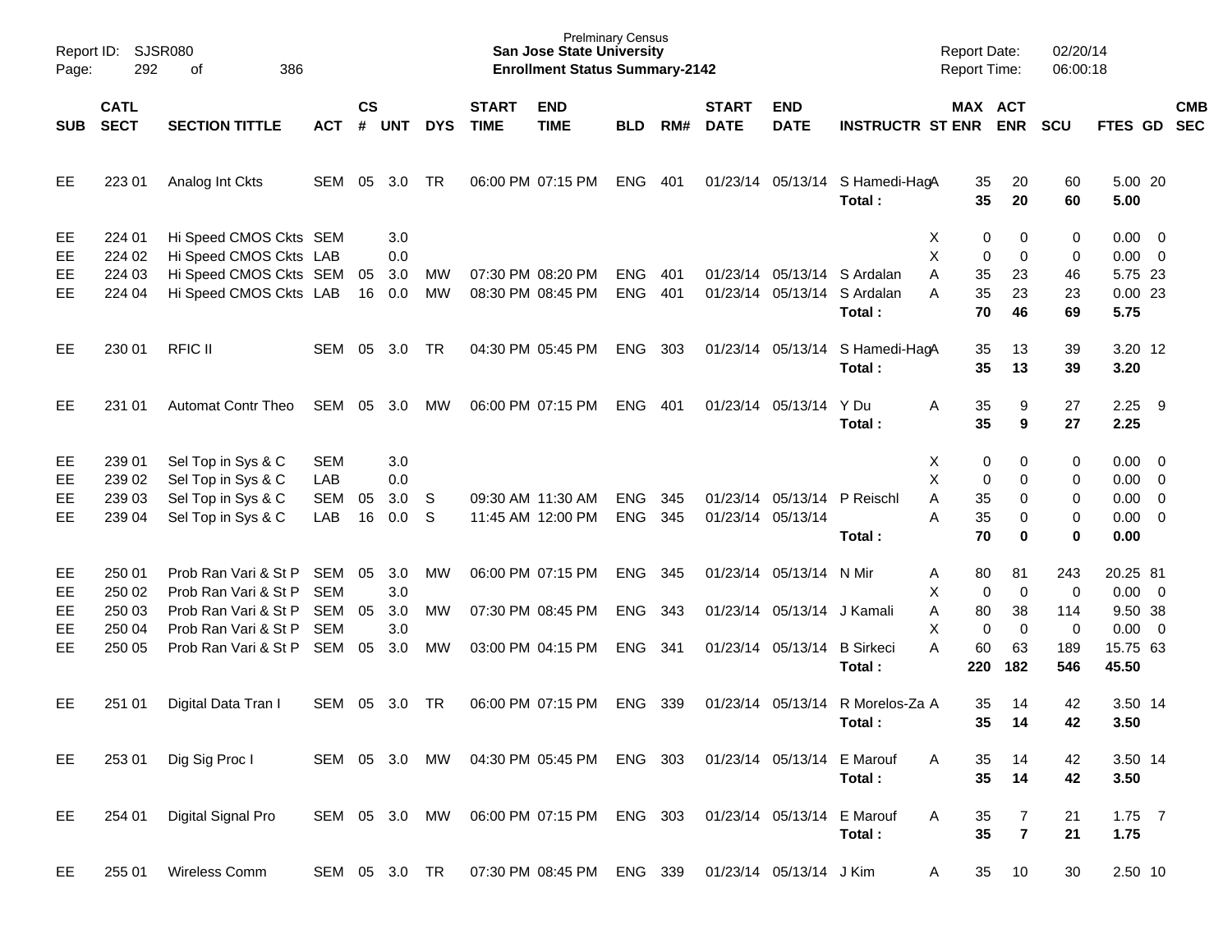| SUB | CATL SECT | SECTION TITTLE | ACT | CS # | UNT | DYS | START TIME | END TIME | BLD | RM# | START DATE | END DATE | INSTRUCTR | ST | MAX ENR | ACT ENR | SCU | FTES | GD | CMB SEC |
|---|---|---|---|---|---|---|---|---|---|---|---|---|---|---|---|---|---|---|---|---|
| EE | 223 01 | Analog Int Ckts | SEM | 05 | 3.0 | TR | 06:00 PM | 07:15 PM | ENG | 401 | 01/23/14 | 05/13/14 | S Hamedi-Hag | A | 35 | 20 | 60 | 5.00 | 20 | |
| | | | | | | | | | | | | | **Total :** | | **35** | **20** | **60** | **5.00** | | |
| EE | 224 01 | Hi Speed CMOS Ckts | SEM | | 3.0 | | | | | | | | | X | 0 | 0 | 0 | 0.00 | 0 | |
| EE | 224 02 | Hi Speed CMOS Ckts | LAB | | 0.0 | | | | | | | | | X | 0 | 0 | 0 | 0.00 | 0 | |
| EE | 224 03 | Hi Speed CMOS Ckts | SEM | 05 | 3.0 | MW | 07:30 PM | 08:20 PM | ENG | 401 | 01/23/14 | 05/13/14 | S Ardalan | A | 35 | 23 | 46 | 5.75 | 23 | |
| EE | 224 04 | Hi Speed CMOS Ckts | LAB | 16 | 0.0 | MW | 08:30 PM | 08:45 PM | ENG | 401 | 01/23/14 | 05/13/14 | S Ardalan | A | 35 | 23 | 23 | 0.00 | 23 | |
| | | | | | | | | | | | | | **Total :** | | **70** | **46** | **69** | **5.75** | | |
| EE | 230 01 | RFIC II | SEM | 05 | 3.0 | TR | 04:30 PM | 05:45 PM | ENG | 303 | 01/23/14 | 05/13/14 | S Hamedi-Hag | A | 35 | 13 | 39 | 3.20 | 12 | |
| | | | | | | | | | | | | | **Total :** | | **35** | **13** | **39** | **3.20** | | |
| EE | 231 01 | Automat Contr Theo | SEM | 05 | 3.0 | MW | 06:00 PM | 07:15 PM | ENG | 401 | 01/23/14 | 05/13/14 | Y Du | A | 35 | 9 | 27 | 2.25 | 9 | |
| | | | | | | | | | | | | | **Total :** | | **35** | **9** | **27** | **2.25** | | |
| EE | 239 01 | Sel Top in Sys & C | SEM | | 3.0 | | | | | | | | | X | 0 | 0 | 0 | 0.00 | 0 | |
| EE | 239 02 | Sel Top in Sys & C | LAB | | 0.0 | | | | | | | | | X | 0 | 0 | 0 | 0.00 | 0 | |
| EE | 239 03 | Sel Top in Sys & C | SEM | 05 | 3.0 | S | 09:30 AM | 11:30 AM | ENG | 345 | 01/23/14 | 05/13/14 | P Reischl | A | 35 | 0 | 0 | 0.00 | 0 | |
| EE | 239 04 | Sel Top in Sys & C | LAB | 16 | 0.0 | S | 11:45 AM | 12:00 PM | ENG | 345 | 01/23/14 | 05/13/14 | | A | 35 | 0 | 0 | 0.00 | 0 | |
| | | | | | | | | | | | | | **Total :** | | **70** | **0** | **0** | **0.00** | | |
| EE | 250 01 | Prob Ran Vari & St P | SEM | 05 | 3.0 | MW | 06:00 PM | 07:15 PM | ENG | 345 | 01/23/14 | 05/13/14 | N Mir | A | 80 | 81 | 243 | 20.25 | 81 | |
| EE | 250 02 | Prob Ran Vari & St P | SEM | | 3.0 | | | | | | | | | X | 0 | 0 | 0 | 0.00 | 0 | |
| EE | 250 03 | Prob Ran Vari & St P | SEM | 05 | 3.0 | MW | 07:30 PM | 08:45 PM | ENG | 343 | 01/23/14 | 05/13/14 | J Kamali | A | 80 | 38 | 114 | 9.50 | 38 | |
| EE | 250 04 | Prob Ran Vari & St P | SEM | | 3.0 | | | | | | | | | X | 0 | 0 | 0 | 0.00 | 0 | |
| EE | 250 05 | Prob Ran Vari & St P | SEM | 05 | 3.0 | MW | 03:00 PM | 04:15 PM | ENG | 341 | 01/23/14 | 05/13/14 | B Sirkeci | A | 60 | 63 | 189 | 15.75 | 63 | |
| | | | | | | | | | | | | | **Total :** | | **220** | **182** | **546** | **45.50** | | |
| EE | 251 01 | Digital Data Tran I | SEM | 05 | 3.0 | TR | 06:00 PM | 07:15 PM | ENG | 339 | 01/23/14 | 05/13/14 | R Morelos-Za | A | 35 | 14 | 42 | 3.50 | 14 | |
| | | | | | | | | | | | | | **Total :** | | **35** | **14** | **42** | **3.50** | | |
| EE | 253 01 | Dig Sig Proc I | SEM | 05 | 3.0 | MW | 04:30 PM | 05:45 PM | ENG | 303 | 01/23/14 | 05/13/14 | E Marouf | A | 35 | 14 | 42 | 3.50 | 14 | |
| | | | | | | | | | | | | | **Total :** | | **35** | **14** | **42** | **3.50** | | |
| EE | 254 01 | Digital Signal Pro | SEM | 05 | 3.0 | MW | 06:00 PM | 07:15 PM | ENG | 303 | 01/23/14 | 05/13/14 | E Marouf | A | 35 | 7 | 21 | 1.75 | 7 | |
| | | | | | | | | | | | | | **Total :** | | **35** | **7** | **21** | **1.75** | | |
| EE | 255 01 | Wireless Comm | SEM | 05 | 3.0 | TR | 07:30 PM | 08:45 PM | ENG | 339 | 01/23/14 | 05/13/14 | J Kim | A | 35 | 10 | 30 | 2.50 | 10 | |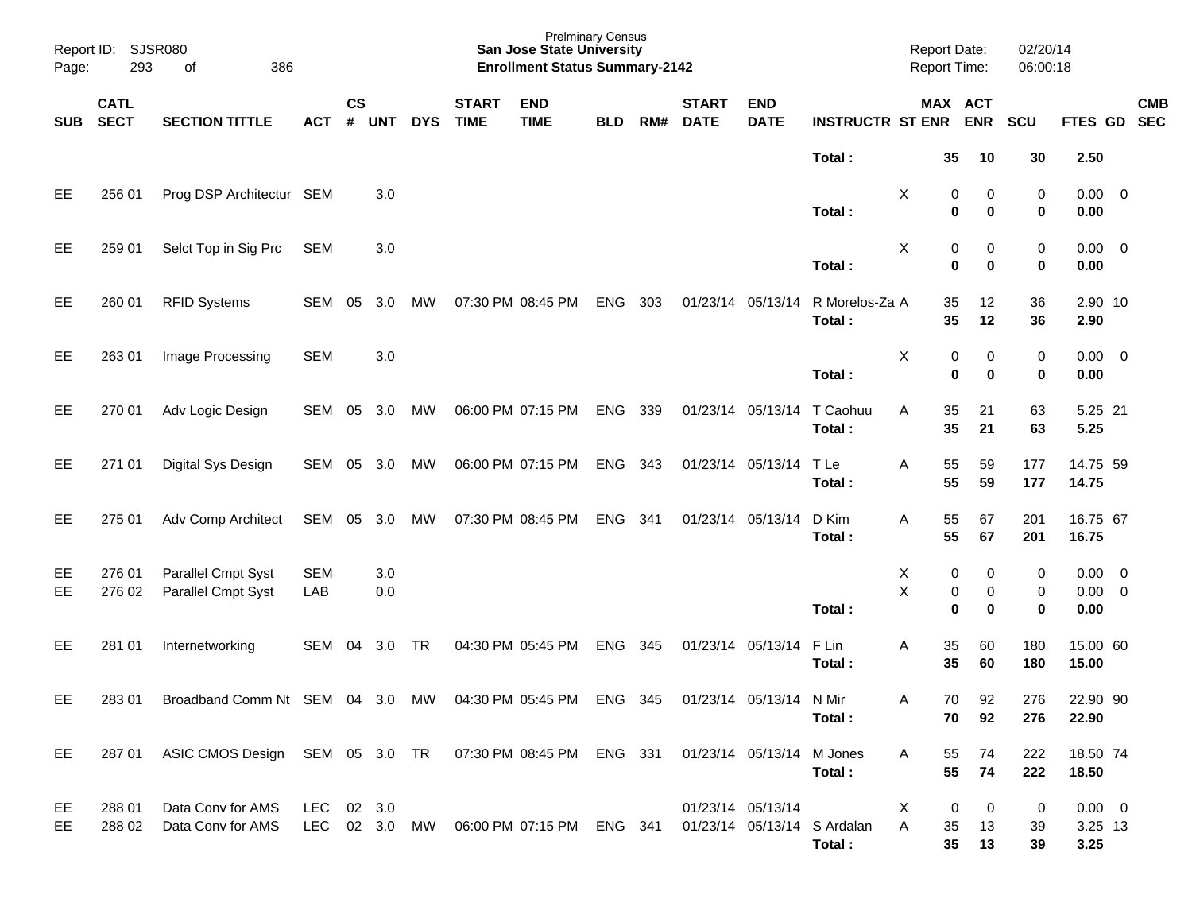| SUB | CATL SECT | SECTION TITTLE | ACT | CS # | UNT | DYS | START TIME | END TIME | BLD | RM# | START DATE | END DATE | INSTRUCTR | ST | MAX ENR | ACT ENR | SCU | FTES | GD | CMB SEC |
|---|---|---|---|---|---|---|---|---|---|---|---|---|---|---|---|---|---|---|---|---|
| | | | | | | | | | | | | | Total : | | **35** | **10** | **30** | **2.50** | | |
| EE | 256 01 | Prog DSP Architectur | SEM | | 3.0 | | | | | | | | | X | 0 | 0 | 0 | 0.00 | 0 | |
| | | | | | | | | | | | | | Total : | | **0** | **0** | **0** | **0.00** | | |
| EE | 259 01 | Selct Top in Sig Prc | SEM | | 3.0 | | | | | | | | | X | 0 | 0 | 0 | 0.00 | 0 | |
| | | | | | | | | | | | | | Total : | | **0** | **0** | **0** | **0.00** | | |
| EE | 260 01 | RFID Systems | SEM | 05 | 3.0 | MW | 07:30 PM | 08:45 PM | ENG | 303 | 01/23/14 | 05/13/14 | R Morelos-Za | A | 35 | 12 | 36 | 2.90 | 10 | |
| | | | | | | | | | | | | | Total : | | **35** | **12** | **36** | **2.90** | | |
| EE | 263 01 | Image Processing | SEM | | 3.0 | | | | | | | | | X | 0 | 0 | 0 | 0.00 | 0 | |
| | | | | | | | | | | | | | Total : | | **0** | **0** | **0** | **0.00** | | |
| EE | 270 01 | Adv Logic Design | SEM | 05 | 3.0 | MW | 06:00 PM | 07:15 PM | ENG | 339 | 01/23/14 | 05/13/14 | T Caohuu | A | 35 | 21 | 63 | 5.25 | 21 | |
| | | | | | | | | | | | | | Total : | | **35** | **21** | **63** | **5.25** | | |
| EE | 271 01 | Digital Sys Design | SEM | 05 | 3.0 | MW | 06:00 PM | 07:15 PM | ENG | 343 | 01/23/14 | 05/13/14 | T Le | A | 55 | 59 | 177 | 14.75 | 59 | |
| | | | | | | | | | | | | | Total : | | **55** | **59** | **177** | **14.75** | | |
| EE | 275 01 | Adv Comp Architect | SEM | 05 | 3.0 | MW | 07:30 PM | 08:45 PM | ENG | 341 | 01/23/14 | 05/13/14 | D Kim | A | 55 | 67 | 201 | 16.75 | 67 | |
| | | | | | | | | | | | | | Total : | | **55** | **67** | **201** | **16.75** | | |
| EE | 276 01 | Parallel Cmpt Syst | SEM | | 3.0 | | | | | | | | | X | 0 | 0 | 0 | 0.00 | 0 | |
| EE | 276 02 | Parallel Cmpt Syst | LAB | | 0.0 | | | | | | | | | X | 0 | 0 | 0 | 0.00 | 0 | |
| | | | | | | | | | | | | | Total : | | **0** | **0** | **0** | **0.00** | | |
| EE | 281 01 | Internetworking | SEM | 04 | 3.0 | TR | 04:30 PM | 05:45 PM | ENG | 345 | 01/23/14 | 05/13/14 | F Lin | A | 35 | 60 | 180 | 15.00 | 60 | |
| | | | | | | | | | | | | | Total : | | **35** | **60** | **180** | **15.00** | | |
| EE | 283 01 | Broadband Comm Nt | SEM | 04 | 3.0 | MW | 04:30 PM | 05:45 PM | ENG | 345 | 01/23/14 | 05/13/14 | N Mir | A | 70 | 92 | 276 | 22.90 | 90 | |
| | | | | | | | | | | | | | Total : | | **70** | **92** | **276** | **22.90** | | |
| EE | 287 01 | ASIC CMOS Design | SEM | 05 | 3.0 | TR | 07:30 PM | 08:45 PM | ENG | 331 | 01/23/14 | 05/13/14 | M Jones | A | 55 | 74 | 222 | 18.50 | 74 | |
| | | | | | | | | | | | | | Total : | | **55** | **74** | **222** | **18.50** | | |
| EE | 288 01 | Data Conv for AMS | LEC | 02 | 3.0 | | | | | | 01/23/14 | 05/13/14 | | X | 0 | 0 | 0 | 0.00 | 0 | |
| EE | 288 02 | Data Conv for AMS | LEC | 02 | 3.0 | MW | 06:00 PM | 07:15 PM | ENG | 341 | 01/23/14 | 05/13/14 | S Ardalan | A | 35 | 13 | 39 | 3.25 | 13 | |
| | | | | | | | | | | | | | Total : | | **35** | **13** | **39** | **3.25** | | |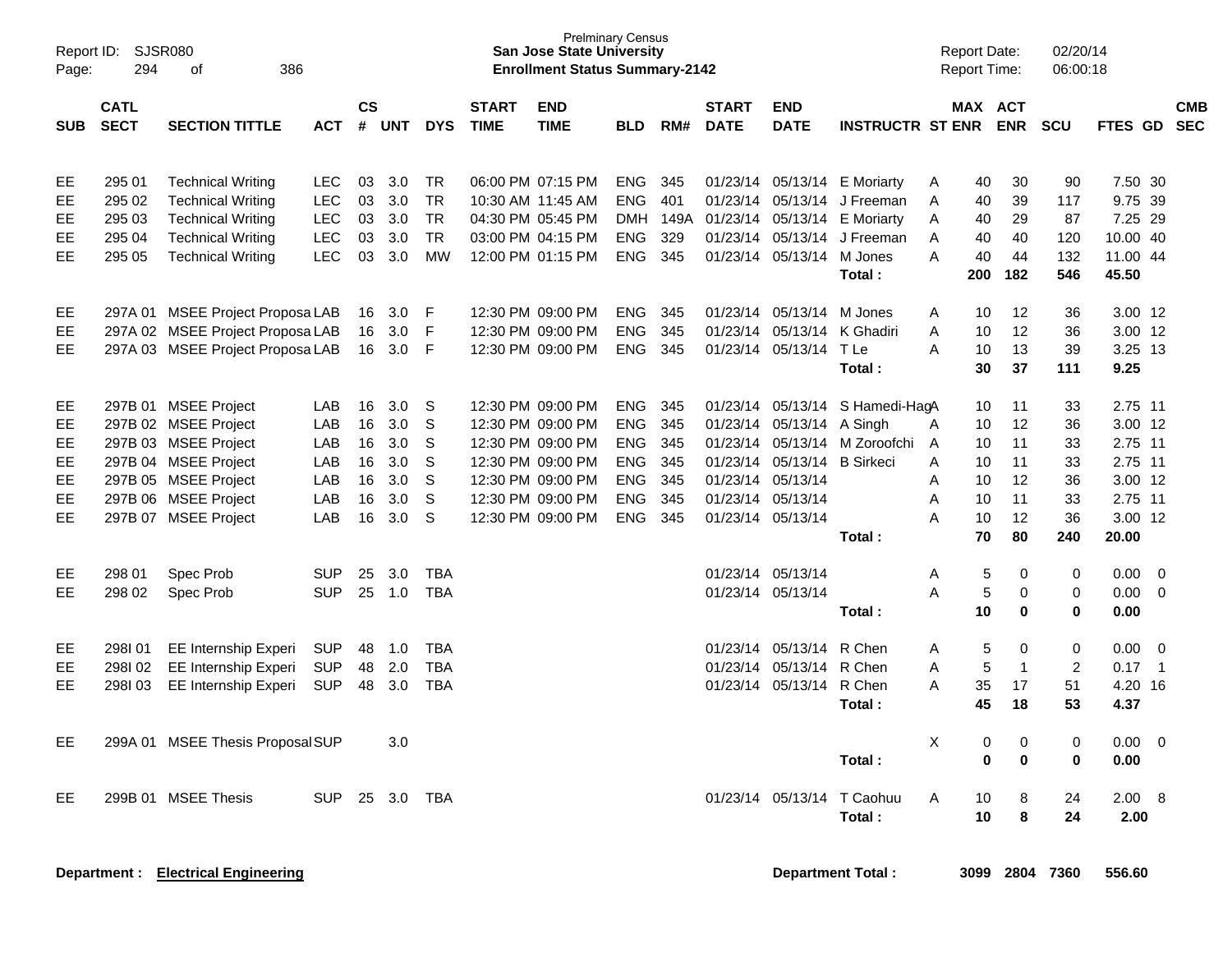Prelminary Census
**San Jose State University**
**Enrollment Status Summary-2142**

Report ID: SJSR080
Page: 294 of 386

Report Date: 02/20/14
Report Time: 06:00:18

| SUB | CATL SECT | SECTION TITTLE | ACT | CS # | UNT | DYS | START TIME | END TIME | BLD | RM# | START DATE | END DATE | INSTRUCTR | ST | MAX ENR | ACT ENR | SCU | FTES | GD | CMB SEC |
|---|---|---|---|---|---|---|---|---|---|---|---|---|---|---|---|---|---|---|---|---|
| EE | 295 01 | Technical Writing | LEC | 03 | 3.0 | TR | 06:00 PM | 07:15 PM | ENG | 345 | 01/23/14 | 05/13/14 | E Moriarty | A | 40 | 30 | 90 | 7.50 | 30 | |
| EE | 295 02 | Technical Writing | LEC | 03 | 3.0 | TR | 10:30 AM | 11:45 AM | ENG | 401 | 01/23/14 | 05/13/14 | J Freeman | A | 40 | 39 | 117 | 9.75 | 39 | |
| EE | 295 03 | Technical Writing | LEC | 03 | 3.0 | TR | 04:30 PM | 05:45 PM | DMH | 149A | 01/23/14 | 05/13/14 | E Moriarty | A | 40 | 29 | 87 | 7.25 | 29 | |
| EE | 295 04 | Technical Writing | LEC | 03 | 3.0 | TR | 03:00 PM | 04:15 PM | ENG | 329 | 01/23/14 | 05/13/14 | J Freeman | A | 40 | 40 | 120 | 10.00 | 40 | |
| EE | 295 05 | Technical Writing | LEC | 03 | 3.0 | MW | 12:00 PM | 01:15 PM | ENG | 345 | 01/23/14 | 05/13/14 | M Jones | A | 40 | 44 | 132 | 11.00 | 44 | |
| | | | | | | | | | | | | | **Total :** | | **200** | **182** | **546** | **45.50** | | |
| EE | 297A 01 | MSEE Project Proposa | LAB | 16 | 3.0 | F | 12:30 PM | 09:00 PM | ENG | 345 | 01/23/14 | 05/13/14 | M Jones | A | 10 | 12 | 36 | 3.00 | 12 | |
| EE | 297A 02 | MSEE Project Proposa | LAB | 16 | 3.0 | F | 12:30 PM | 09:00 PM | ENG | 345 | 01/23/14 | 05/13/14 | K Ghadiri | A | 10 | 12 | 36 | 3.00 | 12 | |
| EE | 297A 03 | MSEE Project Proposa | LAB | 16 | 3.0 | F | 12:30 PM | 09:00 PM | ENG | 345 | 01/23/14 | 05/13/14 | T Le | A | 10 | 13 | 39 | 3.25 | 13 | |
| | | | | | | | | | | | | | **Total :** | | **30** | **37** | **111** | **9.25** | | |
| EE | 297B 01 | MSEE Project | LAB | 16 | 3.0 | S | 12:30 PM | 09:00 PM | ENG | 345 | 01/23/14 | 05/13/14 | S Hamedi-Hag | A | 10 | 11 | 33 | 2.75 | 11 | |
| EE | 297B 02 | MSEE Project | LAB | 16 | 3.0 | S | 12:30 PM | 09:00 PM | ENG | 345 | 01/23/14 | 05/13/14 | A Singh | A | 10 | 12 | 36 | 3.00 | 12 | |
| EE | 297B 03 | MSEE Project | LAB | 16 | 3.0 | S | 12:30 PM | 09:00 PM | ENG | 345 | 01/23/14 | 05/13/14 | M Zoroofchi | A | 10 | 11 | 33 | 2.75 | 11 | |
| EE | 297B 04 | MSEE Project | LAB | 16 | 3.0 | S | 12:30 PM | 09:00 PM | ENG | 345 | 01/23/14 | 05/13/14 | B Sirkeci | A | 10 | 11 | 33 | 2.75 | 11 | |
| EE | 297B 05 | MSEE Project | LAB | 16 | 3.0 | S | 12:30 PM | 09:00 PM | ENG | 345 | 01/23/14 | 05/13/14 | | A | 10 | 12 | 36 | 3.00 | 12 | |
| EE | 297B 06 | MSEE Project | LAB | 16 | 3.0 | S | 12:30 PM | 09:00 PM | ENG | 345 | 01/23/14 | 05/13/14 | | A | 10 | 11 | 33 | 2.75 | 11 | |
| EE | 297B 07 | MSEE Project | LAB | 16 | 3.0 | S | 12:30 PM | 09:00 PM | ENG | 345 | 01/23/14 | 05/13/14 | | A | 10 | 12 | 36 | 3.00 | 12 | |
| | | | | | | | | | | | | | **Total :** | | **70** | **80** | **240** | **20.00** | | |
| EE | 298 01 | Spec Prob | SUP | 25 | 3.0 | TBA | | | | | 01/23/14 | 05/13/14 | | A | 5 | 0 | 0 | 0.00 | 0 | |
| EE | 298 02 | Spec Prob | SUP | 25 | 1.0 | TBA | | | | | 01/23/14 | 05/13/14 | | A | 5 | 0 | 0 | 0.00 | 0 | |
| | | | | | | | | | | | | | **Total :** | | **10** | **0** | **0** | **0.00** | | |
| EE | 298I 01 | EE Internship Experi | SUP | 48 | 1.0 | TBA | | | | | 01/23/14 | 05/13/14 | R Chen | A | 5 | 0 | 0 | 0.00 | 0 | |
| EE | 298I 02 | EE Internship Experi | SUP | 48 | 2.0 | TBA | | | | | 01/23/14 | 05/13/14 | R Chen | A | 5 | 1 | 2 | 0.17 | 1 | |
| EE | 298I 03 | EE Internship Experi | SUP | 48 | 3.0 | TBA | | | | | 01/23/14 | 05/13/14 | R Chen | A | 35 | 17 | 51 | 4.20 | 16 | |
| | | | | | | | | | | | | | **Total :** | | **45** | **18** | **53** | **4.37** | | |
| EE | 299A 01 | MSEE Thesis Proposal | SUP | | 3.0 | | | | | | | | | X | 0 | 0 | 0 | 0.00 | 0 | |
| | | | | | | | | | | | | | **Total :** | | **0** | **0** | **0** | **0.00** | | |
| EE | 299B 01 | MSEE Thesis | SUP | 25 | 3.0 | TBA | | | | | 01/23/14 | 05/13/14 | T Caohuu | A | 10 | 8 | 24 | 2.00 | 8 | |
| | | | | | | | | | | | | | **Total :** | | **10** | **8** | **24** | **2.00** | | |

**Department : Electrical Engineering** — **Department Total : 3099 2804 7360 556.60**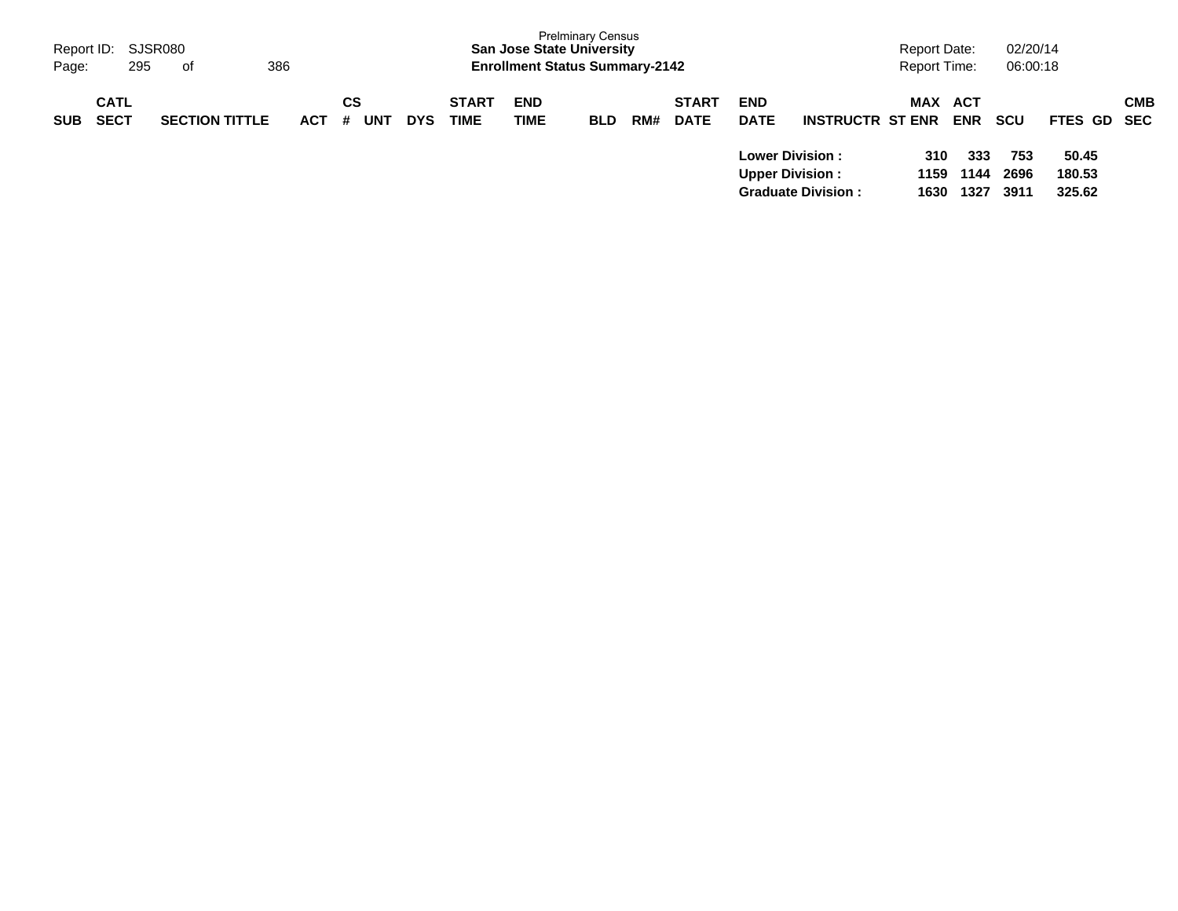| SUB | CATL SECT | SECTION TITTLE | ACT | CS # | UNT | DYS | START TIME | END TIME | BLD | RM# | START DATE | END DATE | INSTRUCTR | ST | MAX ENR | ACT ENR | SCU | FTES | GD | CMB SEC |
|---|---|---|---|---|---|---|---|---|---|---|---|---|---|---|---|---|---|---|---|---|
| | | | | | | | | | | | | **Lower Division :** | | | **310** | **333** | **753** | **50.45** | | |
| | | | | | | | | | | | | **Upper Division :** | | | **1159** | **1144** | **2696** | **180.53** | | |
| | | | | | | | | | | | | **Graduate Division :** | | | **1630** | **1327** | **3911** | **325.62** | | |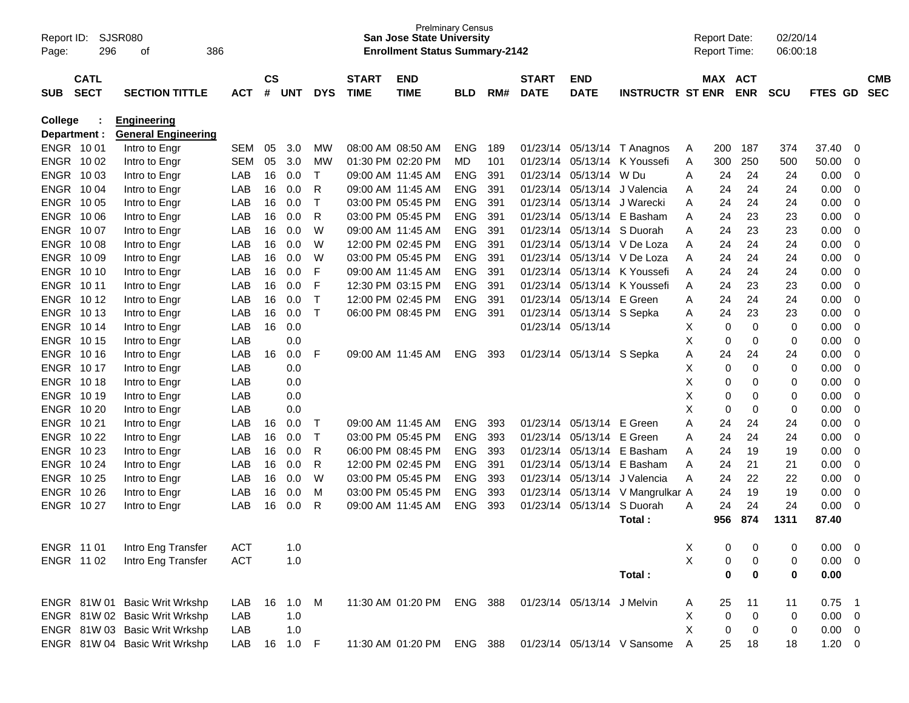Prelminary Census
**San Jose State University**
**Enrollment Status Summary-2142**

Report ID: SJSR080
Report Date: 02/20/14
Report Time: 06:00:18

**College : Engineering**
**Department : General Engineering**

| SUB | CATL SECT | SECTION TITTLE | ACT | CS # | UNT | DYS | START TIME | END TIME | BLD | RM# | START DATE | END DATE | INSTRUCTR | ST | MAX ENR | ACT ENR | SCU | FTES | GD | CMB SEC |
|---|---|---|---|---|---|---|---|---|---|---|---|---|---|---|---|---|---|---|---|---|
| ENGR | 10 01 | Intro to Engr | SEM | 05 | 3.0 | MW | 08:00 AM | 08:50 AM | ENG | 189 | 01/23/14 | 05/13/14 | T Anagnos | A | 200 | 187 | 374 | 37.40 | 0 | |
| ENGR | 10 02 | Intro to Engr | SEM | 05 | 3.0 | MW | 01:30 PM | 02:20 PM | MD | 101 | 01/23/14 | 05/13/14 | K Youssefi | A | 300 | 250 | 500 | 50.00 | 0 | |
| ENGR | 10 03 | Intro to Engr | LAB | 16 | 0.0 | T | 09:00 AM | 11:45 AM | ENG | 391 | 01/23/14 | 05/13/14 | W Du | A | 24 | 24 | 24 | 0.00 | 0 | |
| ENGR | 10 04 | Intro to Engr | LAB | 16 | 0.0 | R | 09:00 AM | 11:45 AM | ENG | 391 | 01/23/14 | 05/13/14 | J Valencia | A | 24 | 24 | 24 | 0.00 | 0 | |
| ENGR | 10 05 | Intro to Engr | LAB | 16 | 0.0 | T | 03:00 PM | 05:45 PM | ENG | 391 | 01/23/14 | 05/13/14 | J Warecki | A | 24 | 24 | 24 | 0.00 | 0 | |
| ENGR | 10 06 | Intro to Engr | LAB | 16 | 0.0 | R | 03:00 PM | 05:45 PM | ENG | 391 | 01/23/14 | 05/13/14 | E Basham | A | 24 | 23 | 23 | 0.00 | 0 | |
| ENGR | 10 07 | Intro to Engr | LAB | 16 | 0.0 | W | 09:00 AM | 11:45 AM | ENG | 391 | 01/23/14 | 05/13/14 | S Duorah | A | 24 | 23 | 23 | 0.00 | 0 | |
| ENGR | 10 08 | Intro to Engr | LAB | 16 | 0.0 | W | 12:00 PM | 02:45 PM | ENG | 391 | 01/23/14 | 05/13/14 | V De Loza | A | 24 | 24 | 24 | 0.00 | 0 | |
| ENGR | 10 09 | Intro to Engr | LAB | 16 | 0.0 | W | 03:00 PM | 05:45 PM | ENG | 391 | 01/23/14 | 05/13/14 | V De Loza | A | 24 | 24 | 24 | 0.00 | 0 | |
| ENGR | 10 10 | Intro to Engr | LAB | 16 | 0.0 | F | 09:00 AM | 11:45 AM | ENG | 391 | 01/23/14 | 05/13/14 | K Youssefi | A | 24 | 24 | 24 | 0.00 | 0 | |
| ENGR | 10 11 | Intro to Engr | LAB | 16 | 0.0 | F | 12:30 PM | 03:15 PM | ENG | 391 | 01/23/14 | 05/13/14 | K Youssefi | A | 24 | 23 | 23 | 0.00 | 0 | |
| ENGR | 10 12 | Intro to Engr | LAB | 16 | 0.0 | T | 12:00 PM | 02:45 PM | ENG | 391 | 01/23/14 | 05/13/14 | E Green | A | 24 | 24 | 24 | 0.00 | 0 | |
| ENGR | 10 13 | Intro to Engr | LAB | 16 | 0.0 | T | 06:00 PM | 08:45 PM | ENG | 391 | 01/23/14 | 05/13/14 | S Sepka | A | 24 | 23 | 23 | 0.00 | 0 | |
| ENGR | 10 14 | Intro to Engr | LAB | 16 | 0.0 | | | | | | 01/23/14 | 05/13/14 | | X | 0 | 0 | 0 | 0.00 | 0 | |
| ENGR | 10 15 | Intro to Engr | LAB | | 0.0 | | | | | | | | | X | 0 | 0 | 0 | 0.00 | 0 | |
| ENGR | 10 16 | Intro to Engr | LAB | 16 | 0.0 | F | 09:00 AM | 11:45 AM | ENG | 393 | 01/23/14 | 05/13/14 | S Sepka | A | 24 | 24 | 24 | 0.00 | 0 | |
| ENGR | 10 17 | Intro to Engr | LAB | | 0.0 | | | | | | | | | X | 0 | 0 | 0 | 0.00 | 0 | |
| ENGR | 10 18 | Intro to Engr | LAB | | 0.0 | | | | | | | | | X | 0 | 0 | 0 | 0.00 | 0 | |
| ENGR | 10 19 | Intro to Engr | LAB | | 0.0 | | | | | | | | | X | 0 | 0 | 0 | 0.00 | 0 | |
| ENGR | 10 20 | Intro to Engr | LAB | | 0.0 | | | | | | | | | X | 0 | 0 | 0 | 0.00 | 0 | |
| ENGR | 10 21 | Intro to Engr | LAB | 16 | 0.0 | T | 09:00 AM | 11:45 AM | ENG | 393 | 01/23/14 | 05/13/14 | E Green | A | 24 | 24 | 24 | 0.00 | 0 | |
| ENGR | 10 22 | Intro to Engr | LAB | 16 | 0.0 | T | 03:00 PM | 05:45 PM | ENG | 393 | 01/23/14 | 05/13/14 | E Green | A | 24 | 24 | 24 | 0.00 | 0 | |
| ENGR | 10 23 | Intro to Engr | LAB | 16 | 0.0 | R | 06:00 PM | 08:45 PM | ENG | 393 | 01/23/14 | 05/13/14 | E Basham | A | 24 | 19 | 19 | 0.00 | 0 | |
| ENGR | 10 24 | Intro to Engr | LAB | 16 | 0.0 | R | 12:00 PM | 02:45 PM | ENG | 391 | 01/23/14 | 05/13/14 | E Basham | A | 24 | 21 | 21 | 0.00 | 0 | |
| ENGR | 10 25 | Intro to Engr | LAB | 16 | 0.0 | W | 03:00 PM | 05:45 PM | ENG | 393 | 01/23/14 | 05/13/14 | J Valencia | A | 24 | 22 | 22 | 0.00 | 0 | |
| ENGR | 10 26 | Intro to Engr | LAB | 16 | 0.0 | M | 03:00 PM | 05:45 PM | ENG | 393 | 01/23/14 | 05/13/14 | V Mangrulkar | A | 24 | 19 | 19 | 0.00 | 0 | |
| ENGR | 10 27 | Intro to Engr | LAB | 16 | 0.0 | R | 09:00 AM | 11:45 AM | ENG | 393 | 01/23/14 | 05/13/14 | S Duorah | A | 24 | 24 | 24 | 0.00 | 0 | |
| | | | | | | | | | | | | | **Total :** | | **956** | **874** | **1311** | **87.40** | | |
| ENGR | 11 01 | Intro Eng Transfer | ACT | | 1.0 | | | | | | | | | X | 0 | 0 | 0 | 0.00 | 0 | |
| ENGR | 11 02 | Intro Eng Transfer | ACT | | 1.0 | | | | | | | | | X | 0 | 0 | 0 | 0.00 | 0 | |
| | | | | | | | | | | | | | **Total :** | | **0** | **0** | **0** | **0.00** | | |
| ENGR | 81W 01 | Basic Writ Wrkshp | LAB | 16 | 1.0 | M | 11:30 AM | 01:20 PM | ENG | 388 | 01/23/14 | 05/13/14 | J Melvin | A | 25 | 11 | 11 | 0.75 | 1 | |
| ENGR | 81W 02 | Basic Writ Wrkshp | LAB | | 1.0 | | | | | | | | | X | 0 | 0 | 0 | 0.00 | 0 | |
| ENGR | 81W 03 | Basic Writ Wrkshp | LAB | | 1.0 | | | | | | | | | X | 0 | 0 | 0 | 0.00 | 0 | |
| ENGR | 81W 04 | Basic Writ Wrkshp | LAB | 16 | 1.0 | F | 11:30 AM | 01:20 PM | ENG | 388 | 01/23/14 | 05/13/14 | V Sansome | A | 25 | 18 | 18 | 1.20 | 0 | |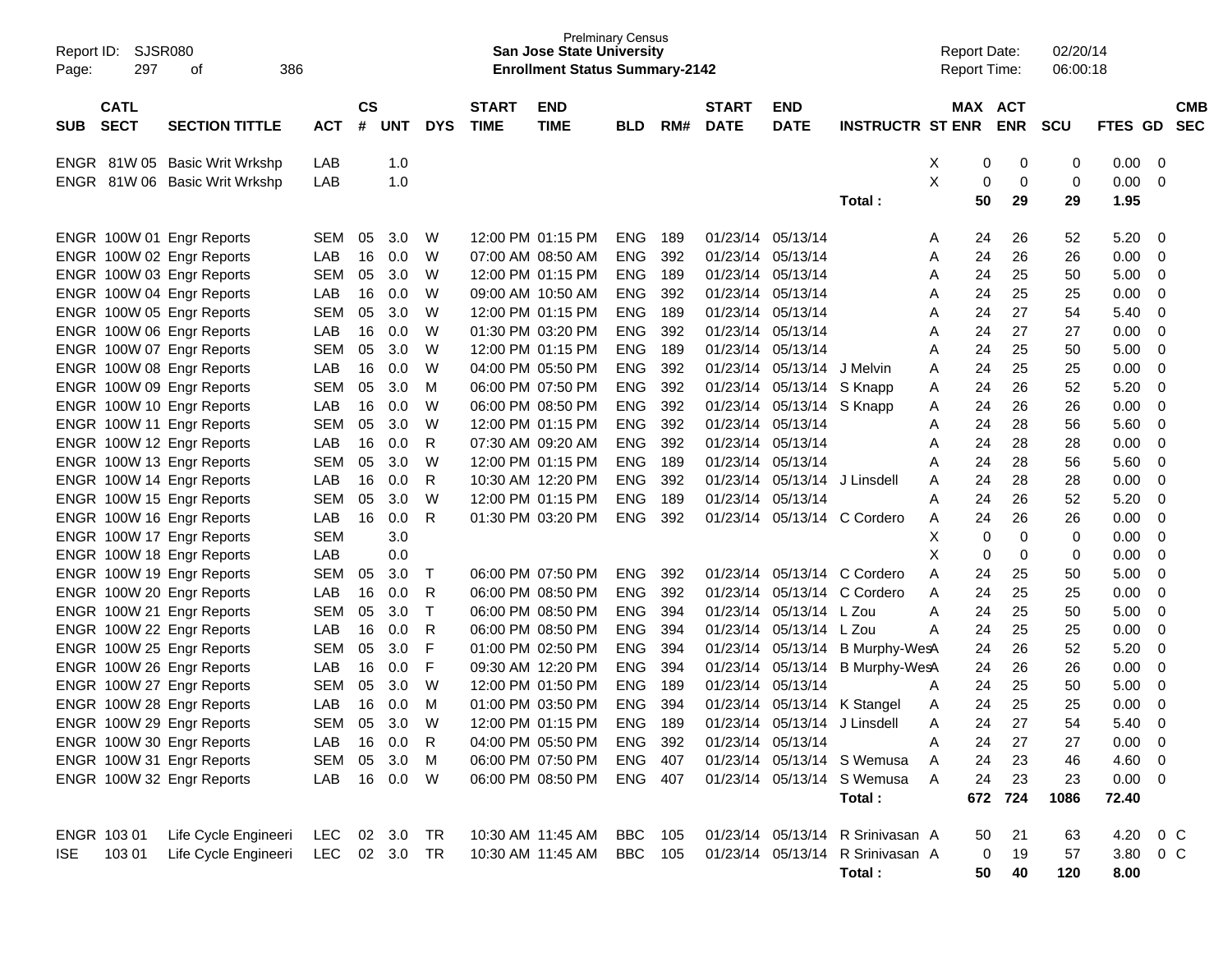Prelminary Census
**San Jose State University**
**Enrollment Status Summary-2142**

Report ID: SJSR080 Page: 297 of 386

Report Date: 02/20/14 Report Time: 06:00:18

| SUB | CATL SECT | SECTION TITTLE | ACT | CS # | UNT | DYS | START TIME | END TIME | BLD | RM# | START DATE | END DATE | INSTRUCTR | ST | MAX ENR | ACT ENR | SCU | FTES | GD | CMB SEC |
|---|---|---|---|---|---|---|---|---|---|---|---|---|---|---|---|---|---|---|---|---|
| ENGR | 81W 05 | Basic Writ Wrkshp | LAB | | 1.0 | | | | | | | | | X | 0 | 0 | 0 | 0.00 | 0 | |
| ENGR | 81W 06 | Basic Writ Wrkshp | LAB | | 1.0 | | | | | | | | | X | 0 | 0 | 0 | 0.00 | 0 | |
| | | | | | | | | | | | | | Total : | | 50 | 29 | 29 | 1.95 | | |
| ENGR | 100W 01 | Engr Reports | SEM | 05 | 3.0 | W | 12:00 PM | 01:15 PM | ENG | 189 | 01/23/14 | 05/13/14 | | A | 24 | 26 | 52 | 5.20 | 0 | |
| ENGR | 100W 02 | Engr Reports | LAB | 16 | 0.0 | W | 07:00 AM | 08:50 AM | ENG | 392 | 01/23/14 | 05/13/14 | | A | 24 | 26 | 26 | 0.00 | 0 | |
| ENGR | 100W 03 | Engr Reports | SEM | 05 | 3.0 | W | 12:00 PM | 01:15 PM | ENG | 189 | 01/23/14 | 05/13/14 | | A | 24 | 25 | 50 | 5.00 | 0 | |
| ENGR | 100W 04 | Engr Reports | LAB | 16 | 0.0 | W | 09:00 AM | 10:50 AM | ENG | 392 | 01/23/14 | 05/13/14 | | A | 24 | 25 | 25 | 0.00 | 0 | |
| ENGR | 100W 05 | Engr Reports | SEM | 05 | 3.0 | W | 12:00 PM | 01:15 PM | ENG | 189 | 01/23/14 | 05/13/14 | | A | 24 | 27 | 54 | 5.40 | 0 | |
| ENGR | 100W 06 | Engr Reports | LAB | 16 | 0.0 | W | 01:30 PM | 03:20 PM | ENG | 392 | 01/23/14 | 05/13/14 | | A | 24 | 27 | 27 | 0.00 | 0 | |
| ENGR | 100W 07 | Engr Reports | SEM | 05 | 3.0 | W | 12:00 PM | 01:15 PM | ENG | 189 | 01/23/14 | 05/13/14 | | A | 24 | 25 | 50 | 5.00 | 0 | |
| ENGR | 100W 08 | Engr Reports | LAB | 16 | 0.0 | W | 04:00 PM | 05:50 PM | ENG | 392 | 01/23/14 | 05/13/14 | J Melvin | A | 24 | 25 | 25 | 0.00 | 0 | |
| ENGR | 100W 09 | Engr Reports | SEM | 05 | 3.0 | M | 06:00 PM | 07:50 PM | ENG | 392 | 01/23/14 | 05/13/14 | S Knapp | A | 24 | 26 | 52 | 5.20 | 0 | |
| ENGR | 100W 10 | Engr Reports | LAB | 16 | 0.0 | W | 06:00 PM | 08:50 PM | ENG | 392 | 01/23/14 | 05/13/14 | S Knapp | A | 24 | 26 | 26 | 0.00 | 0 | |
| ENGR | 100W 11 | Engr Reports | SEM | 05 | 3.0 | W | 12:00 PM | 01:15 PM | ENG | 392 | 01/23/14 | 05/13/14 | | A | 24 | 28 | 56 | 5.60 | 0 | |
| ENGR | 100W 12 | Engr Reports | LAB | 16 | 0.0 | R | 07:30 AM | 09:20 AM | ENG | 392 | 01/23/14 | 05/13/14 | | A | 24 | 28 | 28 | 0.00 | 0 | |
| ENGR | 100W 13 | Engr Reports | SEM | 05 | 3.0 | W | 12:00 PM | 01:15 PM | ENG | 189 | 01/23/14 | 05/13/14 | | A | 24 | 28 | 56 | 5.60 | 0 | |
| ENGR | 100W 14 | Engr Reports | LAB | 16 | 0.0 | R | 10:30 AM | 12:20 PM | ENG | 392 | 01/23/14 | 05/13/14 | J Linsdell | A | 24 | 28 | 28 | 0.00 | 0 | |
| ENGR | 100W 15 | Engr Reports | SEM | 05 | 3.0 | W | 12:00 PM | 01:15 PM | ENG | 189 | 01/23/14 | 05/13/14 | | A | 24 | 26 | 52 | 5.20 | 0 | |
| ENGR | 100W 16 | Engr Reports | LAB | 16 | 0.0 | R | 01:30 PM | 03:20 PM | ENG | 392 | 01/23/14 | 05/13/14 | C Cordero | A | 24 | 26 | 26 | 0.00 | 0 | |
| ENGR | 100W 17 | Engr Reports | SEM | | 3.0 | | | | | | | | | X | 0 | 0 | 0 | 0.00 | 0 | |
| ENGR | 100W 18 | Engr Reports | LAB | | 0.0 | | | | | | | | | X | 0 | 0 | 0 | 0.00 | 0 | |
| ENGR | 100W 19 | Engr Reports | SEM | 05 | 3.0 | T | 06:00 PM | 07:50 PM | ENG | 392 | 01/23/14 | 05/13/14 | C Cordero | A | 24 | 25 | 50 | 5.00 | 0 | |
| ENGR | 100W 20 | Engr Reports | LAB | 16 | 0.0 | R | 06:00 PM | 08:50 PM | ENG | 392 | 01/23/14 | 05/13/14 | C Cordero | A | 24 | 25 | 25 | 0.00 | 0 | |
| ENGR | 100W 21 | Engr Reports | SEM | 05 | 3.0 | T | 06:00 PM | 08:50 PM | ENG | 394 | 01/23/14 | 05/13/14 | L Zou | A | 24 | 25 | 50 | 5.00 | 0 | |
| ENGR | 100W 22 | Engr Reports | LAB | 16 | 0.0 | R | 06:00 PM | 08:50 PM | ENG | 394 | 01/23/14 | 05/13/14 | L Zou | A | 24 | 25 | 25 | 0.00 | 0 | |
| ENGR | 100W 25 | Engr Reports | SEM | 05 | 3.0 | F | 01:00 PM | 02:50 PM | ENG | 394 | 01/23/14 | 05/13/14 | B Murphy-Wes | A | 24 | 26 | 52 | 5.20 | 0 | |
| ENGR | 100W 26 | Engr Reports | LAB | 16 | 0.0 | F | 09:30 AM | 12:20 PM | ENG | 394 | 01/23/14 | 05/13/14 | B Murphy-Wes | A | 24 | 26 | 26 | 0.00 | 0 | |
| ENGR | 100W 27 | Engr Reports | SEM | 05 | 3.0 | W | 12:00 PM | 01:50 PM | ENG | 189 | 01/23/14 | 05/13/14 | | A | 24 | 25 | 50 | 5.00 | 0 | |
| ENGR | 100W 28 | Engr Reports | LAB | 16 | 0.0 | M | 01:00 PM | 03:50 PM | ENG | 394 | 01/23/14 | 05/13/14 | K Stangel | A | 24 | 25 | 25 | 0.00 | 0 | |
| ENGR | 100W 29 | Engr Reports | SEM | 05 | 3.0 | W | 12:00 PM | 01:15 PM | ENG | 189 | 01/23/14 | 05/13/14 | J Linsdell | A | 24 | 27 | 54 | 5.40 | 0 | |
| ENGR | 100W 30 | Engr Reports | LAB | 16 | 0.0 | R | 04:00 PM | 05:50 PM | ENG | 392 | 01/23/14 | 05/13/14 | | A | 24 | 27 | 27 | 0.00 | 0 | |
| ENGR | 100W 31 | Engr Reports | SEM | 05 | 3.0 | M | 06:00 PM | 07:50 PM | ENG | 407 | 01/23/14 | 05/13/14 | S Wemusa | A | 24 | 23 | 46 | 4.60 | 0 | |
| ENGR | 100W 32 | Engr Reports | LAB | 16 | 0.0 | W | 06:00 PM | 08:50 PM | ENG | 407 | 01/23/14 | 05/13/14 | S Wemusa | A | 24 | 23 | 23 | 0.00 | 0 | |
| | | | | | | | | | | | | | Total : | | 672 | 724 | 1086 | 72.40 | | |
| ENGR | 103 01 | Life Cycle Engineeri | LEC | 02 | 3.0 | TR | 10:30 AM | 11:45 AM | BBC | 105 | 01/23/14 | 05/13/14 | R Srinivasan | A | 50 | 21 | 63 | 4.20 | 0 | C |
| ISE | 103 01 | Life Cycle Engineeri | LEC | 02 | 3.0 | TR | 10:30 AM | 11:45 AM | BBC | 105 | 01/23/14 | 05/13/14 | R Srinivasan | A | 0 | 19 | 57 | 3.80 | 0 | C |
| | | | | | | | | | | | | | Total : | | 50 | 40 | 120 | 8.00 | | |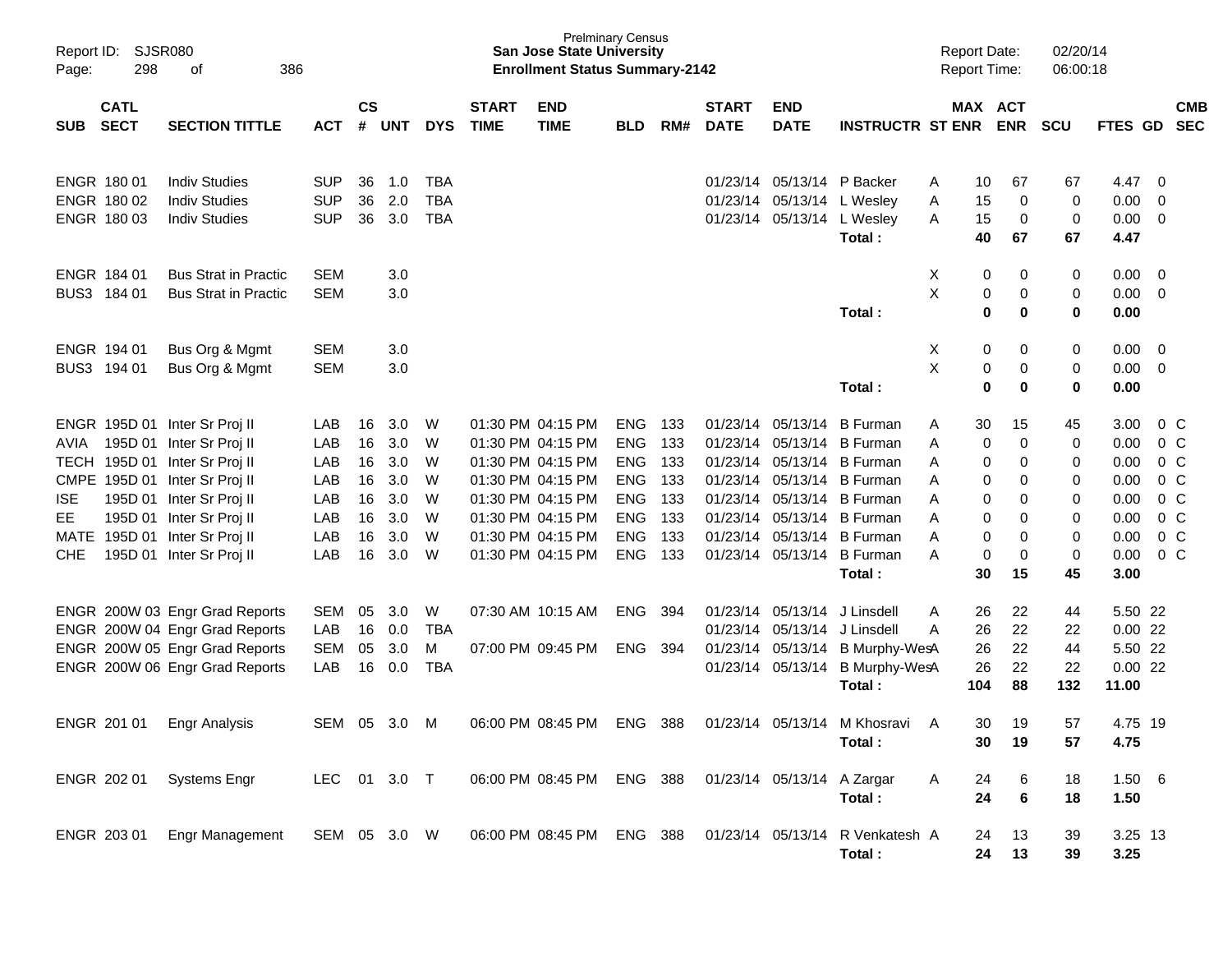Prelminary Census
**San Jose State University**
**Enrollment Status Summary-2142**

| SUB | CATL SECT | SECTION TITTLE | ACT | CS # | UNT | DYS | START TIME | END TIME | BLD | RM# | START DATE | END DATE | INSTRUCTR | ST | MAX ENR | ACT ENR | SCU | FTES | GD | CMB SEC |
|---|---|---|---|---|---|---|---|---|---|---|---|---|---|---|---|---|---|---|---|---|
| ENGR | 180 01 | Indiv Studies | SUP | 36 | 1.0 | TBA | | | | | 01/23/14 | 05/13/14 | P Backer | A | 10 | 67 | 67 | 4.47 | 0 | |
| ENGR | 180 02 | Indiv Studies | SUP | 36 | 2.0 | TBA | | | | | 01/23/14 | 05/13/14 | L Wesley | A | 15 | 0 | 0 | 0.00 | 0 | |
| ENGR | 180 03 | Indiv Studies | SUP | 36 | 3.0 | TBA | | | | | 01/23/14 | 05/13/14 | L Wesley | A | 15 | 0 | 0 | 0.00 | 0 | |
| | | | | | | | | | | | | | **Total :** | | **40** | **67** | **67** | **4.47** | | |
| ENGR | 184 01 | Bus Strat in Practic | SEM | | 3.0 | | | | | | | | | X | 0 | 0 | 0 | 0.00 | 0 | |
| BUS3 | 184 01 | Bus Strat in Practic | SEM | | 3.0 | | | | | | | | | X | 0 | 0 | 0 | 0.00 | 0 | |
| | | | | | | | | | | | | | **Total :** | | **0** | **0** | **0** | **0.00** | | |
| ENGR | 194 01 | Bus Org & Mgmt | SEM | | 3.0 | | | | | | | | | X | 0 | 0 | 0 | 0.00 | 0 | |
| BUS3 | 194 01 | Bus Org & Mgmt | SEM | | 3.0 | | | | | | | | | X | 0 | 0 | 0 | 0.00 | 0 | |
| | | | | | | | | | | | | | **Total :** | | **0** | **0** | **0** | **0.00** | | |
| ENGR | 195D 01 | Inter Sr Proj II | LAB | 16 | 3.0 | W | 01:30 PM | 04:15 PM | ENG | 133 | 01/23/14 | 05/13/14 | B Furman | A | 30 | 15 | 45 | 3.00 | 0 | C |
| AVIA | 195D 01 | Inter Sr Proj II | LAB | 16 | 3.0 | W | 01:30 PM | 04:15 PM | ENG | 133 | 01/23/14 | 05/13/14 | B Furman | A | 0 | 0 | 0 | 0.00 | 0 | C |
| TECH | 195D 01 | Inter Sr Proj II | LAB | 16 | 3.0 | W | 01:30 PM | 04:15 PM | ENG | 133 | 01/23/14 | 05/13/14 | B Furman | A | 0 | 0 | 0 | 0.00 | 0 | C |
| CMPE | 195D 01 | Inter Sr Proj II | LAB | 16 | 3.0 | W | 01:30 PM | 04:15 PM | ENG | 133 | 01/23/14 | 05/13/14 | B Furman | A | 0 | 0 | 0 | 0.00 | 0 | C |
| ISE | 195D 01 | Inter Sr Proj II | LAB | 16 | 3.0 | W | 01:30 PM | 04:15 PM | ENG | 133 | 01/23/14 | 05/13/14 | B Furman | A | 0 | 0 | 0 | 0.00 | 0 | C |
| EE | 195D 01 | Inter Sr Proj II | LAB | 16 | 3.0 | W | 01:30 PM | 04:15 PM | ENG | 133 | 01/23/14 | 05/13/14 | B Furman | A | 0 | 0 | 0 | 0.00 | 0 | C |
| MATE | 195D 01 | Inter Sr Proj II | LAB | 16 | 3.0 | W | 01:30 PM | 04:15 PM | ENG | 133 | 01/23/14 | 05/13/14 | B Furman | A | 0 | 0 | 0 | 0.00 | 0 | C |
| CHE | 195D 01 | Inter Sr Proj II | LAB | 16 | 3.0 | W | 01:30 PM | 04:15 PM | ENG | 133 | 01/23/14 | 05/13/14 | B Furman | A | 0 | 0 | 0 | 0.00 | 0 | C |
| | | | | | | | | | | | | | **Total :** | | **30** | **15** | **45** | **3.00** | | |
| ENGR | 200W 03 | Engr Grad Reports | SEM | 05 | 3.0 | W | 07:30 AM | 10:15 AM | ENG | 394 | 01/23/14 | 05/13/14 | J Linsdell | A | 26 | 22 | 44 | 5.50 | 22 | |
| ENGR | 200W 04 | Engr Grad Reports | LAB | 16 | 0.0 | TBA | | | | | 01/23/14 | 05/13/14 | J Linsdell | A | 26 | 22 | 22 | 0.00 | 22 | |
| ENGR | 200W 05 | Engr Grad Reports | SEM | 05 | 3.0 | M | 07:00 PM | 09:45 PM | ENG | 394 | 01/23/14 | 05/13/14 | B Murphy-Wes | A | 26 | 22 | 44 | 5.50 | 22 | |
| ENGR | 200W 06 | Engr Grad Reports | LAB | 16 | 0.0 | TBA | | | | | 01/23/14 | 05/13/14 | B Murphy-Wes | A | 26 | 22 | 22 | 0.00 | 22 | |
| | | | | | | | | | | | | | **Total :** | | **104** | **88** | **132** | **11.00** | | |
| ENGR | 201 01 | Engr Analysis | SEM | 05 | 3.0 | M | 06:00 PM | 08:45 PM | ENG | 388 | 01/23/14 | 05/13/14 | M Khosravi | A | 30 | 19 | 57 | 4.75 | 19 | |
| | | | | | | | | | | | | | **Total :** | | **30** | **19** | **57** | **4.75** | | |
| ENGR | 202 01 | Systems Engr | LEC | 01 | 3.0 | T | 06:00 PM | 08:45 PM | ENG | 388 | 01/23/14 | 05/13/14 | A Zargar | A | 24 | 6 | 18 | 1.50 | 6 | |
| | | | | | | | | | | | | | **Total :** | | **24** | **6** | **18** | **1.50** | | |
| ENGR | 203 01 | Engr Management | SEM | 05 | 3.0 | W | 06:00 PM | 08:45 PM | ENG | 388 | 01/23/14 | 05/13/14 | R Venkatesh | A | 24 | 13 | 39 | 3.25 | 13 | |
| | | | | | | | | | | | | | **Total :** | | **24** | **13** | **39** | **3.25** | | |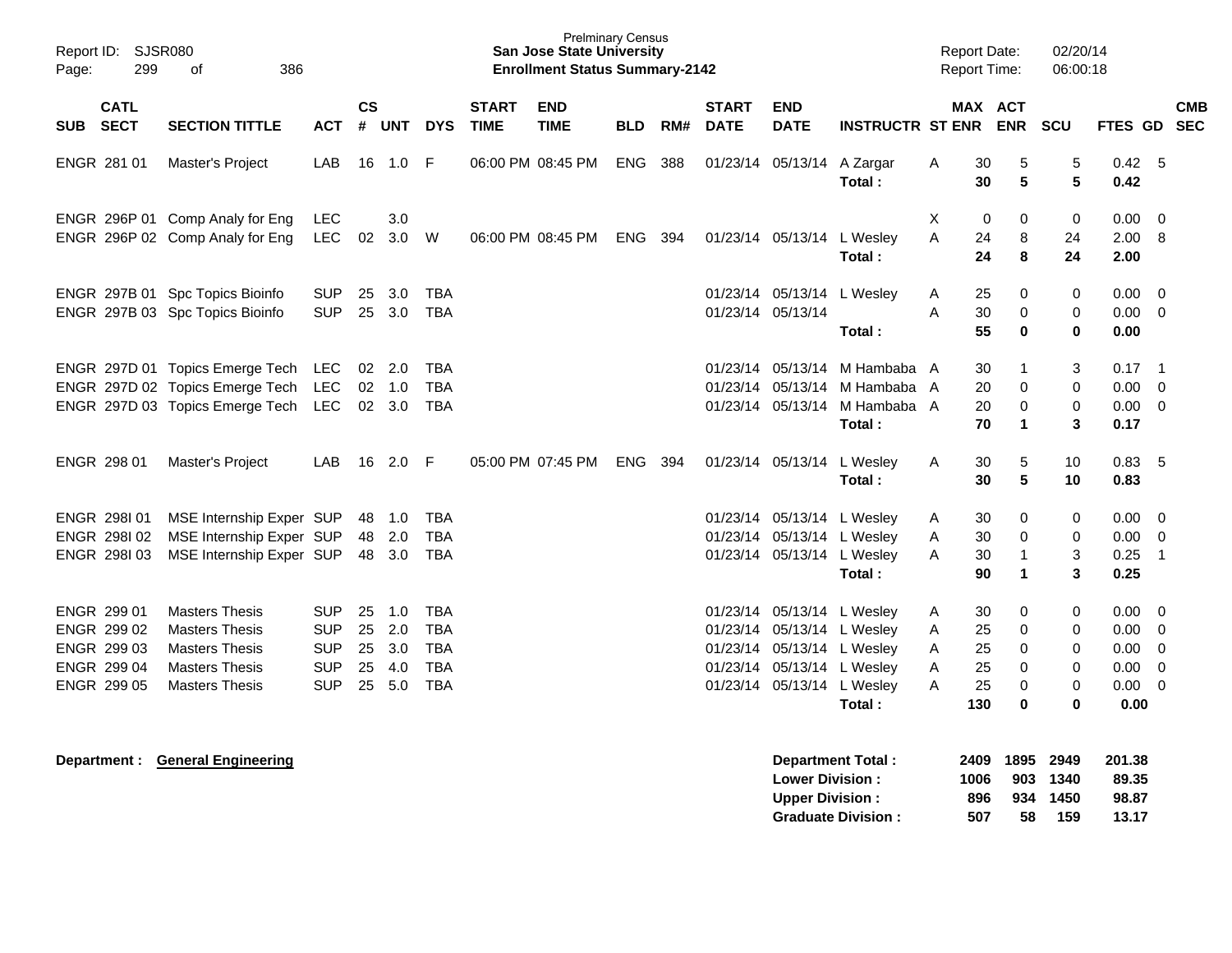Prelminary Census
**San Jose State University**
**Enrollment Status Summary-2142**

Report ID: SJSR080
Report Date: 02/20/14
Report Time: 06:00:18

| SUB | CATL SECT | SECTION TITTLE | ACT | CS # | UNT | DYS | START TIME | END TIME | BLD | RM# | START DATE | END DATE | INSTRUCTR | ST | MAX ENR | ACT ENR | SCU | FTES | GD | CMB SEC |
|---|---|---|---|---|---|---|---|---|---|---|---|---|---|---|---|---|---|---|---|---|
| ENGR | 281 01 | Master's Project | LAB | 16 | 1.0 | F | 06:00 PM | 08:45 PM | ENG | 388 | 01/23/14 | 05/13/14 | A Zargar | A | 30 | 5 | 5 | 0.42 | 5 | |
| | | | | | | | | | | | | | **Total :** | | **30** | **5** | **5** | **0.42** | | |
| ENGR | 296P 01 | Comp Analy for Eng | LEC | | 3.0 | | | | | | | | | X | 0 | 0 | 0 | 0.00 | 0 | |
| ENGR | 296P 02 | Comp Analy for Eng | LEC | 02 | 3.0 | W | 06:00 PM | 08:45 PM | ENG | 394 | 01/23/14 | 05/13/14 | L Wesley | A | 24 | 8 | 24 | 2.00 | 8 | |
| | | | | | | | | | | | | | **Total :** | | **24** | **8** | **24** | **2.00** | | |
| ENGR | 297B 01 | Spc Topics Bioinfo | SUP | 25 | 3.0 | TBA | | | | | 01/23/14 | 05/13/14 | L Wesley | A | 25 | 0 | 0 | 0.00 | 0 | |
| ENGR | 297B 03 | Spc Topics Bioinfo | SUP | 25 | 3.0 | TBA | | | | | 01/23/14 | 05/13/14 | | A | 30 | 0 | 0 | 0.00 | 0 | |
| | | | | | | | | | | | | | **Total :** | | **55** | **0** | **0** | **0.00** | | |
| ENGR | 297D 01 | Topics Emerge Tech | LEC | 02 | 2.0 | TBA | | | | | 01/23/14 | 05/13/14 | M Hambaba | A | 30 | 1 | 3 | 0.17 | 1 | |
| ENGR | 297D 02 | Topics Emerge Tech | LEC | 02 | 1.0 | TBA | | | | | 01/23/14 | 05/13/14 | M Hambaba | A | 20 | 0 | 0 | 0.00 | 0 | |
| ENGR | 297D 03 | Topics Emerge Tech | LEC | 02 | 3.0 | TBA | | | | | 01/23/14 | 05/13/14 | M Hambaba | A | 20 | 0 | 0 | 0.00 | 0 | |
| | | | | | | | | | | | | | **Total :** | | **70** | **1** | **3** | **0.17** | | |
| ENGR | 298 01 | Master's Project | LAB | 16 | 2.0 | F | 05:00 PM | 07:45 PM | ENG | 394 | 01/23/14 | 05/13/14 | L Wesley | A | 30 | 5 | 10 | 0.83 | 5 | |
| | | | | | | | | | | | | | **Total :** | | **30** | **5** | **10** | **0.83** | | |
| ENGR | 298I 01 | MSE Internship Exper | SUP | 48 | 1.0 | TBA | | | | | 01/23/14 | 05/13/14 | L Wesley | A | 30 | 0 | 0 | 0.00 | 0 | |
| ENGR | 298I 02 | MSE Internship Exper | SUP | 48 | 2.0 | TBA | | | | | 01/23/14 | 05/13/14 | L Wesley | A | 30 | 0 | 0 | 0.00 | 0 | |
| ENGR | 298I 03 | MSE Internship Exper | SUP | 48 | 3.0 | TBA | | | | | 01/23/14 | 05/13/14 | L Wesley | A | 30 | 1 | 3 | 0.25 | 1 | |
| | | | | | | | | | | | | | **Total :** | | **90** | **1** | **3** | **0.25** | | |
| ENGR | 299 01 | Masters Thesis | SUP | 25 | 1.0 | TBA | | | | | 01/23/14 | 05/13/14 | L Wesley | A | 30 | 0 | 0 | 0.00 | 0 | |
| ENGR | 299 02 | Masters Thesis | SUP | 25 | 2.0 | TBA | | | | | 01/23/14 | 05/13/14 | L Wesley | A | 25 | 0 | 0 | 0.00 | 0 | |
| ENGR | 299 03 | Masters Thesis | SUP | 25 | 3.0 | TBA | | | | | 01/23/14 | 05/13/14 | L Wesley | A | 25 | 0 | 0 | 0.00 | 0 | |
| ENGR | 299 04 | Masters Thesis | SUP | 25 | 4.0 | TBA | | | | | 01/23/14 | 05/13/14 | L Wesley | A | 25 | 0 | 0 | 0.00 | 0 | |
| ENGR | 299 05 | Masters Thesis | SUP | 25 | 5.0 | TBA | | | | | 01/23/14 | 05/13/14 | L Wesley | A | 25 | 0 | 0 | 0.00 | 0 | |
| | | | | | | | | | | | | | **Total :** | | **130** | **0** | **0** | **0.00** | | |

**Department : General Engineering**

| | MAX ENR | ACT ENR | SCU | FTES |
|---|---|---|---|---|
| **Department Total :** | **2409** | **1895** | **2949** | **201.38** |
| **Lower Division :** | **1006** | **903** | **1340** | **89.35** |
| **Upper Division :** | **896** | **934** | **1450** | **98.87** |
| **Graduate Division :** | **507** | **58** | **159** | **13.17** |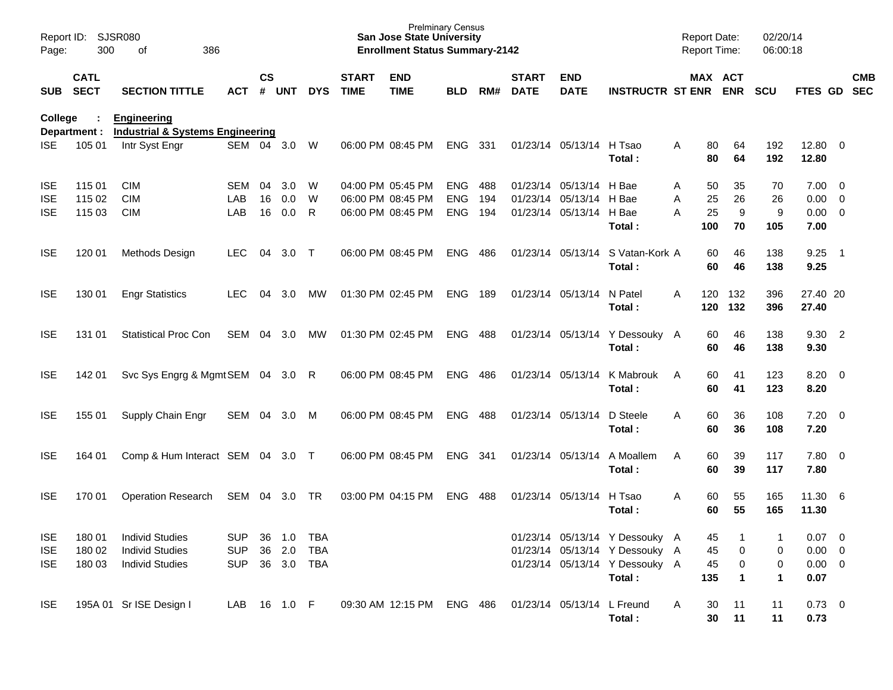**College : Engineering**
**Department : Industrial & Systems Engineering**

| SUB | CATL SECT | SECTION TITTLE | ACT | CS # | UNT | DYS | START TIME | END TIME | BLD | RM# | START DATE | END DATE | INSTRUCTR | ST | MAX ENR | ACT ENR | SCU | FTES | GD | CMB SEC |
|---|---|---|---|---|---|---|---|---|---|---|---|---|---|---|---|---|---|---|---|---|
| ISE | 105 01 | Intr Syst Engr | SEM | 04 | 3.0 | W | 06:00 PM | 08:45 PM | ENG | 331 | 01/23/14 | 05/13/14 | H Tsao | A | 80 | 64 | 192 | 12.80 | 0 | |
| | | | | | | | | | | | | | **Total :** | | **80** | **64** | **192** | **12.80** | | |
| ISE | 115 01 | CIM | SEM | 04 | 3.0 | W | 04:00 PM | 05:45 PM | ENG | 488 | 01/23/14 | 05/13/14 | H Bae | A | 50 | 35 | 70 | 7.00 | 0 | |
| ISE | 115 02 | CIM | LAB | 16 | 0.0 | W | 06:00 PM | 08:45 PM | ENG | 194 | 01/23/14 | 05/13/14 | H Bae | A | 25 | 26 | 26 | 0.00 | 0 | |
| ISE | 115 03 | CIM | LAB | 16 | 0.0 | R | 06:00 PM | 08:45 PM | ENG | 194 | 01/23/14 | 05/13/14 | H Bae | A | 25 | 9 | 9 | 0.00 | 0 | |
| | | | | | | | | | | | | | **Total :** | | **100** | **70** | **105** | **7.00** | | |
| ISE | 120 01 | Methods Design | LEC | 04 | 3.0 | T | 06:00 PM | 08:45 PM | ENG | 486 | 01/23/14 | 05/13/14 | S Vatan-Kork | A | 60 | 46 | 138 | 9.25 | 1 | |
| | | | | | | | | | | | | | **Total :** | | **60** | **46** | **138** | **9.25** | | |
| ISE | 130 01 | Engr Statistics | LEC | 04 | 3.0 | MW | 01:30 PM | 02:45 PM | ENG | 189 | 01/23/14 | 05/13/14 | N Patel | A | 120 | 132 | 396 | 27.40 | 20 | |
| | | | | | | | | | | | | | **Total :** | | **120** | **132** | **396** | **27.40** | | |
| ISE | 131 01 | Statistical Proc Con | SEM | 04 | 3.0 | MW | 01:30 PM | 02:45 PM | ENG | 488 | 01/23/14 | 05/13/14 | Y Dessouky | A | 60 | 46 | 138 | 9.30 | 2 | |
| | | | | | | | | | | | | | **Total :** | | **60** | **46** | **138** | **9.30** | | |
| ISE | 142 01 | Svc Sys Engrg & Mgmt | SEM | 04 | 3.0 | R | 06:00 PM | 08:45 PM | ENG | 486 | 01/23/14 | 05/13/14 | K Mabrouk | A | 60 | 41 | 123 | 8.20 | 0 | |
| | | | | | | | | | | | | | **Total :** | | **60** | **41** | **123** | **8.20** | | |
| ISE | 155 01 | Supply Chain Engr | SEM | 04 | 3.0 | M | 06:00 PM | 08:45 PM | ENG | 488 | 01/23/14 | 05/13/14 | D Steele | A | 60 | 36 | 108 | 7.20 | 0 | |
| | | | | | | | | | | | | | **Total :** | | **60** | **36** | **108** | **7.20** | | |
| ISE | 164 01 | Comp & Hum Interact | SEM | 04 | 3.0 | T | 06:00 PM | 08:45 PM | ENG | 341 | 01/23/14 | 05/13/14 | A Moallem | A | 60 | 39 | 117 | 7.80 | 0 | |
| | | | | | | | | | | | | | **Total :** | | **60** | **39** | **117** | **7.80** | | |
| ISE | 170 01 | Operation Research | SEM | 04 | 3.0 | TR | 03:00 PM | 04:15 PM | ENG | 488 | 01/23/14 | 05/13/14 | H Tsao | A | 60 | 55 | 165 | 11.30 | 6 | |
| | | | | | | | | | | | | | **Total :** | | **60** | **55** | **165** | **11.30** | | |
| ISE | 180 01 | Individ Studies | SUP | 36 | 1.0 | TBA | | | | | 01/23/14 | 05/13/14 | Y Dessouky | A | 45 | 1 | 1 | 0.07 | 0 | |
| ISE | 180 02 | Individ Studies | SUP | 36 | 2.0 | TBA | | | | | 01/23/14 | 05/13/14 | Y Dessouky | A | 45 | 0 | 0 | 0.00 | 0 | |
| ISE | 180 03 | Individ Studies | SUP | 36 | 3.0 | TBA | | | | | 01/23/14 | 05/13/14 | Y Dessouky | A | 45 | 0 | 0 | 0.00 | 0 | |
| | | | | | | | | | | | | | **Total :** | | **135** | **1** | **1** | **0.07** | | |
| ISE | 195A 01 | Sr ISE Design I | LAB | 16 | 1.0 | F | 09:30 AM | 12:15 PM | ENG | 486 | 01/23/14 | 05/13/14 | L Freund | A | 30 | 11 | 11 | 0.73 | 0 | |
| | | | | | | | | | | | | | **Total :** | | **30** | **11** | **11** | **0.73** | | |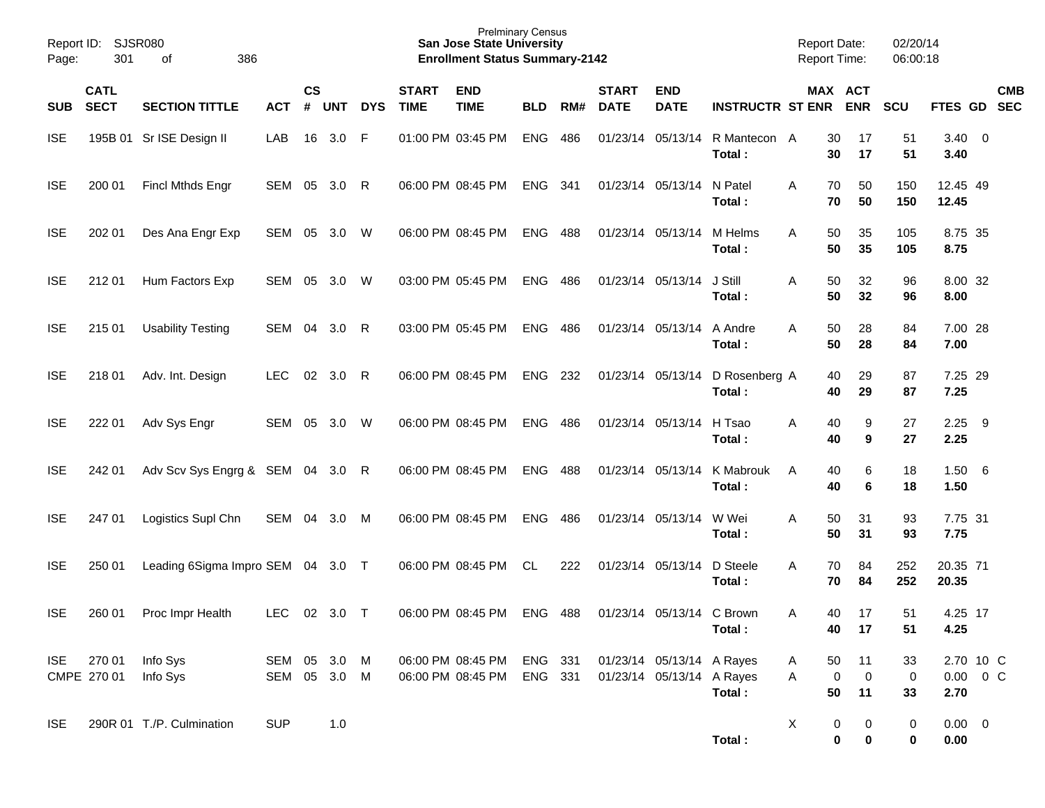Prelminary Census
**San Jose State University**
**Enrollment Status Summary-2142**

Report ID: SJSR080
Report Date: 02/20/14
Report Time: 06:00:18

| SUB | CATL SECT | SECTION TITTLE | ACT | CS # | UNT | DYS | START TIME | END TIME | BLD | RM# | START DATE | END DATE | INSTRUCTR | ST | MAX ENR | ACT ENR | SCU | FTES | GD | CMB SEC |
|---|---|---|---|---|---|---|---|---|---|---|---|---|---|---|---|---|---|---|---|---|
| ISE | 195B 01 | Sr ISE Design II | LAB | 16 | 3.0 | F | 01:00 PM | 03:45 PM | ENG | 486 | 01/23/14 | 05/13/14 | R Mantecon | A | 30 | 17 | 51 | 3.40 | 0 | |
| | | | | | | | | | | | | | **Total :** | | **30** | **17** | **51** | **3.40** | | |
| ISE | 200 01 | Fincl Mthds Engr | SEM | 05 | 3.0 | R | 06:00 PM | 08:45 PM | ENG | 341 | 01/23/14 | 05/13/14 | N Patel | A | 70 | 50 | 150 | 12.45 | 49 | |
| | | | | | | | | | | | | | **Total :** | | **70** | **50** | **150** | **12.45** | | |
| ISE | 202 01 | Des Ana Engr Exp | SEM | 05 | 3.0 | W | 06:00 PM | 08:45 PM | ENG | 488 | 01/23/14 | 05/13/14 | M Helms | A | 50 | 35 | 105 | 8.75 | 35 | |
| | | | | | | | | | | | | | **Total :** | | **50** | **35** | **105** | **8.75** | | |
| ISE | 212 01 | Hum Factors Exp | SEM | 05 | 3.0 | W | 03:00 PM | 05:45 PM | ENG | 486 | 01/23/14 | 05/13/14 | J Still | A | 50 | 32 | 96 | 8.00 | 32 | |
| | | | | | | | | | | | | | **Total :** | | **50** | **32** | **96** | **8.00** | | |
| ISE | 215 01 | Usability Testing | SEM | 04 | 3.0 | R | 03:00 PM | 05:45 PM | ENG | 486 | 01/23/14 | 05/13/14 | A Andre | A | 50 | 28 | 84 | 7.00 | 28 | |
| | | | | | | | | | | | | | **Total :** | | **50** | **28** | **84** | **7.00** | | |
| ISE | 218 01 | Adv. Int. Design | LEC | 02 | 3.0 | R | 06:00 PM | 08:45 PM | ENG | 232 | 01/23/14 | 05/13/14 | D Rosenberg | A | 40 | 29 | 87 | 7.25 | 29 | |
| | | | | | | | | | | | | | **Total :** | | **40** | **29** | **87** | **7.25** | | |
| ISE | 222 01 | Adv Sys Engr | SEM | 05 | 3.0 | W | 06:00 PM | 08:45 PM | ENG | 486 | 01/23/14 | 05/13/14 | H Tsao | A | 40 | 9 | 27 | 2.25 | 9 | |
| | | | | | | | | | | | | | **Total :** | | **40** | **9** | **27** | **2.25** | | |
| ISE | 242 01 | Adv Scv Sys Engrg & | SEM | 04 | 3.0 | R | 06:00 PM | 08:45 PM | ENG | 488 | 01/23/14 | 05/13/14 | K Mabrouk | A | 40 | 6 | 18 | 1.50 | 6 | |
| | | | | | | | | | | | | | **Total :** | | **40** | **6** | **18** | **1.50** | | |
| ISE | 247 01 | Logistics Supl Chn | SEM | 04 | 3.0 | M | 06:00 PM | 08:45 PM | ENG | 486 | 01/23/14 | 05/13/14 | W Wei | A | 50 | 31 | 93 | 7.75 | 31 | |
| | | | | | | | | | | | | | **Total :** | | **50** | **31** | **93** | **7.75** | | |
| ISE | 250 01 | Leading 6Sigma Impro | SEM | 04 | 3.0 | T | 06:00 PM | 08:45 PM | CL | 222 | 01/23/14 | 05/13/14 | D Steele | A | 70 | 84 | 252 | 20.35 | 71 | |
| | | | | | | | | | | | | | **Total :** | | **70** | **84** | **252** | **20.35** | | |
| ISE | 260 01 | Proc Impr Health | LEC | 02 | 3.0 | T | 06:00 PM | 08:45 PM | ENG | 488 | 01/23/14 | 05/13/14 | C Brown | A | 40 | 17 | 51 | 4.25 | 17 | |
| | | | | | | | | | | | | | **Total :** | | **40** | **17** | **51** | **4.25** | | |
| ISE | 270 01 | Info Sys | SEM | 05 | 3.0 | M | 06:00 PM | 08:45 PM | ENG | 331 | 01/23/14 | 05/13/14 | A Rayes | A | 50 | 11 | 33 | 2.70 | 10 | C |
| CMPE | 270 01 | Info Sys | SEM | 05 | 3.0 | M | 06:00 PM | 08:45 PM | ENG | 331 | 01/23/14 | 05/13/14 | A Rayes | A | 0 | 0 | 0 | 0.00 | 0 | C |
| | | | | | | | | | | | | | **Total :** | | **50** | **11** | **33** | **2.70** | | |
| ISE | 290R 01 | T./P. Culmination | SUP | | 1.0 | | | | | | | | | X | 0 | 0 | 0 | 0.00 | 0 | |
| | | | | | | | | | | | | | **Total :** | | **0** | **0** | **0** | **0.00** | | |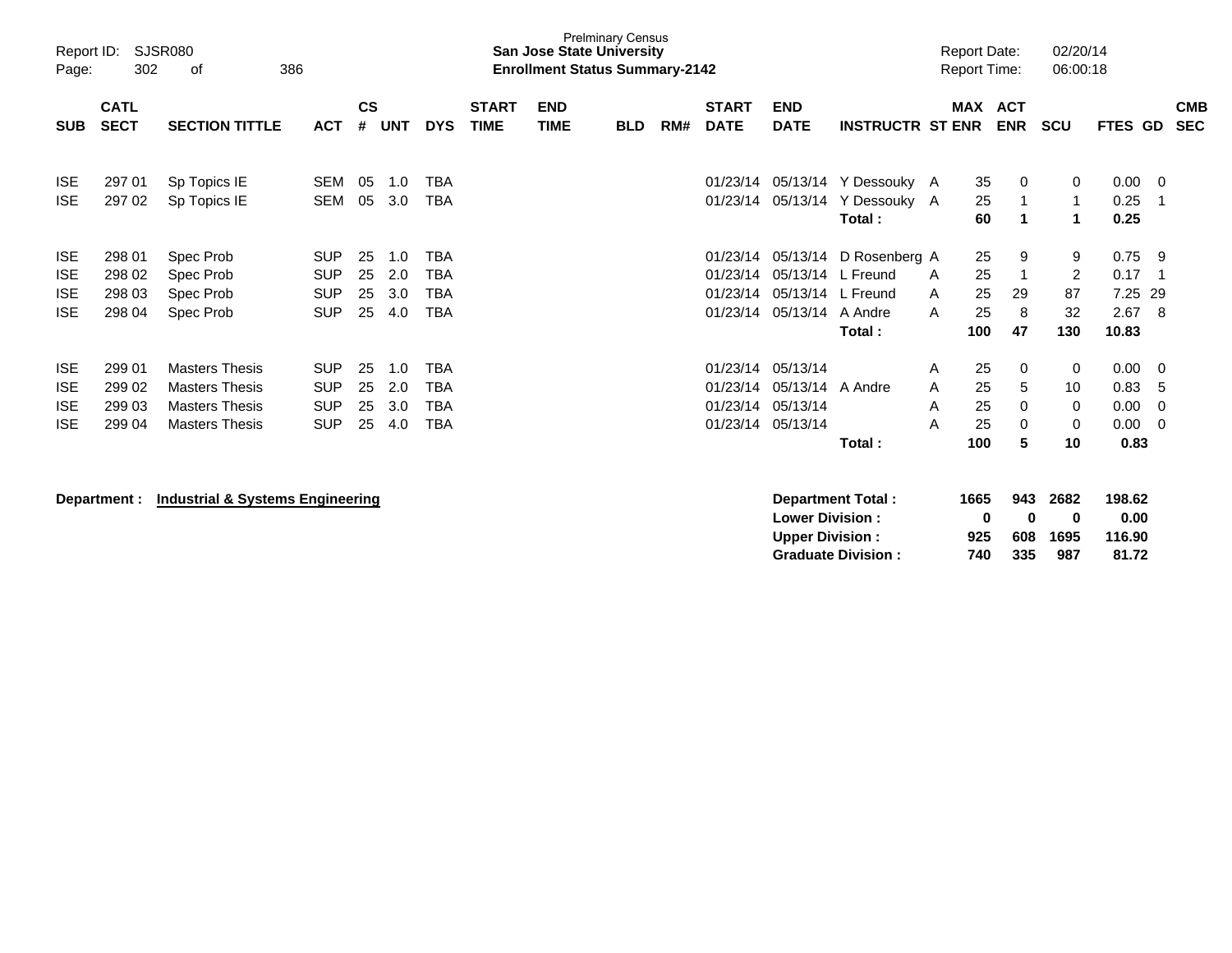Prelminary Census
**San Jose State University**
**Enrollment Status Summary-2142**

Report ID: SJSR080
Page: 302 of 386

Report Date: 02/20/14
Report Time: 06:00:18

| SUB | CATL SECT | SECTION TITTLE | ACT | CS # | UNT | DYS | START TIME | END TIME | BLD | RM# | START DATE | END DATE | INSTRUCTR | ST | MAX ENR | ACT ENR | SCU | FTES | GD | CMB SEC |
|---|---|---|---|---|---|---|---|---|---|---|---|---|---|---|---|---|---|---|---|---|
| ISE | 297 01 | Sp Topics IE | SEM | 05 | 1.0 | TBA | | | | | 01/23/14 | 05/13/14 | Y Dessouky | A | 35 | 0 | 0 | 0.00 | 0 | |
| ISE | 297 02 | Sp Topics IE | SEM | 05 | 3.0 | TBA | | | | | 01/23/14 | 05/13/14 | Y Dessouky | A | 25 | 1 | 1 | 0.25 | 1 | |
| | | | | | | | | | | | | | **Total :** | | **60** | **1** | **1** | **0.25** | | |
| ISE | 298 01 | Spec Prob | SUP | 25 | 1.0 | TBA | | | | | 01/23/14 | 05/13/14 | D Rosenberg | A | 25 | 9 | 9 | 0.75 | 9 | |
| ISE | 298 02 | Spec Prob | SUP | 25 | 2.0 | TBA | | | | | 01/23/14 | 05/13/14 | L Freund | A | 25 | 1 | 2 | 0.17 | 1 | |
| ISE | 298 03 | Spec Prob | SUP | 25 | 3.0 | TBA | | | | | 01/23/14 | 05/13/14 | L Freund | A | 25 | 29 | 87 | 7.25 | 29 | |
| ISE | 298 04 | Spec Prob | SUP | 25 | 4.0 | TBA | | | | | 01/23/14 | 05/13/14 | A Andre | A | 25 | 8 | 32 | 2.67 | 8 | |
| | | | | | | | | | | | | | **Total :** | | **100** | **47** | **130** | **10.83** | | |
| ISE | 299 01 | Masters Thesis | SUP | 25 | 1.0 | TBA | | | | | 01/23/14 | 05/13/14 | | A | 25 | 0 | 0 | 0.00 | 0 | |
| ISE | 299 02 | Masters Thesis | SUP | 25 | 2.0 | TBA | | | | | 01/23/14 | 05/13/14 | A Andre | A | 25 | 5 | 10 | 0.83 | 5 | |
| ISE | 299 03 | Masters Thesis | SUP | 25 | 3.0 | TBA | | | | | 01/23/14 | 05/13/14 | | A | 25 | 0 | 0 | 0.00 | 0 | |
| ISE | 299 04 | Masters Thesis | SUP | 25 | 4.0 | TBA | | | | | 01/23/14 | 05/13/14 | | A | 25 | 0 | 0 | 0.00 | 0 | |
| | | | | | | | | | | | | | **Total :** | | **100** | **5** | **10** | **0.83** | | |

**Department : Industrial & Systems Engineering**

| | MAX ENR | ACT ENR | SCU | FTES |
|---|---|---|---|---|
| **Department Total :** | **1665** | **943** | **2682** | **198.62** |
| **Lower Division :** | **0** | **0** | **0** | **0.00** |
| **Upper Division :** | **925** | **608** | **1695** | **116.90** |
| **Graduate Division :** | **740** | **335** | **987** | **81.72** |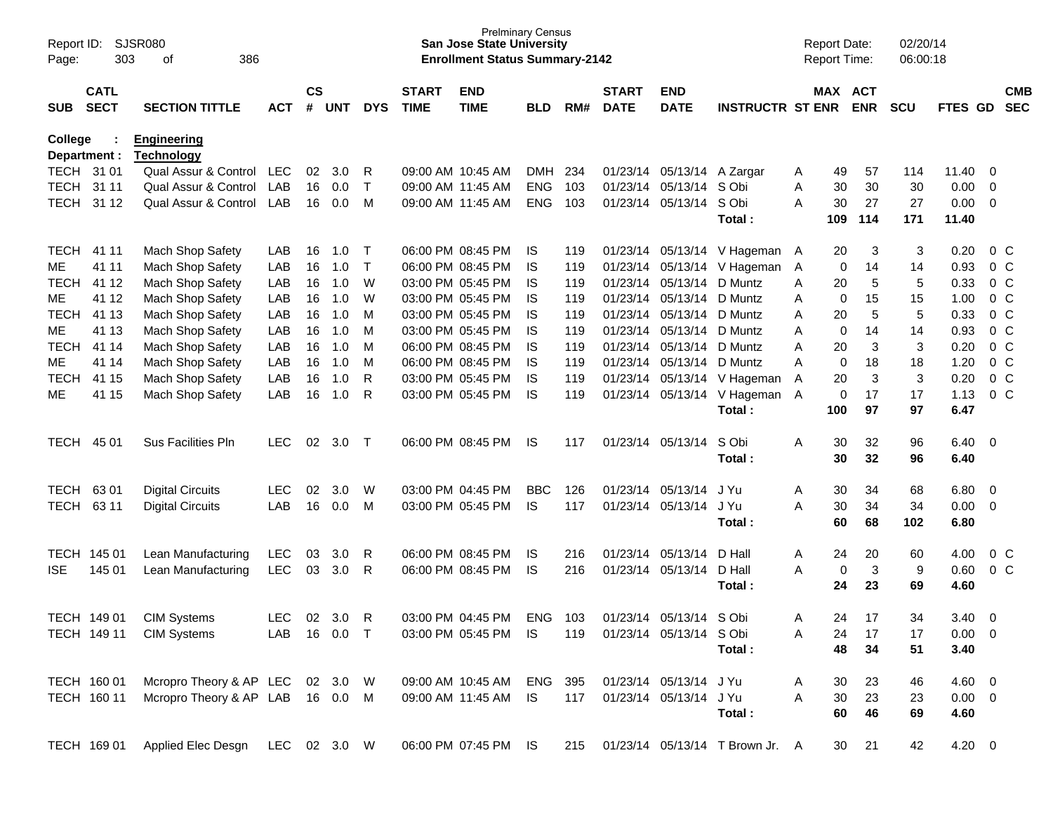Prelminary Census
**San Jose State University**
**Enrollment Status Summary-2142**

Report ID: SJSR080
Report Date: 02/20/14
Report Time: 06:00:18

**College : Engineering**
**Department : Technology**

| SUB | CATL SECT | SECTION TITTLE | ACT | CS # | UNT | DYS | START TIME | END TIME | BLD | RM# | START DATE | END DATE | INSTRUCTR | ST | MAX ENR | ACT ENR | SCU | FTES | GD | CMB SEC |
|---|---|---|---|---|---|---|---|---|---|---|---|---|---|---|---|---|---|---|---|---|
| TECH | 31 01 | Qual Assur & Control | LEC | 02 | 3.0 | R | 09:00 AM | 10:45 AM | DMH | 234 | 01/23/14 | 05/13/14 | A Zargar | A | 49 | 57 | 114 | 11.40 | 0 | |
| TECH | 31 11 | Qual Assur & Control | LAB | 16 | 0.0 | T | 09:00 AM | 11:45 AM | ENG | 103 | 01/23/14 | 05/13/14 | S Obi | A | 30 | 30 | 30 | 0.00 | 0 | |
| TECH | 31 12 | Qual Assur & Control | LAB | 16 | 0.0 | M | 09:00 AM | 11:45 AM | ENG | 103 | 01/23/14 | 05/13/14 | S Obi | A | 30 | 27 | 27 | 0.00 | 0 | |
| | | | | | | | | | | | | | **Total :** | | **109** | **114** | **171** | **11.40** | | |
| TECH | 41 11 | Mach Shop Safety | LAB | 16 | 1.0 | T | 06:00 PM | 08:45 PM | IS | 119 | 01/23/14 | 05/13/14 | V Hageman | A | 20 | 3 | 3 | 0.20 | 0 | C |
| ME | 41 11 | Mach Shop Safety | LAB | 16 | 1.0 | T | 06:00 PM | 08:45 PM | IS | 119 | 01/23/14 | 05/13/14 | V Hageman | A | 0 | 14 | 14 | 0.93 | 0 | C |
| TECH | 41 12 | Mach Shop Safety | LAB | 16 | 1.0 | W | 03:00 PM | 05:45 PM | IS | 119 | 01/23/14 | 05/13/14 | D Muntz | A | 20 | 5 | 5 | 0.33 | 0 | C |
| ME | 41 12 | Mach Shop Safety | LAB | 16 | 1.0 | W | 03:00 PM | 05:45 PM | IS | 119 | 01/23/14 | 05/13/14 | D Muntz | A | 0 | 15 | 15 | 1.00 | 0 | C |
| TECH | 41 13 | Mach Shop Safety | LAB | 16 | 1.0 | M | 03:00 PM | 05:45 PM | IS | 119 | 01/23/14 | 05/13/14 | D Muntz | A | 20 | 5 | 5 | 0.33 | 0 | C |
| ME | 41 13 | Mach Shop Safety | LAB | 16 | 1.0 | M | 03:00 PM | 05:45 PM | IS | 119 | 01/23/14 | 05/13/14 | D Muntz | A | 0 | 14 | 14 | 0.93 | 0 | C |
| TECH | 41 14 | Mach Shop Safety | LAB | 16 | 1.0 | M | 06:00 PM | 08:45 PM | IS | 119 | 01/23/14 | 05/13/14 | D Muntz | A | 20 | 3 | 3 | 0.20 | 0 | C |
| ME | 41 14 | Mach Shop Safety | LAB | 16 | 1.0 | M | 06:00 PM | 08:45 PM | IS | 119 | 01/23/14 | 05/13/14 | D Muntz | A | 0 | 18 | 18 | 1.20 | 0 | C |
| TECH | 41 15 | Mach Shop Safety | LAB | 16 | 1.0 | R | 03:00 PM | 05:45 PM | IS | 119 | 01/23/14 | 05/13/14 | V Hageman | A | 20 | 3 | 3 | 0.20 | 0 | C |
| ME | 41 15 | Mach Shop Safety | LAB | 16 | 1.0 | R | 03:00 PM | 05:45 PM | IS | 119 | 01/23/14 | 05/13/14 | V Hageman | A | 0 | 17 | 17 | 1.13 | 0 | C |
| | | | | | | | | | | | | | **Total :** | | **100** | **97** | **97** | **6.47** | | |
| TECH | 45 01 | Sus Facilities Pln | LEC | 02 | 3.0 | T | 06:00 PM | 08:45 PM | IS | 117 | 01/23/14 | 05/13/14 | S Obi | A | 30 | 32 | 96 | 6.40 | 0 | |
| | | | | | | | | | | | | | **Total :** | | **30** | **32** | **96** | **6.40** | | |
| TECH | 63 01 | Digital Circuits | LEC | 02 | 3.0 | W | 03:00 PM | 04:45 PM | BBC | 126 | 01/23/14 | 05/13/14 | J Yu | A | 30 | 34 | 68 | 6.80 | 0 | |
| TECH | 63 11 | Digital Circuits | LAB | 16 | 0.0 | M | 03:00 PM | 05:45 PM | IS | 117 | 01/23/14 | 05/13/14 | J Yu | A | 30 | 34 | 34 | 0.00 | 0 | |
| | | | | | | | | | | | | | **Total :** | | **60** | **68** | **102** | **6.80** | | |
| TECH | 145 01 | Lean Manufacturing | LEC | 03 | 3.0 | R | 06:00 PM | 08:45 PM | IS | 216 | 01/23/14 | 05/13/14 | D Hall | A | 24 | 20 | 60 | 4.00 | 0 | C |
| ISE | 145 01 | Lean Manufacturing | LEC | 03 | 3.0 | R | 06:00 PM | 08:45 PM | IS | 216 | 01/23/14 | 05/13/14 | D Hall | A | 0 | 3 | 9 | 0.60 | 0 | C |
| | | | | | | | | | | | | | **Total :** | | **24** | **23** | **69** | **4.60** | | |
| TECH | 149 01 | CIM Systems | LEC | 02 | 3.0 | R | 03:00 PM | 04:45 PM | ENG | 103 | 01/23/14 | 05/13/14 | S Obi | A | 24 | 17 | 34 | 3.40 | 0 | |
| TECH | 149 11 | CIM Systems | LAB | 16 | 0.0 | T | 03:00 PM | 05:45 PM | IS | 119 | 01/23/14 | 05/13/14 | S Obi | A | 24 | 17 | 17 | 0.00 | 0 | |
| | | | | | | | | | | | | | **Total :** | | **48** | **34** | **51** | **3.40** | | |
| TECH | 160 01 | Mcropro Theory & AP | LEC | 02 | 3.0 | W | 09:00 AM | 10:45 AM | ENG | 395 | 01/23/14 | 05/13/14 | J Yu | A | 30 | 23 | 46 | 4.60 | 0 | |
| TECH | 160 11 | Mcropro Theory & AP | LAB | 16 | 0.0 | M | 09:00 AM | 11:45 AM | IS | 117 | 01/23/14 | 05/13/14 | J Yu | A | 30 | 23 | 23 | 0.00 | 0 | |
| | | | | | | | | | | | | | **Total :** | | **60** | **46** | **69** | **4.60** | | |
| TECH | 169 01 | Applied Elec Desgn | LEC | 02 | 3.0 | W | 06:00 PM | 07:45 PM | IS | 215 | 01/23/14 | 05/13/14 | T Brown Jr. | A | 30 | 21 | 42 | 4.20 | 0 | |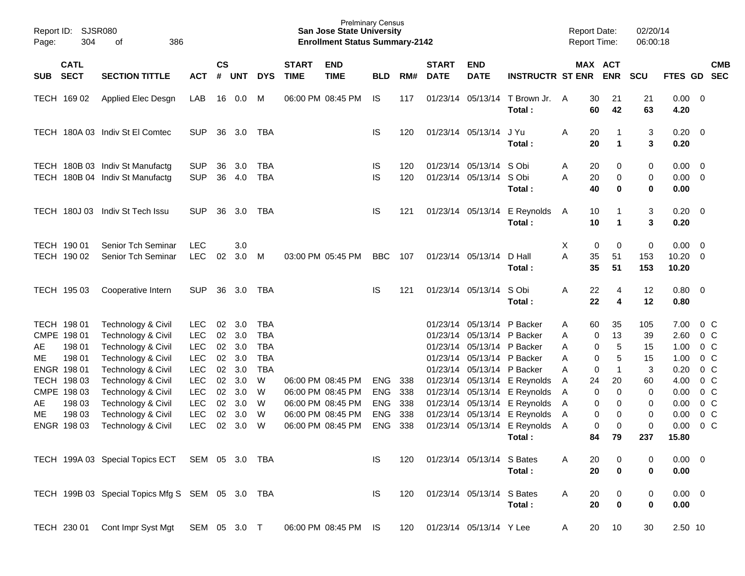| SUB | CATL SECT | SECTION TITTLE | ACT | CS # | UNT | DYS | START TIME | END TIME | BLD | RM# | START DATE | END DATE | INSTRUCTR | ST | MAX ENR | ACT ENR | SCU | FTES | GD | CMB SEC |
|---|---|---|---|---|---|---|---|---|---|---|---|---|---|---|---|---|---|---|---|---|
| TECH | 169 02 | Applied Elec Desgn | LAB | 16 | 0.0 | M | 06:00 PM | 08:45 PM | IS | 117 | 01/23/14 | 05/13/14 | T Brown Jr. | A | 30 | 21 | 21 | 0.00 | 0 | |
| | | | | | | | | | | | | | **Total :** | | **60** | **42** | **63** | **4.20** | | |
| TECH | 180A 03 | Indiv St El Comtec | SUP | 36 | 3.0 | TBA | | | IS | 120 | 01/23/14 | 05/13/14 | J Yu | A | 20 | 1 | 3 | 0.20 | 0 | |
| | | | | | | | | | | | | | **Total :** | | **20** | **1** | **3** | **0.20** | | |
| TECH | 180B 03 | Indiv St Manufactg | SUP | 36 | 3.0 | TBA | | | IS | 120 | 01/23/14 | 05/13/14 | S Obi | A | 20 | 0 | 0 | 0.00 | 0 | |
| TECH | 180B 04 | Indiv St Manufactg | SUP | 36 | 4.0 | TBA | | | IS | 120 | 01/23/14 | 05/13/14 | S Obi | A | 20 | 0 | 0 | 0.00 | 0 | |
| | | | | | | | | | | | | | **Total :** | | **40** | **0** | **0** | **0.00** | | |
| TECH | 180J 03 | Indiv St Tech Issu | SUP | 36 | 3.0 | TBA | | | IS | 121 | 01/23/14 | 05/13/14 | E Reynolds | A | 10 | 1 | 3 | 0.20 | 0 | |
| | | | | | | | | | | | | | **Total :** | | **10** | **1** | **3** | **0.20** | | |
| TECH | 190 01 | Senior Tch Seminar | LEC | | 3.0 | | | | | | | | | X | 0 | 0 | 0 | 0.00 | 0 | |
| TECH | 190 02 | Senior Tch Seminar | LEC | 02 | 3.0 | M | 03:00 PM | 05:45 PM | BBC | 107 | 01/23/14 | 05/13/14 | D Hall | A | 35 | 51 | 153 | 10.20 | 0 | |
| | | | | | | | | | | | | | **Total :** | | **35** | **51** | **153** | **10.20** | | |
| TECH | 195 03 | Cooperative Intern | SUP | 36 | 3.0 | TBA | | | IS | 121 | 01/23/14 | 05/13/14 | S Obi | A | 22 | 4 | 12 | 0.80 | 0 | |
| | | | | | | | | | | | | | **Total :** | | **22** | **4** | **12** | **0.80** | | |
| TECH | 198 01 | Technology & Civil | LEC | 02 | 3.0 | TBA | | | | | 01/23/14 | 05/13/14 | P Backer | A | 60 | 35 | 105 | 7.00 | 0 | C |
| CMPE | 198 01 | Technology & Civil | LEC | 02 | 3.0 | TBA | | | | | 01/23/14 | 05/13/14 | P Backer | A | 0 | 13 | 39 | 2.60 | 0 | C |
| AE | 198 01 | Technology & Civil | LEC | 02 | 3.0 | TBA | | | | | 01/23/14 | 05/13/14 | P Backer | A | 0 | 5 | 15 | 1.00 | 0 | C |
| ME | 198 01 | Technology & Civil | LEC | 02 | 3.0 | TBA | | | | | 01/23/14 | 05/13/14 | P Backer | A | 0 | 5 | 15 | 1.00 | 0 | C |
| ENGR | 198 01 | Technology & Civil | LEC | 02 | 3.0 | TBA | | | | | 01/23/14 | 05/13/14 | P Backer | A | 0 | 1 | 3 | 0.20 | 0 | C |
| TECH | 198 03 | Technology & Civil | LEC | 02 | 3.0 | W | 06:00 PM | 08:45 PM | ENG | 338 | 01/23/14 | 05/13/14 | E Reynolds | A | 24 | 20 | 60 | 4.00 | 0 | C |
| CMPE | 198 03 | Technology & Civil | LEC | 02 | 3.0 | W | 06:00 PM | 08:45 PM | ENG | 338 | 01/23/14 | 05/13/14 | E Reynolds | A | 0 | 0 | 0 | 0.00 | 0 | C |
| AE | 198 03 | Technology & Civil | LEC | 02 | 3.0 | W | 06:00 PM | 08:45 PM | ENG | 338 | 01/23/14 | 05/13/14 | E Reynolds | A | 0 | 0 | 0 | 0.00 | 0 | C |
| ME | 198 03 | Technology & Civil | LEC | 02 | 3.0 | W | 06:00 PM | 08:45 PM | ENG | 338 | 01/23/14 | 05/13/14 | E Reynolds | A | 0 | 0 | 0 | 0.00 | 0 | C |
| ENGR | 198 03 | Technology & Civil | LEC | 02 | 3.0 | W | 06:00 PM | 08:45 PM | ENG | 338 | 01/23/14 | 05/13/14 | E Reynolds | A | 0 | 0 | 0 | 0.00 | 0 | C |
| | | | | | | | | | | | | | **Total :** | | **84** | **79** | **237** | **15.80** | | |
| TECH | 199A 03 | Special Topics ECT | SEM | 05 | 3.0 | TBA | | | IS | 120 | 01/23/14 | 05/13/14 | S Bates | A | 20 | 0 | 0 | 0.00 | 0 | |
| | | | | | | | | | | | | | **Total :** | | **20** | **0** | **0** | **0.00** | | |
| TECH | 199B 03 | Special Topics Mfg S | SEM | 05 | 3.0 | TBA | | | IS | 120 | 01/23/14 | 05/13/14 | S Bates | A | 20 | 0 | 0 | 0.00 | 0 | |
| | | | | | | | | | | | | | **Total :** | | **20** | **0** | **0** | **0.00** | | |
| TECH | 230 01 | Cont Impr Syst Mgt | SEM | 05 | 3.0 | T | 06:00 PM | 08:45 PM | IS | 120 | 01/23/14 | 05/13/14 | Y Lee | A | 20 | 10 | 30 | 2.50 | 10 | |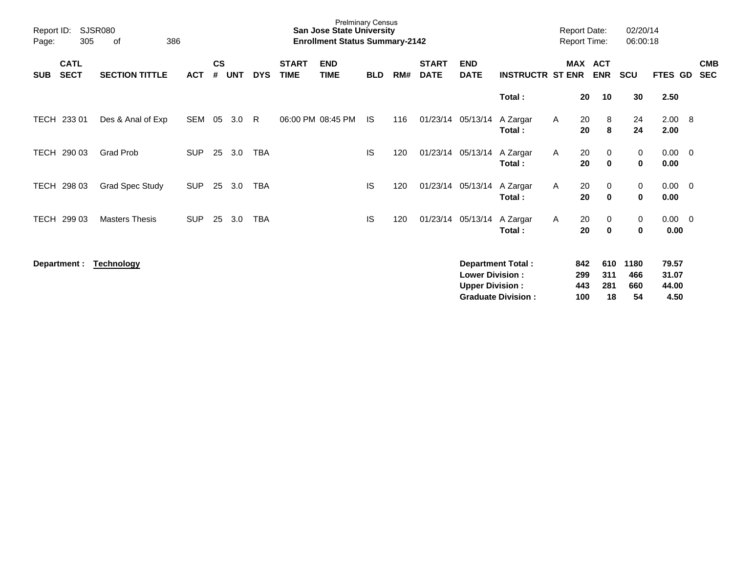| SUB | CATL SECT | SECTION TITTLE | ACT | CS # | UNT | DYS | START TIME | END TIME | BLD | RM# | START DATE | END DATE | INSTRUCTR | ST | MAX ENR | ACT ENR | SCU | FTES | GD | CMB SEC |
|---|---|---|---|---|---|---|---|---|---|---|---|---|---|---|---|---|---|---|---|---|
| | | | | | | | | | | | | | **Total :** | | **20** | **10** | **30** | **2.50** | | |
| TECH | 233 01 | Des & Anal of Exp | SEM | 05 | 3.0 | R | 06:00 PM | 08:45 PM | IS | 116 | 01/23/14 | 05/13/14 | A Zargar | A | 20 | 8 | 24 | 2.00 | 8 | |
| | | | | | | | | | | | | | **Total :** | | **20** | **8** | **24** | **2.00** | | |
| TECH | 290 03 | Grad Prob | SUP | 25 | 3.0 | TBA | | | IS | 120 | 01/23/14 | 05/13/14 | A Zargar | A | 20 | 0 | 0 | 0.00 | 0 | |
| | | | | | | | | | | | | | **Total :** | | **20** | **0** | **0** | **0.00** | | |
| TECH | 298 03 | Grad Spec Study | SUP | 25 | 3.0 | TBA | | | IS | 120 | 01/23/14 | 05/13/14 | A Zargar | A | 20 | 0 | 0 | 0.00 | 0 | |
| | | | | | | | | | | | | | **Total :** | | **20** | **0** | **0** | **0.00** | | |
| TECH | 299 03 | Masters Thesis | SUP | 25 | 3.0 | TBA | | | IS | 120 | 01/23/14 | 05/13/14 | A Zargar | A | 20 | 0 | 0 | 0.00 | 0 | |
| | | | | | | | | | | | | | **Total :** | | **20** | **0** | **0** | **0.00** | | |

**Department :** **Technology**

| | MAX ENR | ACT ENR | SCU | FTES |
|---|---|---|---|---|
| **Department Total :** | **842** | **610** | **1180** | **79.57** |
| **Lower Division :** | **299** | **311** | **466** | **31.07** |
| **Upper Division :** | **443** | **281** | **660** | **44.00** |
| **Graduate Division :** | **100** | **18** | **54** | **4.50** |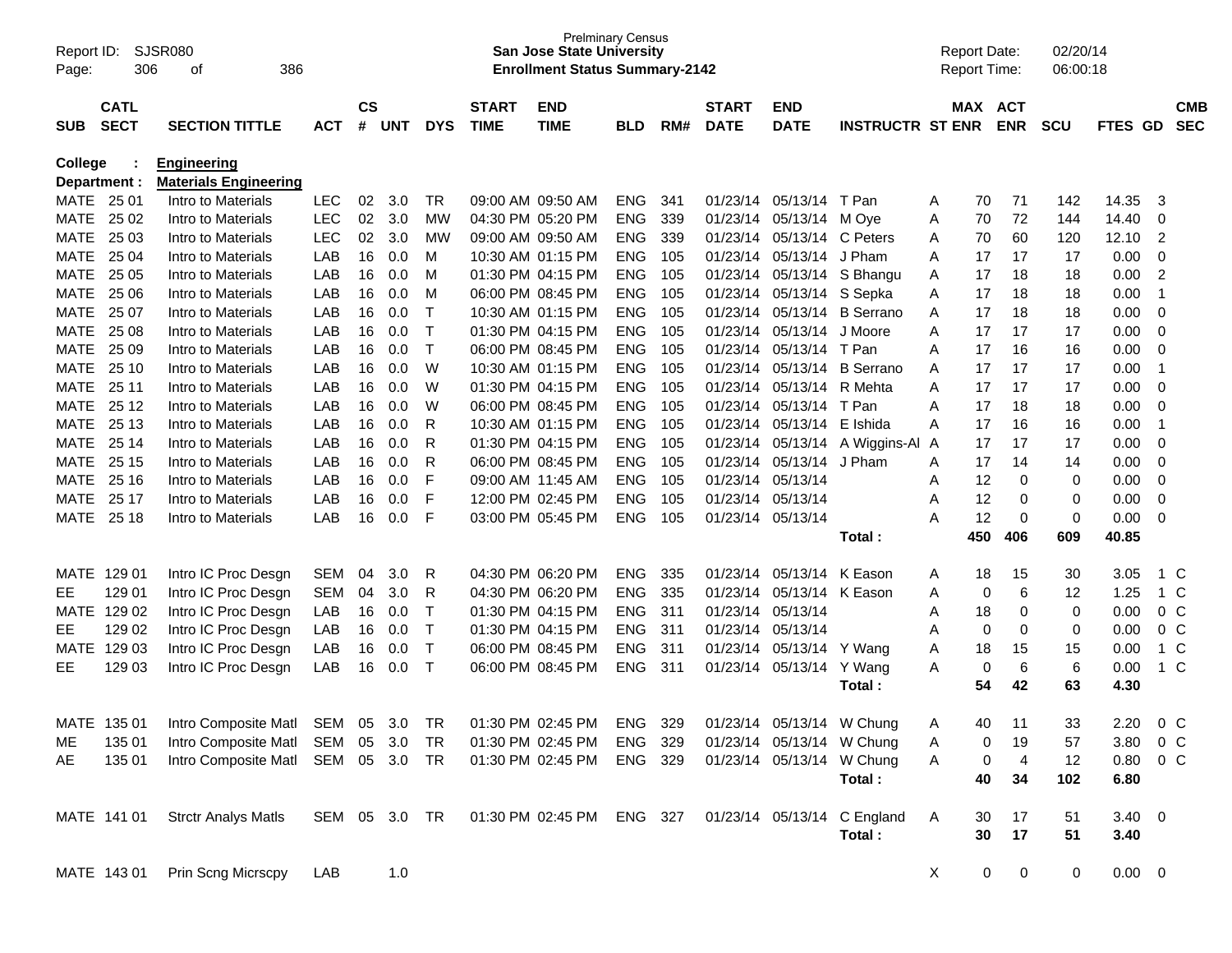Prelminary Census
**San Jose State University**
**Enrollment Status Summary-2142**

Report ID: SJSR080
Report Date: 02/20/14
Report Time: 06:00:18

**College : Engineering**
**Department : Materials Engineering**

| SUB | CATL SECT | SECTION TITTLE | ACT | CS # | UNT | DYS | START TIME | END TIME | BLD | RM# | START DATE | END DATE | INSTRUCTR | ST | MAX ENR | ACT ENR | SCU | FTES | GD | CMB SEC |
|---|---|---|---|---|---|---|---|---|---|---|---|---|---|---|---|---|---|---|---|---|
| MATE | 25 01 | Intro to Materials | LEC | 02 | 3.0 | TR | 09:00 AM | 09:50 AM | ENG | 341 | 01/23/14 | 05/13/14 | T Pan | A | 70 | 71 | 142 | 14.35 | 3 | |
| MATE | 25 02 | Intro to Materials | LEC | 02 | 3.0 | MW | 04:30 PM | 05:20 PM | ENG | 339 | 01/23/14 | 05/13/14 | M Oye | A | 70 | 72 | 144 | 14.40 | 0 | |
| MATE | 25 03 | Intro to Materials | LEC | 02 | 3.0 | MW | 09:00 AM | 09:50 AM | ENG | 339 | 01/23/14 | 05/13/14 | C Peters | A | 70 | 60 | 120 | 12.10 | 2 | |
| MATE | 25 04 | Intro to Materials | LAB | 16 | 0.0 | M | 10:30 AM | 01:15 PM | ENG | 105 | 01/23/14 | 05/13/14 | J Pham | A | 17 | 17 | 17 | 0.00 | 0 | |
| MATE | 25 05 | Intro to Materials | LAB | 16 | 0.0 | M | 01:30 PM | 04:15 PM | ENG | 105 | 01/23/14 | 05/13/14 | S Bhangu | A | 17 | 18 | 18 | 0.00 | 2 | |
| MATE | 25 06 | Intro to Materials | LAB | 16 | 0.0 | M | 06:00 PM | 08:45 PM | ENG | 105 | 01/23/14 | 05/13/14 | S Sepka | A | 17 | 18 | 18 | 0.00 | 1 | |
| MATE | 25 07 | Intro to Materials | LAB | 16 | 0.0 | T | 10:30 AM | 01:15 PM | ENG | 105 | 01/23/14 | 05/13/14 | B Serrano | A | 17 | 18 | 18 | 0.00 | 0 | |
| MATE | 25 08 | Intro to Materials | LAB | 16 | 0.0 | T | 01:30 PM | 04:15 PM | ENG | 105 | 01/23/14 | 05/13/14 | J Moore | A | 17 | 17 | 17 | 0.00 | 0 | |
| MATE | 25 09 | Intro to Materials | LAB | 16 | 0.0 | T | 06:00 PM | 08:45 PM | ENG | 105 | 01/23/14 | 05/13/14 | T Pan | A | 17 | 16 | 16 | 0.00 | 0 | |
| MATE | 25 10 | Intro to Materials | LAB | 16 | 0.0 | W | 10:30 AM | 01:15 PM | ENG | 105 | 01/23/14 | 05/13/14 | B Serrano | A | 17 | 17 | 17 | 0.00 | 1 | |
| MATE | 25 11 | Intro to Materials | LAB | 16 | 0.0 | W | 01:30 PM | 04:15 PM | ENG | 105 | 01/23/14 | 05/13/14 | R Mehta | A | 17 | 17 | 17 | 0.00 | 0 | |
| MATE | 25 12 | Intro to Materials | LAB | 16 | 0.0 | W | 06:00 PM | 08:45 PM | ENG | 105 | 01/23/14 | 05/13/14 | T Pan | A | 17 | 18 | 18 | 0.00 | 0 | |
| MATE | 25 13 | Intro to Materials | LAB | 16 | 0.0 | R | 10:30 AM | 01:15 PM | ENG | 105 | 01/23/14 | 05/13/14 | E Ishida | A | 17 | 16 | 16 | 0.00 | 1 | |
| MATE | 25 14 | Intro to Materials | LAB | 16 | 0.0 | R | 01:30 PM | 04:15 PM | ENG | 105 | 01/23/14 | 05/13/14 | A Wiggins-Al | A | 17 | 17 | 17 | 0.00 | 0 | |
| MATE | 25 15 | Intro to Materials | LAB | 16 | 0.0 | R | 06:00 PM | 08:45 PM | ENG | 105 | 01/23/14 | 05/13/14 | J Pham | A | 17 | 14 | 14 | 0.00 | 0 | |
| MATE | 25 16 | Intro to Materials | LAB | 16 | 0.0 | F | 09:00 AM | 11:45 AM | ENG | 105 | 01/23/14 | 05/13/14 | | A | 12 | 0 | 0 | 0.00 | 0 | |
| MATE | 25 17 | Intro to Materials | LAB | 16 | 0.0 | F | 12:00 PM | 02:45 PM | ENG | 105 | 01/23/14 | 05/13/14 | | A | 12 | 0 | 0 | 0.00 | 0 | |
| MATE | 25 18 | Intro to Materials | LAB | 16 | 0.0 | F | 03:00 PM | 05:45 PM | ENG | 105 | 01/23/14 | 05/13/14 | | A | 12 | 0 | 0 | 0.00 | 0 | |
| | | | | | | | | | | | | | **Total :** | | **450** | **406** | **609** | **40.85** | | |
| MATE | 129 01 | Intro IC Proc Desgn | SEM | 04 | 3.0 | R | 04:30 PM | 06:20 PM | ENG | 335 | 01/23/14 | 05/13/14 | K Eason | A | 18 | 15 | 30 | 3.05 | 1 | C |
| EE | 129 01 | Intro IC Proc Desgn | SEM | 04 | 3.0 | R | 04:30 PM | 06:20 PM | ENG | 335 | 01/23/14 | 05/13/14 | K Eason | A | 0 | 6 | 12 | 1.25 | 1 | C |
| MATE | 129 02 | Intro IC Proc Desgn | LAB | 16 | 0.0 | T | 01:30 PM | 04:15 PM | ENG | 311 | 01/23/14 | 05/13/14 | | A | 18 | 0 | 0 | 0.00 | 0 | C |
| EE | 129 02 | Intro IC Proc Desgn | LAB | 16 | 0.0 | T | 01:30 PM | 04:15 PM | ENG | 311 | 01/23/14 | 05/13/14 | | A | 0 | 0 | 0 | 0.00 | 0 | C |
| MATE | 129 03 | Intro IC Proc Desgn | LAB | 16 | 0.0 | T | 06:00 PM | 08:45 PM | ENG | 311 | 01/23/14 | 05/13/14 | Y Wang | A | 18 | 15 | 15 | 0.00 | 1 | C |
| EE | 129 03 | Intro IC Proc Desgn | LAB | 16 | 0.0 | T | 06:00 PM | 08:45 PM | ENG | 311 | 01/23/14 | 05/13/14 | Y Wang | A | 0 | 6 | 6 | 0.00 | 1 | C |
| | | | | | | | | | | | | | **Total :** | | **54** | **42** | **63** | **4.30** | | |
| MATE | 135 01 | Intro Composite Matl | SEM | 05 | 3.0 | TR | 01:30 PM | 02:45 PM | ENG | 329 | 01/23/14 | 05/13/14 | W Chung | A | 40 | 11 | 33 | 2.20 | 0 | C |
| ME | 135 01 | Intro Composite Matl | SEM | 05 | 3.0 | TR | 01:30 PM | 02:45 PM | ENG | 329 | 01/23/14 | 05/13/14 | W Chung | A | 0 | 19 | 57 | 3.80 | 0 | C |
| AE | 135 01 | Intro Composite Matl | SEM | 05 | 3.0 | TR | 01:30 PM | 02:45 PM | ENG | 329 | 01/23/14 | 05/13/14 | W Chung | A | 0 | 4 | 12 | 0.80 | 0 | C |
| | | | | | | | | | | | | | **Total :** | | **40** | **34** | **102** | **6.80** | | |
| MATE | 141 01 | Strctr Analys Matls | SEM | 05 | 3.0 | TR | 01:30 PM | 02:45 PM | ENG | 327 | 01/23/14 | 05/13/14 | C England | A | 30 | 17 | 51 | 3.40 | 0 | |
| | | | | | | | | | | | | | **Total :** | | **30** | **17** | **51** | **3.40** | | |
| MATE | 143 01 | Prin Scng Micrscpy | LAB | | 1.0 | | | | | | | | | X | 0 | 0 | 0 | 0.00 | 0 | |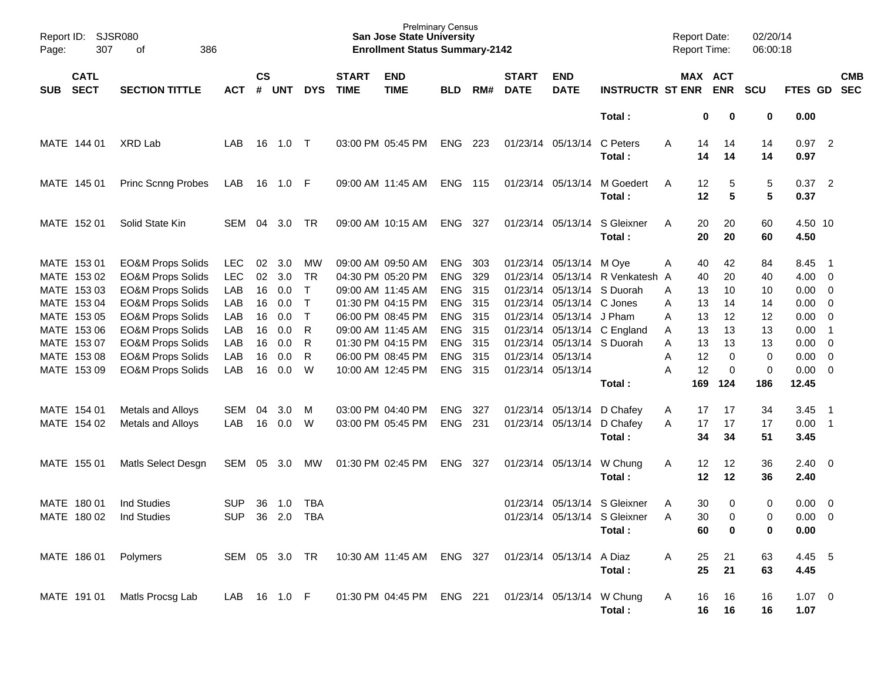| SUB | CATL SECT | SECTION TITTLE | ACT | CS # | UNT | DYS | START TIME | END TIME | BLD | RM# | START DATE | END DATE | INSTRUCTR | ST | MAX ENR | ACT ENR | SCU | FTES | GD | CMB SEC |
|---|---|---|---|---|---|---|---|---|---|---|---|---|---|---|---|---|---|---|---|---|
| | | | | | | | | | | | | | **Total :** | | **0** | **0** | **0** | **0.00** | | |
| MATE | 144 01 | XRD Lab | LAB | 16 | 1.0 | T | 03:00 PM | 05:45 PM | ENG | 223 | 01/23/14 | 05/13/14 | C Peters | A | 14 | 14 | 14 | 0.97 | 2 | |
| | | | | | | | | | | | | | **Total :** | | **14** | **14** | **14** | **0.97** | | |
| MATE | 145 01 | Princ Scnng Probes | LAB | 16 | 1.0 | F | 09:00 AM | 11:45 AM | ENG | 115 | 01/23/14 | 05/13/14 | M Goedert | A | 12 | 5 | 5 | 0.37 | 2 | |
| | | | | | | | | | | | | | **Total :** | | **12** | **5** | **5** | **0.37** | | |
| MATE | 152 01 | Solid State Kin | SEM | 04 | 3.0 | TR | 09:00 AM | 10:15 AM | ENG | 327 | 01/23/14 | 05/13/14 | S Gleixner | A | 20 | 20 | 60 | 4.50 | 10 | |
| | | | | | | | | | | | | | **Total :** | | **20** | **20** | **60** | **4.50** | | |
| MATE | 153 01 | EO&M Props Solids | LEC | 02 | 3.0 | MW | 09:00 AM | 09:50 AM | ENG | 303 | 01/23/14 | 05/13/14 | M Oye | A | 40 | 42 | 84 | 8.45 | 1 | |
| MATE | 153 02 | EO&M Props Solids | LEC | 02 | 3.0 | TR | 04:30 PM | 05:20 PM | ENG | 329 | 01/23/14 | 05/13/14 | R Venkatesh | A | 40 | 20 | 40 | 4.00 | 0 | |
| MATE | 153 03 | EO&M Props Solids | LAB | 16 | 0.0 | T | 09:00 AM | 11:45 AM | ENG | 315 | 01/23/14 | 05/13/14 | S Duorah | A | 13 | 10 | 10 | 0.00 | 0 | |
| MATE | 153 04 | EO&M Props Solids | LAB | 16 | 0.0 | T | 01:30 PM | 04:15 PM | ENG | 315 | 01/23/14 | 05/13/14 | C Jones | A | 13 | 14 | 14 | 0.00 | 0 | |
| MATE | 153 05 | EO&M Props Solids | LAB | 16 | 0.0 | T | 06:00 PM | 08:45 PM | ENG | 315 | 01/23/14 | 05/13/14 | J Pham | A | 13 | 12 | 12 | 0.00 | 0 | |
| MATE | 153 06 | EO&M Props Solids | LAB | 16 | 0.0 | R | 09:00 AM | 11:45 AM | ENG | 315 | 01/23/14 | 05/13/14 | C England | A | 13 | 13 | 13 | 0.00 | 1 | |
| MATE | 153 07 | EO&M Props Solids | LAB | 16 | 0.0 | R | 01:30 PM | 04:15 PM | ENG | 315 | 01/23/14 | 05/13/14 | S Duorah | A | 13 | 13 | 13 | 0.00 | 0 | |
| MATE | 153 08 | EO&M Props Solids | LAB | 16 | 0.0 | R | 06:00 PM | 08:45 PM | ENG | 315 | 01/23/14 | 05/13/14 | | A | 12 | 0 | 0 | 0.00 | 0 | |
| MATE | 153 09 | EO&M Props Solids | LAB | 16 | 0.0 | W | 10:00 AM | 12:45 PM | ENG | 315 | 01/23/14 | 05/13/14 | | A | 12 | 0 | 0 | 0.00 | 0 | |
| | | | | | | | | | | | | | **Total :** | | **169** | **124** | **186** | **12.45** | | |
| MATE | 154 01 | Metals and Alloys | SEM | 04 | 3.0 | M | 03:00 PM | 04:40 PM | ENG | 327 | 01/23/14 | 05/13/14 | D Chafey | A | 17 | 17 | 34 | 3.45 | 1 | |
| MATE | 154 02 | Metals and Alloys | LAB | 16 | 0.0 | W | 03:00 PM | 05:45 PM | ENG | 231 | 01/23/14 | 05/13/14 | D Chafey | A | 17 | 17 | 17 | 0.00 | 1 | |
| | | | | | | | | | | | | | **Total :** | | **34** | **34** | **51** | **3.45** | | |
| MATE | 155 01 | Matls Select Desgn | SEM | 05 | 3.0 | MW | 01:30 PM | 02:45 PM | ENG | 327 | 01/23/14 | 05/13/14 | W Chung | A | 12 | 12 | 36 | 2.40 | 0 | |
| | | | | | | | | | | | | | **Total :** | | **12** | **12** | **36** | **2.40** | | |
| MATE | 180 01 | Ind Studies | SUP | 36 | 1.0 | TBA | | | | | 01/23/14 | 05/13/14 | S Gleixner | A | 30 | 0 | 0 | 0.00 | 0 | |
| MATE | 180 02 | Ind Studies | SUP | 36 | 2.0 | TBA | | | | | 01/23/14 | 05/13/14 | S Gleixner | A | 30 | 0 | 0 | 0.00 | 0 | |
| | | | | | | | | | | | | | **Total :** | | **60** | **0** | **0** | **0.00** | | |
| MATE | 186 01 | Polymers | SEM | 05 | 3.0 | TR | 10:30 AM | 11:45 AM | ENG | 327 | 01/23/14 | 05/13/14 | A Diaz | A | 25 | 21 | 63 | 4.45 | 5 | |
| | | | | | | | | | | | | | **Total :** | | **25** | **21** | **63** | **4.45** | | |
| MATE | 191 01 | Matls Procsg Lab | LAB | 16 | 1.0 | F | 01:30 PM | 04:45 PM | ENG | 221 | 01/23/14 | 05/13/14 | W Chung | A | 16 | 16 | 16 | 1.07 | 0 | |
| | | | | | | | | | | | | | **Total :** | | **16** | **16** | **16** | **1.07** | | |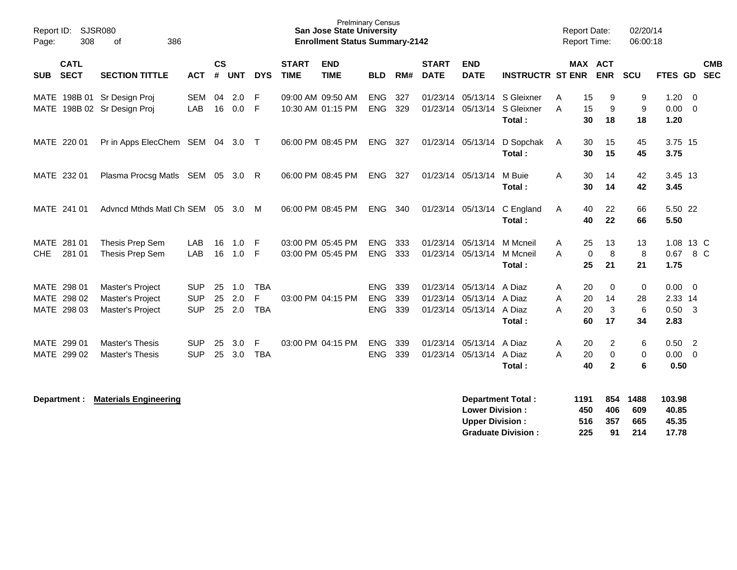Prelminary Census
**San Jose State University**
**Enrollment Status Summary-2142**

Report ID: SJSR080
Report Date: 02/20/14
Report Time: 06:00:18

| SUB | CATL SECT | SECTION TITTLE | ACT | CS # | UNT | DYS | START TIME | END TIME | BLD | RM# | START DATE | END DATE | INSTRUCTR | ST | MAX ENR | ACT ENR | SCU | FTES | GD | CMB SEC |
|---|---|---|---|---|---|---|---|---|---|---|---|---|---|---|---|---|---|---|---|---|
| MATE | 198B 01 | Sr Design Proj | SEM | 04 | 2.0 | F | 09:00 AM | 09:50 AM | ENG | 327 | 01/23/14 | 05/13/14 | S Gleixner | A | 15 | 9 | 9 | 1.20 | 0 | |
| MATE | 198B 02 | Sr Design Proj | LAB | 16 | 0.0 | F | 10:30 AM | 01:15 PM | ENG | 329 | 01/23/14 | 05/13/14 | S Gleixner | A | 15 | 9 | 9 | 0.00 | 0 | |
| | | | | | | | | | | | | | **Total :** | | **30** | **18** | **18** | **1.20** | | |
| MATE | 220 01 | Pr in Apps ElecChem | SEM | 04 | 3.0 | T | 06:00 PM | 08:45 PM | ENG | 327 | 01/23/14 | 05/13/14 | D Sopchak | A | 30 | 15 | 45 | 3.75 | 15 | |
| | | | | | | | | | | | | | **Total :** | | **30** | **15** | **45** | **3.75** | | |
| MATE | 232 01 | Plasma Procsg Matls | SEM | 05 | 3.0 | R | 06:00 PM | 08:45 PM | ENG | 327 | 01/23/14 | 05/13/14 | M Buie | A | 30 | 14 | 42 | 3.45 | 13 | |
| | | | | | | | | | | | | | **Total :** | | **30** | **14** | **42** | **3.45** | | |
| MATE | 241 01 | Advncd Mthds Matl Ch | SEM | 05 | 3.0 | M | 06:00 PM | 08:45 PM | ENG | 340 | 01/23/14 | 05/13/14 | C England | A | 40 | 22 | 66 | 5.50 | 22 | |
| | | | | | | | | | | | | | **Total :** | | **40** | **22** | **66** | **5.50** | | |
| MATE | 281 01 | Thesis Prep Sem | LAB | 16 | 1.0 | F | 03:00 PM | 05:45 PM | ENG | 333 | 01/23/14 | 05/13/14 | M Mcneil | A | 25 | 13 | 13 | 1.08 | 13 | C |
| CHE | 281 01 | Thesis Prep Sem | LAB | 16 | 1.0 | F | 03:00 PM | 05:45 PM | ENG | 333 | 01/23/14 | 05/13/14 | M Mcneil | A | 0 | 8 | 8 | 0.67 | 8 | C |
| | | | | | | | | | | | | | **Total :** | | **25** | **21** | **21** | **1.75** | | |
| MATE | 298 01 | Master's Project | SUP | 25 | 1.0 | TBA | | | ENG | 339 | 01/23/14 | 05/13/14 | A Diaz | A | 20 | 0 | 0 | 0.00 | 0 | |
| MATE | 298 02 | Master's Project | SUP | 25 | 2.0 | F | 03:00 PM | 04:15 PM | ENG | 339 | 01/23/14 | 05/13/14 | A Diaz | A | 20 | 14 | 28 | 2.33 | 14 | |
| MATE | 298 03 | Master's Project | SUP | 25 | 2.0 | TBA | | | ENG | 339 | 01/23/14 | 05/13/14 | A Diaz | A | 20 | 3 | 6 | 0.50 | 3 | |
| | | | | | | | | | | | | | **Total :** | | **60** | **17** | **34** | **2.83** | | |
| MATE | 299 01 | Master's Thesis | SUP | 25 | 3.0 | F | 03:00 PM | 04:15 PM | ENG | 339 | 01/23/14 | 05/13/14 | A Diaz | A | 20 | 2 | 6 | 0.50 | 2 | |
| MATE | 299 02 | Master's Thesis | SUP | 25 | 3.0 | TBA | | | ENG | 339 | 01/23/14 | 05/13/14 | A Diaz | A | 20 | 0 | 0 | 0.00 | 0 | |
| | | | | | | | | | | | | | **Total :** | | **40** | **2** | **6** | **0.50** | | |

**Department : Materials Engineering**

| | MAX ENR | ACT ENR | SCU | FTES |
|---|---|---|---|---|
| **Department Total :** | **1191** | **854** | **1488** | **103.98** |
| **Lower Division :** | **450** | **406** | **609** | **40.85** |
| **Upper Division :** | **516** | **357** | **665** | **45.35** |
| **Graduate Division :** | **225** | **91** | **214** | **17.78** |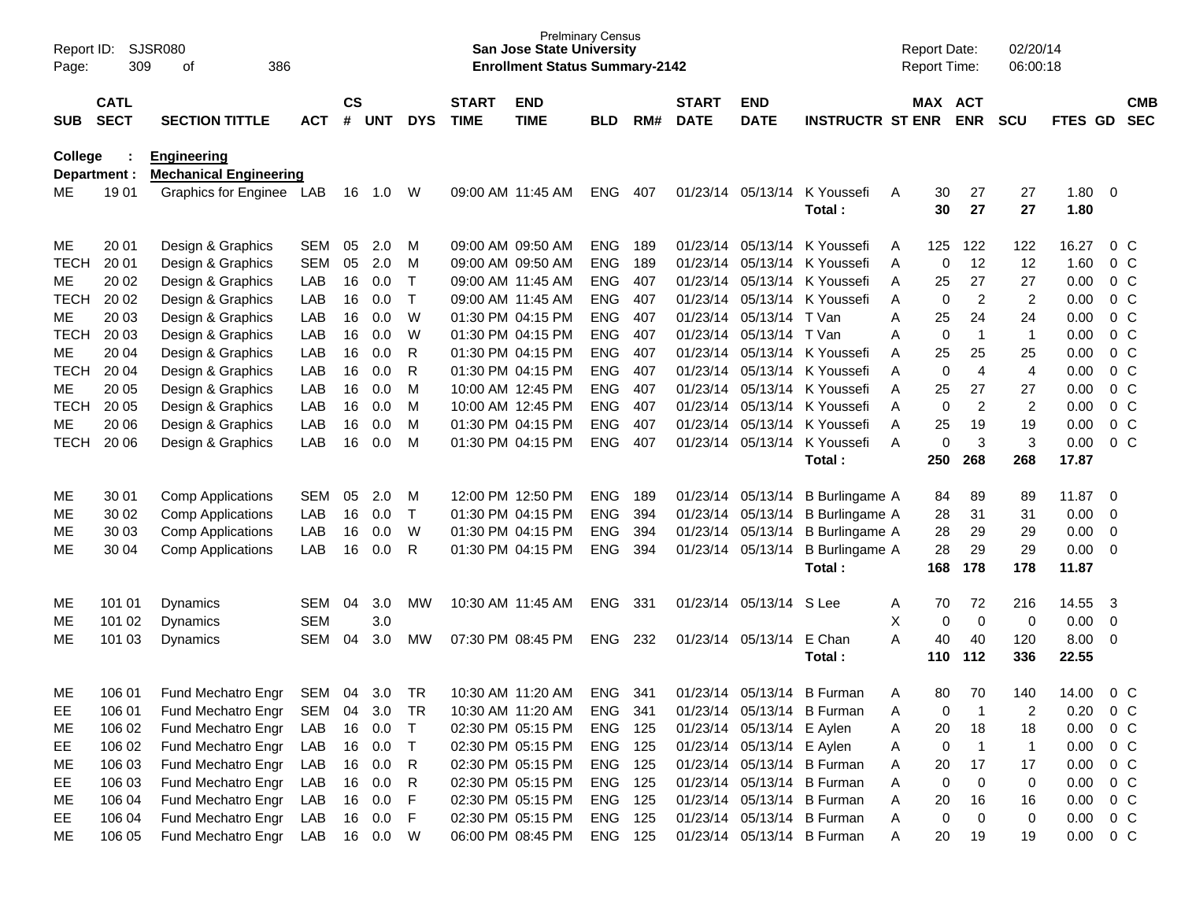**Prelminary Census**
**San Jose State University**
**Enrollment Status Summary-2142**

Report ID: SJSR080
Report Date: 02/20/14
Report Time: 06:00:18

**College : Engineering**
**Department : Mechanical Engineering**

| SUB | CATL SECT | SECTION TITTLE | ACT | CS # | UNT | DYS | START TIME | END TIME | BLD | RM# | START DATE | END DATE | INSTRUCTR | ST | MAX ENR | ACT ENR | SCU | FTES | GD | CMB SEC |
|---|---|---|---|---|---|---|---|---|---|---|---|---|---|---|---|---|---|---|---|---|
| ME | 19 01 | Graphics for Enginee | LAB | 16 | 1.0 | W | 09:00 AM | 11:45 AM | ENG | 407 | 01/23/14 | 05/13/14 | K Youssefi | A | 30 | 27 | 27 | 1.80 | 0 | |
| | | | | | | | | | | | | | Total : | | 30 | 27 | 27 | 1.80 | | |
| ME | 20 01 | Design & Graphics | SEM | 05 | 2.0 | M | 09:00 AM | 09:50 AM | ENG | 189 | 01/23/14 | 05/13/14 | K Youssefi | A | 125 | 122 | 122 | 16.27 | 0 | C |
| TECH | 20 01 | Design & Graphics | SEM | 05 | 2.0 | M | 09:00 AM | 09:50 AM | ENG | 189 | 01/23/14 | 05/13/14 | K Youssefi | A | 0 | 12 | 12 | 1.60 | 0 | C |
| ME | 20 02 | Design & Graphics | LAB | 16 | 0.0 | T | 09:00 AM | 11:45 AM | ENG | 407 | 01/23/14 | 05/13/14 | K Youssefi | A | 25 | 27 | 27 | 0.00 | 0 | C |
| TECH | 20 02 | Design & Graphics | LAB | 16 | 0.0 | T | 09:00 AM | 11:45 AM | ENG | 407 | 01/23/14 | 05/13/14 | K Youssefi | A | 0 | 2 | 2 | 0.00 | 0 | C |
| ME | 20 03 | Design & Graphics | LAB | 16 | 0.0 | W | 01:30 PM | 04:15 PM | ENG | 407 | 01/23/14 | 05/13/14 | T Van | A | 25 | 24 | 24 | 0.00 | 0 | C |
| TECH | 20 03 | Design & Graphics | LAB | 16 | 0.0 | W | 01:30 PM | 04:15 PM | ENG | 407 | 01/23/14 | 05/13/14 | T Van | A | 0 | 1 | 1 | 0.00 | 0 | C |
| ME | 20 04 | Design & Graphics | LAB | 16 | 0.0 | R | 01:30 PM | 04:15 PM | ENG | 407 | 01/23/14 | 05/13/14 | K Youssefi | A | 25 | 25 | 25 | 0.00 | 0 | C |
| TECH | 20 04 | Design & Graphics | LAB | 16 | 0.0 | R | 01:30 PM | 04:15 PM | ENG | 407 | 01/23/14 | 05/13/14 | K Youssefi | A | 0 | 4 | 4 | 0.00 | 0 | C |
| ME | 20 05 | Design & Graphics | LAB | 16 | 0.0 | M | 10:00 AM | 12:45 PM | ENG | 407 | 01/23/14 | 05/13/14 | K Youssefi | A | 25 | 27 | 27 | 0.00 | 0 | C |
| TECH | 20 05 | Design & Graphics | LAB | 16 | 0.0 | M | 10:00 AM | 12:45 PM | ENG | 407 | 01/23/14 | 05/13/14 | K Youssefi | A | 0 | 2 | 2 | 0.00 | 0 | C |
| ME | 20 06 | Design & Graphics | LAB | 16 | 0.0 | M | 01:30 PM | 04:15 PM | ENG | 407 | 01/23/14 | 05/13/14 | K Youssefi | A | 25 | 19 | 19 | 0.00 | 0 | C |
| TECH | 20 06 | Design & Graphics | LAB | 16 | 0.0 | M | 01:30 PM | 04:15 PM | ENG | 407 | 01/23/14 | 05/13/14 | K Youssefi | A | 0 | 3 | 3 | 0.00 | 0 | C |
| | | | | | | | | | | | | | Total : | | 250 | 268 | 268 | 17.87 | | |
| ME | 30 01 | Comp Applications | SEM | 05 | 2.0 | M | 12:00 PM | 12:50 PM | ENG | 189 | 01/23/14 | 05/13/14 | B Burlingame | A | 84 | 89 | 89 | 11.87 | 0 | |
| ME | 30 02 | Comp Applications | LAB | 16 | 0.0 | T | 01:30 PM | 04:15 PM | ENG | 394 | 01/23/14 | 05/13/14 | B Burlingame | A | 28 | 31 | 31 | 0.00 | 0 | |
| ME | 30 03 | Comp Applications | LAB | 16 | 0.0 | W | 01:30 PM | 04:15 PM | ENG | 394 | 01/23/14 | 05/13/14 | B Burlingame | A | 28 | 29 | 29 | 0.00 | 0 | |
| ME | 30 04 | Comp Applications | LAB | 16 | 0.0 | R | 01:30 PM | 04:15 PM | ENG | 394 | 01/23/14 | 05/13/14 | B Burlingame | A | 28 | 29 | 29 | 0.00 | 0 | |
| | | | | | | | | | | | | | Total : | | 168 | 178 | 178 | 11.87 | | |
| ME | 101 01 | Dynamics | SEM | 04 | 3.0 | MW | 10:30 AM | 11:45 AM | ENG | 331 | 01/23/14 | 05/13/14 | S Lee | A | 70 | 72 | 216 | 14.55 | 3 | |
| ME | 101 02 | Dynamics | SEM | | 3.0 | | | | | | | | | X | 0 | 0 | 0 | 0.00 | 0 | |
| ME | 101 03 | Dynamics | SEM | 04 | 3.0 | MW | 07:30 PM | 08:45 PM | ENG | 232 | 01/23/14 | 05/13/14 | E Chan | A | 40 | 40 | 120 | 8.00 | 0 | |
| | | | | | | | | | | | | | Total : | | 110 | 112 | 336 | 22.55 | | |
| ME | 106 01 | Fund Mechatro Engr | SEM | 04 | 3.0 | TR | 10:30 AM | 11:20 AM | ENG | 341 | 01/23/14 | 05/13/14 | B Furman | A | 80 | 70 | 140 | 14.00 | 0 | C |
| EE | 106 01 | Fund Mechatro Engr | SEM | 04 | 3.0 | TR | 10:30 AM | 11:20 AM | ENG | 341 | 01/23/14 | 05/13/14 | B Furman | A | 0 | 1 | 2 | 0.20 | 0 | C |
| ME | 106 02 | Fund Mechatro Engr | LAB | 16 | 0.0 | T | 02:30 PM | 05:15 PM | ENG | 125 | 01/23/14 | 05/13/14 | E Aylen | A | 20 | 18 | 18 | 0.00 | 0 | C |
| EE | 106 02 | Fund Mechatro Engr | LAB | 16 | 0.0 | T | 02:30 PM | 05:15 PM | ENG | 125 | 01/23/14 | 05/13/14 | E Aylen | A | 0 | 1 | 1 | 0.00 | 0 | C |
| ME | 106 03 | Fund Mechatro Engr | LAB | 16 | 0.0 | R | 02:30 PM | 05:15 PM | ENG | 125 | 01/23/14 | 05/13/14 | B Furman | A | 20 | 17 | 17 | 0.00 | 0 | C |
| EE | 106 03 | Fund Mechatro Engr | LAB | 16 | 0.0 | R | 02:30 PM | 05:15 PM | ENG | 125 | 01/23/14 | 05/13/14 | B Furman | A | 0 | 0 | 0 | 0.00 | 0 | C |
| ME | 106 04 | Fund Mechatro Engr | LAB | 16 | 0.0 | F | 02:30 PM | 05:15 PM | ENG | 125 | 01/23/14 | 05/13/14 | B Furman | A | 20 | 16 | 16 | 0.00 | 0 | C |
| EE | 106 04 | Fund Mechatro Engr | LAB | 16 | 0.0 | F | 02:30 PM | 05:15 PM | ENG | 125 | 01/23/14 | 05/13/14 | B Furman | A | 0 | 0 | 0 | 0.00 | 0 | C |
| ME | 106 05 | Fund Mechatro Engr | LAB | 16 | 0.0 | W | 06:00 PM | 08:45 PM | ENG | 125 | 01/23/14 | 05/13/14 | B Furman | A | 20 | 19 | 19 | 0.00 | 0 | C |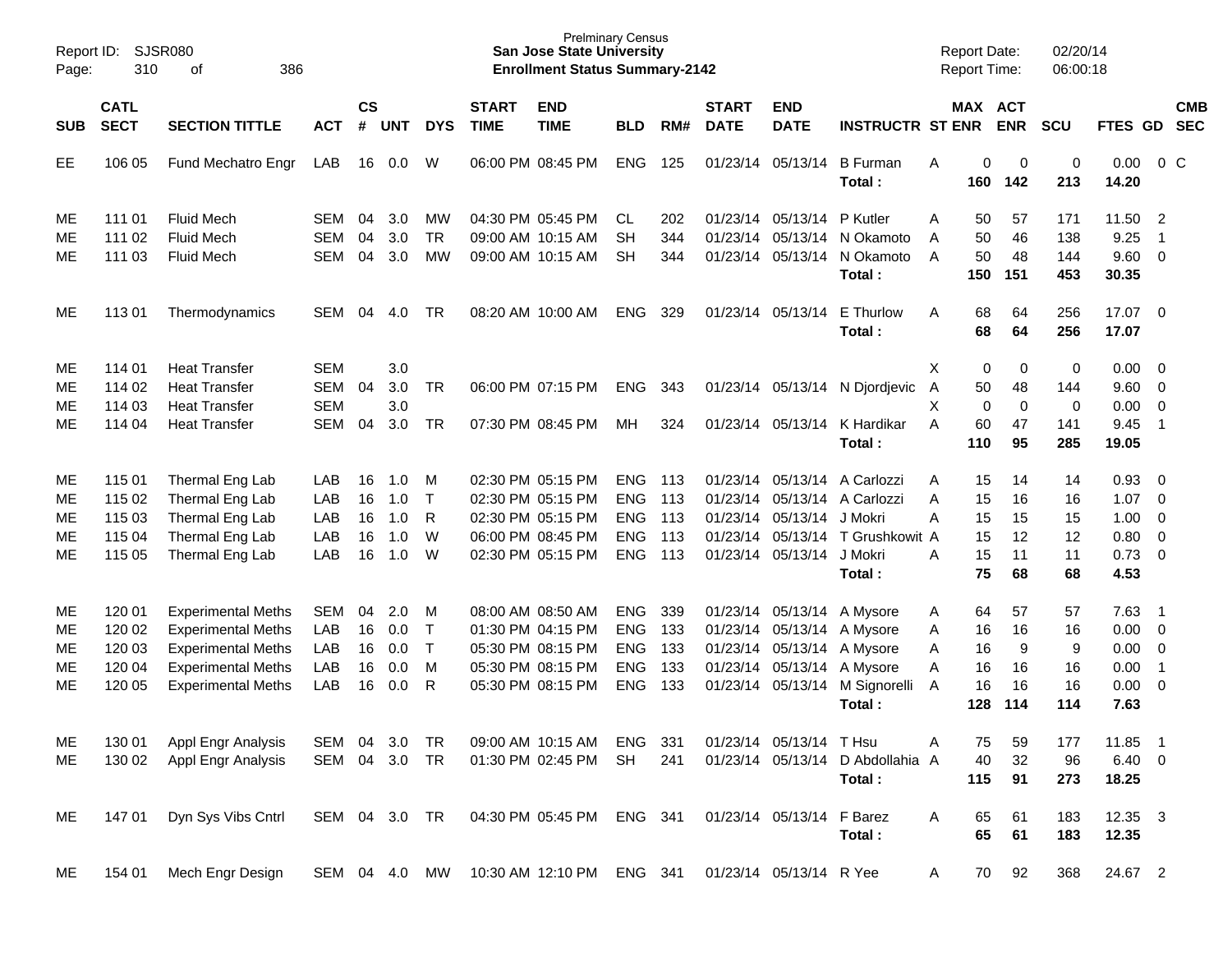Report ID: SJSR080 
Page: 310 of 386

**Prelminary Census**
**San Jose State University**
**Enrollment Status Summary-2142**

Report Date: 02/20/14
Report Time: 06:00:18

| SUB | CATL SECT | SECTION TITTLE | ACT | CS # | UNT | DYS | START TIME | END TIME | BLD | RM# | START DATE | END DATE | INSTRUCTR | ST | MAX ENR | ACT ENR | SCU | FTES | GD | CMB SEC |
|---|---|---|---|---|---|---|---|---|---|---|---|---|---|---|---|---|---|---|---|---|
| EE | 106 05 | Fund Mechatro Engr | LAB | 16 | 0.0 | W | 06:00 PM | 08:45 PM | ENG | 125 | 01/23/14 | 05/13/14 | B Furman | A | 0 | 0 | 0 | 0.00 | 0 | C |
| | | | | | | | | | | | | | **Total :** | | **160** | **142** | **213** | **14.20** | | |
| ME | 111 01 | Fluid Mech | SEM | 04 | 3.0 | MW | 04:30 PM | 05:45 PM | CL | 202 | 01/23/14 | 05/13/14 | P Kutler | A | 50 | 57 | 171 | 11.50 | 2 | |
| ME | 111 02 | Fluid Mech | SEM | 04 | 3.0 | TR | 09:00 AM | 10:15 AM | SH | 344 | 01/23/14 | 05/13/14 | N Okamoto | A | 50 | 46 | 138 | 9.25 | 1 | |
| ME | 111 03 | Fluid Mech | SEM | 04 | 3.0 | MW | 09:00 AM | 10:15 AM | SH | 344 | 01/23/14 | 05/13/14 | N Okamoto | A | 50 | 48 | 144 | 9.60 | 0 | |
| | | | | | | | | | | | | | **Total :** | | **150** | **151** | **453** | **30.35** | | |
| ME | 113 01 | Thermodynamics | SEM | 04 | 4.0 | TR | 08:20 AM | 10:00 AM | ENG | 329 | 01/23/14 | 05/13/14 | E Thurlow | A | 68 | 64 | 256 | 17.07 | 0 | |
| | | | | | | | | | | | | | **Total :** | | **68** | **64** | **256** | **17.07** | | |
| ME | 114 01 | Heat Transfer | SEM | | 3.0 | | | | | | | | | X | 0 | 0 | 0 | 0.00 | 0 | |
| ME | 114 02 | Heat Transfer | SEM | 04 | 3.0 | TR | 06:00 PM | 07:15 PM | ENG | 343 | 01/23/14 | 05/13/14 | N Djordjevic | A | 50 | 48 | 144 | 9.60 | 0 | |
| ME | 114 03 | Heat Transfer | SEM | | 3.0 | | | | | | | | | X | 0 | 0 | 0 | 0.00 | 0 | |
| ME | 114 04 | Heat Transfer | SEM | 04 | 3.0 | TR | 07:30 PM | 08:45 PM | MH | 324 | 01/23/14 | 05/13/14 | K Hardikar | A | 60 | 47 | 141 | 9.45 | 1 | |
| | | | | | | | | | | | | | **Total :** | | **110** | **95** | **285** | **19.05** | | |
| ME | 115 01 | Thermal Eng Lab | LAB | 16 | 1.0 | M | 02:30 PM | 05:15 PM | ENG | 113 | 01/23/14 | 05/13/14 | A Carlozzi | A | 15 | 14 | 14 | 0.93 | 0 | |
| ME | 115 02 | Thermal Eng Lab | LAB | 16 | 1.0 | T | 02:30 PM | 05:15 PM | ENG | 113 | 01/23/14 | 05/13/14 | A Carlozzi | A | 15 | 16 | 16 | 1.07 | 0 | |
| ME | 115 03 | Thermal Eng Lab | LAB | 16 | 1.0 | R | 02:30 PM | 05:15 PM | ENG | 113 | 01/23/14 | 05/13/14 | J Mokri | A | 15 | 15 | 15 | 1.00 | 0 | |
| ME | 115 04 | Thermal Eng Lab | LAB | 16 | 1.0 | W | 06:00 PM | 08:45 PM | ENG | 113 | 01/23/14 | 05/13/14 | T Grushkowit | A | 15 | 12 | 12 | 0.80 | 0 | |
| ME | 115 05 | Thermal Eng Lab | LAB | 16 | 1.0 | W | 02:30 PM | 05:15 PM | ENG | 113 | 01/23/14 | 05/13/14 | J Mokri | A | 15 | 11 | 11 | 0.73 | 0 | |
| | | | | | | | | | | | | | **Total :** | | **75** | **68** | **68** | **4.53** | | |
| ME | 120 01 | Experimental Meths | SEM | 04 | 2.0 | M | 08:00 AM | 08:50 AM | ENG | 339 | 01/23/14 | 05/13/14 | A Mysore | A | 64 | 57 | 57 | 7.63 | 1 | |
| ME | 120 02 | Experimental Meths | LAB | 16 | 0.0 | T | 01:30 PM | 04:15 PM | ENG | 133 | 01/23/14 | 05/13/14 | A Mysore | A | 16 | 16 | 16 | 0.00 | 0 | |
| ME | 120 03 | Experimental Meths | LAB | 16 | 0.0 | T | 05:30 PM | 08:15 PM | ENG | 133 | 01/23/14 | 05/13/14 | A Mysore | A | 16 | 9 | 9 | 0.00 | 0 | |
| ME | 120 04 | Experimental Meths | LAB | 16 | 0.0 | M | 05:30 PM | 08:15 PM | ENG | 133 | 01/23/14 | 05/13/14 | A Mysore | A | 16 | 16 | 16 | 0.00 | 1 | |
| ME | 120 05 | Experimental Meths | LAB | 16 | 0.0 | R | 05:30 PM | 08:15 PM | ENG | 133 | 01/23/14 | 05/13/14 | M Signorelli | A | 16 | 16 | 16 | 0.00 | 0 | |
| | | | | | | | | | | | | | **Total :** | | **128** | **114** | **114** | **7.63** | | |
| ME | 130 01 | Appl Engr Analysis | SEM | 04 | 3.0 | TR | 09:00 AM | 10:15 AM | ENG | 331 | 01/23/14 | 05/13/14 | T Hsu | A | 75 | 59 | 177 | 11.85 | 1 | |
| ME | 130 02 | Appl Engr Analysis | SEM | 04 | 3.0 | TR | 01:30 PM | 02:45 PM | SH | 241 | 01/23/14 | 05/13/14 | D Abdollahia | A | 40 | 32 | 96 | 6.40 | 0 | |
| | | | | | | | | | | | | | **Total :** | | **115** | **91** | **273** | **18.25** | | |
| ME | 147 01 | Dyn Sys Vibs Cntrl | SEM | 04 | 3.0 | TR | 04:30 PM | 05:45 PM | ENG | 341 | 01/23/14 | 05/13/14 | F Barez | A | 65 | 61 | 183 | 12.35 | 3 | |
| | | | | | | | | | | | | | **Total :** | | **65** | **61** | **183** | **12.35** | | |
| ME | 154 01 | Mech Engr Design | SEM | 04 | 4.0 | MW | 10:30 AM | 12:10 PM | ENG | 341 | 01/23/14 | 05/13/14 | R Yee | A | 70 | 92 | 368 | 24.67 | 2 | |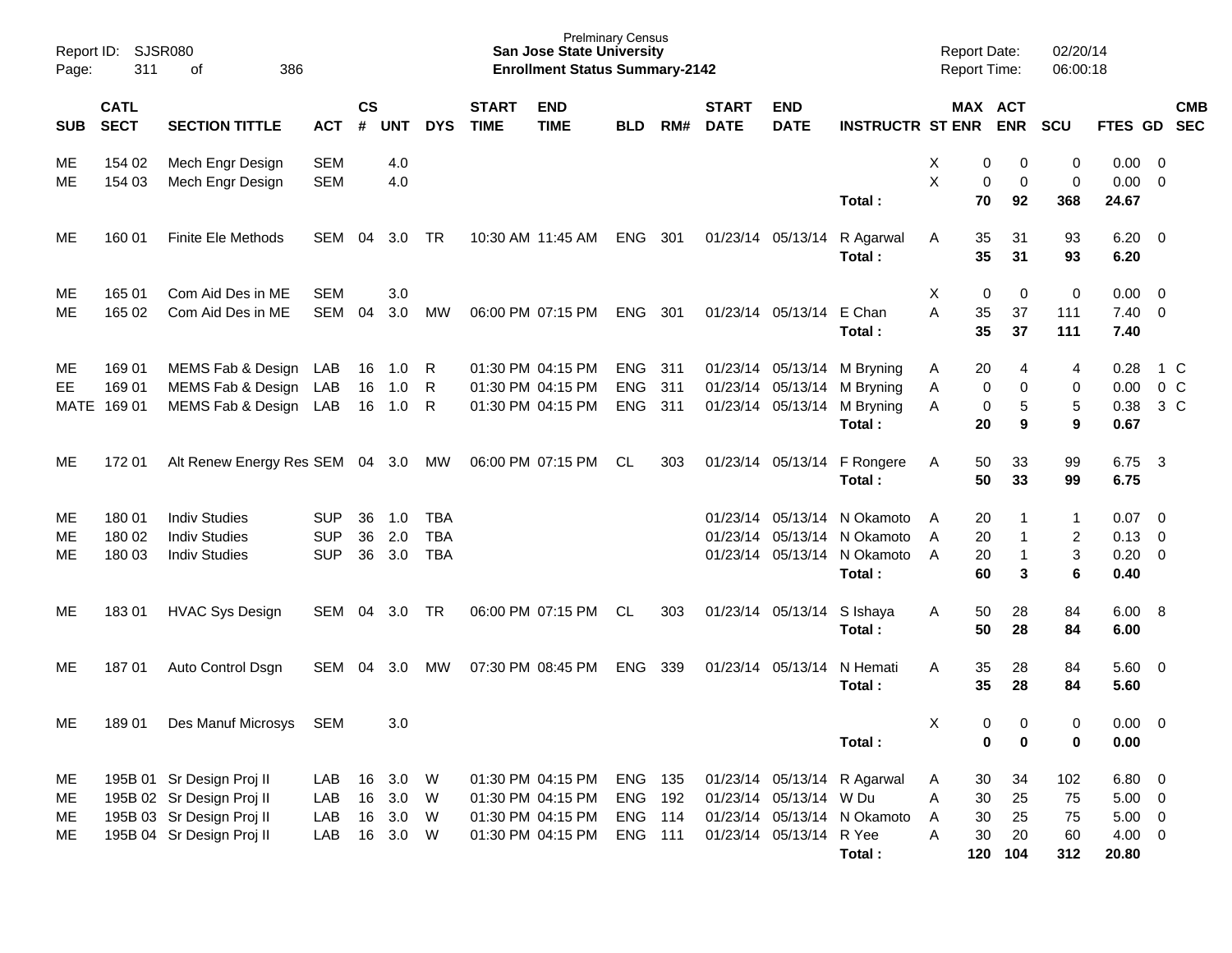Prelminary Census
**San Jose State University**
**Enrollment Status Summary-2142**

Report ID: SJSR080
Page: 311 of 386

Report Date: 02/20/14
Report Time: 06:00:18

| SUB | CATL SECT | SECTION TITTLE | ACT | CS # | UNT | DYS | START TIME | END TIME | BLD | RM# | START DATE | END DATE | INSTRUCTR | ST | MAX ENR | ACT ENR | SCU | FTES | GD | CMB SEC |
|---|---|---|---|---|---|---|---|---|---|---|---|---|---|---|---|---|---|---|---|---|
| ME | 154 02 | Mech Engr Design | SEM | | 4.0 | | | | | | | | | X | 0 | 0 | 0 | 0.00 | 0 | |
| ME | 154 03 | Mech Engr Design | SEM | | 4.0 | | | | | | | | | X | 0 | 0 | 0 | 0.00 | 0 | |
| | | | | | | | | | | | | | **Total :** | | **70** | **92** | **368** | **24.67** | | |
| ME | 160 01 | Finite Ele Methods | SEM | 04 | 3.0 | TR | 10:30 AM | 11:45 AM | ENG | 301 | 01/23/14 | 05/13/14 | R Agarwal | A | 35 | 31 | 93 | 6.20 | 0 | |
| | | | | | | | | | | | | | **Total :** | | **35** | **31** | **93** | **6.20** | | |
| ME | 165 01 | Com Aid Des in ME | SEM | | 3.0 | | | | | | | | | X | 0 | 0 | 0 | 0.00 | 0 | |
| ME | 165 02 | Com Aid Des in ME | SEM | 04 | 3.0 | MW | 06:00 PM | 07:15 PM | ENG | 301 | 01/23/14 | 05/13/14 | E Chan | A | 35 | 37 | 111 | 7.40 | 0 | |
| | | | | | | | | | | | | | **Total :** | | **35** | **37** | **111** | **7.40** | | |
| ME | 169 01 | MEMS Fab & Design | LAB | 16 | 1.0 | R | 01:30 PM | 04:15 PM | ENG | 311 | 01/23/14 | 05/13/14 | M Bryning | A | 20 | 4 | 4 | 0.28 | 1 | C |
| EE | 169 01 | MEMS Fab & Design | LAB | 16 | 1.0 | R | 01:30 PM | 04:15 PM | ENG | 311 | 01/23/14 | 05/13/14 | M Bryning | A | 0 | 0 | 0 | 0.00 | 0 | C |
| MATE | 169 01 | MEMS Fab & Design | LAB | 16 | 1.0 | R | 01:30 PM | 04:15 PM | ENG | 311 | 01/23/14 | 05/13/14 | M Bryning | A | 0 | 5 | 5 | 0.38 | 3 | C |
| | | | | | | | | | | | | | **Total :** | | **20** | **9** | **9** | **0.67** | | |
| ME | 172 01 | Alt Renew Energy Res | SEM | 04 | 3.0 | MW | 06:00 PM | 07:15 PM | CL | 303 | 01/23/14 | 05/13/14 | F Rongere | A | 50 | 33 | 99 | 6.75 | 3 | |
| | | | | | | | | | | | | | **Total :** | | **50** | **33** | **99** | **6.75** | | |
| ME | 180 01 | Indiv Studies | SUP | 36 | 1.0 | TBA | | | | | 01/23/14 | 05/13/14 | N Okamoto | A | 20 | 1 | 1 | 0.07 | 0 | |
| ME | 180 02 | Indiv Studies | SUP | 36 | 2.0 | TBA | | | | | 01/23/14 | 05/13/14 | N Okamoto | A | 20 | 1 | 2 | 0.13 | 0 | |
| ME | 180 03 | Indiv Studies | SUP | 36 | 3.0 | TBA | | | | | 01/23/14 | 05/13/14 | N Okamoto | A | 20 | 1 | 3 | 0.20 | 0 | |
| | | | | | | | | | | | | | **Total :** | | **60** | **3** | **6** | **0.40** | | |
| ME | 183 01 | HVAC Sys Design | SEM | 04 | 3.0 | TR | 06:00 PM | 07:15 PM | CL | 303 | 01/23/14 | 05/13/14 | S Ishaya | A | 50 | 28 | 84 | 6.00 | 8 | |
| | | | | | | | | | | | | | **Total :** | | **50** | **28** | **84** | **6.00** | | |
| ME | 187 01 | Auto Control Dsgn | SEM | 04 | 3.0 | MW | 07:30 PM | 08:45 PM | ENG | 339 | 01/23/14 | 05/13/14 | N Hemati | A | 35 | 28 | 84 | 5.60 | 0 | |
| | | | | | | | | | | | | | **Total :** | | **35** | **28** | **84** | **5.60** | | |
| ME | 189 01 | Des Manuf Microsys | SEM | | 3.0 | | | | | | | | | X | 0 | 0 | 0 | 0.00 | 0 | |
| | | | | | | | | | | | | | **Total :** | | **0** | **0** | **0** | **0.00** | | |
| ME | 195B 01 | Sr Design Proj II | LAB | 16 | 3.0 | W | 01:30 PM | 04:15 PM | ENG | 135 | 01/23/14 | 05/13/14 | R Agarwal | A | 30 | 34 | 102 | 6.80 | 0 | |
| ME | 195B 02 | Sr Design Proj II | LAB | 16 | 3.0 | W | 01:30 PM | 04:15 PM | ENG | 192 | 01/23/14 | 05/13/14 | W Du | A | 30 | 25 | 75 | 5.00 | 0 | |
| ME | 195B 03 | Sr Design Proj II | LAB | 16 | 3.0 | W | 01:30 PM | 04:15 PM | ENG | 114 | 01/23/14 | 05/13/14 | N Okamoto | A | 30 | 25 | 75 | 5.00 | 0 | |
| ME | 195B 04 | Sr Design Proj II | LAB | 16 | 3.0 | W | 01:30 PM | 04:15 PM | ENG | 111 | 01/23/14 | 05/13/14 | R Yee | A | 30 | 20 | 60 | 4.00 | 0 | |
| | | | | | | | | | | | | | **Total :** | | **120** | **104** | **312** | **20.80** | | |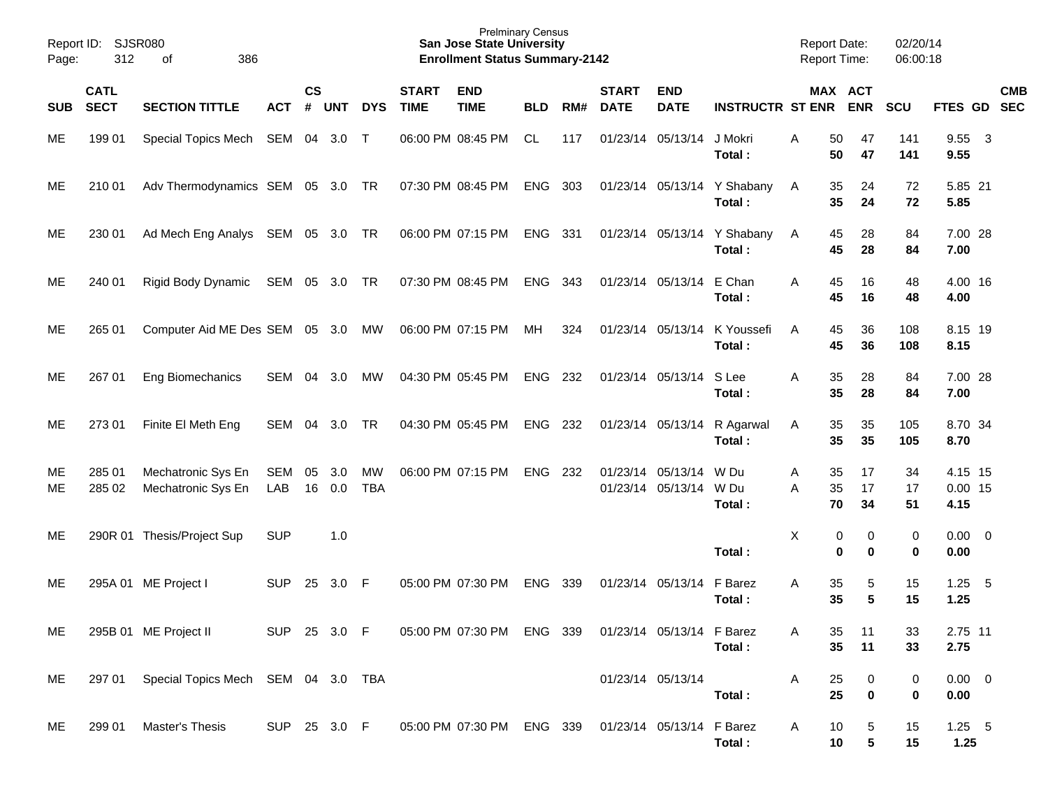Prelminary Census
**San Jose State University**
**Enrollment Status Summary-2142**

Report ID: SJSR080
Report Date: 02/20/14
Report Time: 06:00:18

| SUB | CATL SECT | SECTION TITTLE | ACT | CS # | UNT | DYS | START TIME | END TIME | BLD | RM# | START DATE | END DATE | INSTRUCTR | ST | MAX ENR | ACT ENR | SCU | FTES | GD | CMB SEC |
|---|---|---|---|---|---|---|---|---|---|---|---|---|---|---|---|---|---|---|---|---|
| ME | 199 01 | Special Topics Mech | SEM | 04 | 3.0 | T | 06:00 PM | 08:45 PM | CL | 117 | 01/23/14 | 05/13/14 | J Mokri | A | 50 | 47 | 141 | 9.55 | 3 | |
| | | | | | | | | | | | | | **Total :** | | **50** | **47** | **141** | **9.55** | | |
| ME | 210 01 | Adv Thermodynamics | SEM | 05 | 3.0 | TR | 07:30 PM | 08:45 PM | ENG | 303 | 01/23/14 | 05/13/14 | Y Shabany | A | 35 | 24 | 72 | 5.85 | 21 | |
| | | | | | | | | | | | | | **Total :** | | **35** | **24** | **72** | **5.85** | | |
| ME | 230 01 | Ad Mech Eng Analys | SEM | 05 | 3.0 | TR | 06:00 PM | 07:15 PM | ENG | 331 | 01/23/14 | 05/13/14 | Y Shabany | A | 45 | 28 | 84 | 7.00 | 28 | |
| | | | | | | | | | | | | | **Total :** | | **45** | **28** | **84** | **7.00** | | |
| ME | 240 01 | Rigid Body Dynamic | SEM | 05 | 3.0 | TR | 07:30 PM | 08:45 PM | ENG | 343 | 01/23/14 | 05/13/14 | E Chan | A | 45 | 16 | 48 | 4.00 | 16 | |
| | | | | | | | | | | | | | **Total :** | | **45** | **16** | **48** | **4.00** | | |
| ME | 265 01 | Computer Aid ME Des | SEM | 05 | 3.0 | MW | 06:00 PM | 07:15 PM | MH | 324 | 01/23/14 | 05/13/14 | K Youssefi | A | 45 | 36 | 108 | 8.15 | 19 | |
| | | | | | | | | | | | | | **Total :** | | **45** | **36** | **108** | **8.15** | | |
| ME | 267 01 | Eng Biomechanics | SEM | 04 | 3.0 | MW | 04:30 PM | 05:45 PM | ENG | 232 | 01/23/14 | 05/13/14 | S Lee | A | 35 | 28 | 84 | 7.00 | 28 | |
| | | | | | | | | | | | | | **Total :** | | **35** | **28** | **84** | **7.00** | | |
| ME | 273 01 | Finite El Meth Eng | SEM | 04 | 3.0 | TR | 04:30 PM | 05:45 PM | ENG | 232 | 01/23/14 | 05/13/14 | R Agarwal | A | 35 | 35 | 105 | 8.70 | 34 | |
| | | | | | | | | | | | | | **Total :** | | **35** | **35** | **105** | **8.70** | | |
| ME | 285 01 | Mechatronic Sys En | SEM | 05 | 3.0 | MW | 06:00 PM | 07:15 PM | ENG | 232 | 01/23/14 | 05/13/14 | W Du | A | 35 | 17 | 34 | 4.15 | 15 | |
| ME | 285 02 | Mechatronic Sys En | LAB | 16 | 0.0 | TBA | | | | | 01/23/14 | 05/13/14 | W Du | A | 35 | 17 | 17 | 0.00 | 15 | |
| | | | | | | | | | | | | | **Total :** | | **70** | **34** | **51** | **4.15** | | |
| ME | 290R 01 | Thesis/Project Sup | SUP | | 1.0 | | | | | | | | | X | 0 | 0 | 0 | 0.00 | 0 | |
| | | | | | | | | | | | | | **Total :** | | **0** | **0** | **0** | **0.00** | | |
| ME | 295A 01 | ME Project I | SUP | 25 | 3.0 | F | 05:00 PM | 07:30 PM | ENG | 339 | 01/23/14 | 05/13/14 | F Barez | A | 35 | 5 | 15 | 1.25 | 5 | |
| | | | | | | | | | | | | | **Total :** | | **35** | **5** | **15** | **1.25** | | |
| ME | 295B 01 | ME Project II | SUP | 25 | 3.0 | F | 05:00 PM | 07:30 PM | ENG | 339 | 01/23/14 | 05/13/14 | F Barez | A | 35 | 11 | 33 | 2.75 | 11 | |
| | | | | | | | | | | | | | **Total :** | | **35** | **11** | **33** | **2.75** | | |
| ME | 297 01 | Special Topics Mech | SEM | 04 | 3.0 | TBA | | | | | 01/23/14 | 05/13/14 | | A | 25 | 0 | 0 | 0.00 | 0 | |
| | | | | | | | | | | | | | **Total :** | | **25** | **0** | **0** | **0.00** | | |
| ME | 299 01 | Master's Thesis | SUP | 25 | 3.0 | F | 05:00 PM | 07:30 PM | ENG | 339 | 01/23/14 | 05/13/14 | F Barez | A | 10 | 5 | 15 | 1.25 | 5 | |
| | | | | | | | | | | | | | **Total :** | | **10** | **5** | **15** | **1.25** | | |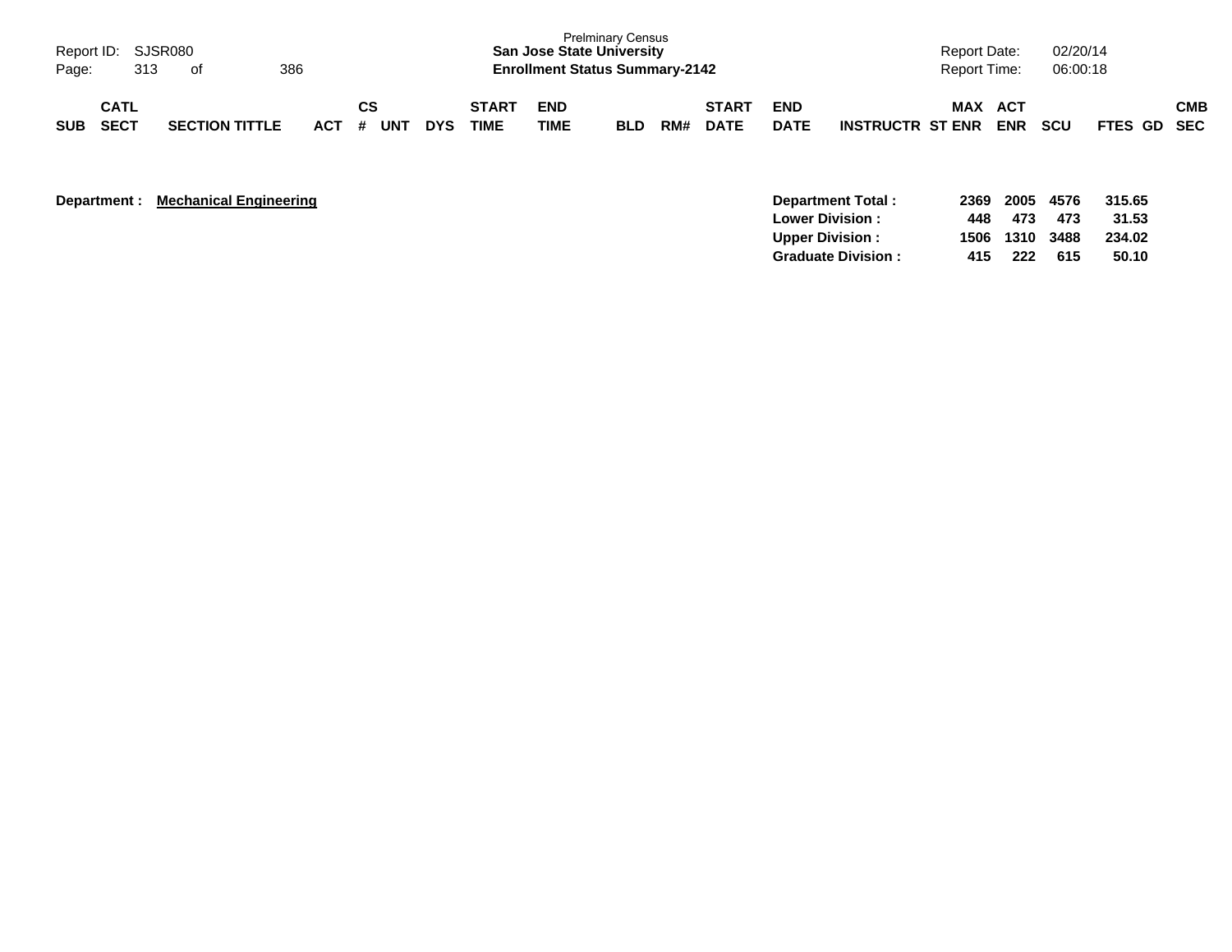Prelminary Census
**San Jose State University**
**Enrollment Status Summary-2142**

Report ID: SJSR080
Report Date: 02/20/14
Report Time: 06:00:18

| SUB | CATL SECT | SECTION TITTLE | ACT | CS # | UNT | DYS | START TIME | END TIME | BLD | RM# | START DATE | END DATE | INSTRUCTR | MAX ST ENR | ACT ENR | SCU | FTES | GD | CMB SEC |
|---|---|---|---|---|---|---|---|---|---|---|---|---|---|---|---|---|---|---|---|

**Department : Mechanical Engineering**

| | MAX ST ENR | ACT ENR | SCU | FTES |
|---|---|---|---|---|
| **Department Total :** | **2369** | **2005** | **4576** | **315.65** |
| **Lower Division :** | **448** | **473** | **473** | **31.53** |
| **Upper Division :** | **1506** | **1310** | **3488** | **234.02** |
| **Graduate Division :** | **415** | **222** | **615** | **50.10** |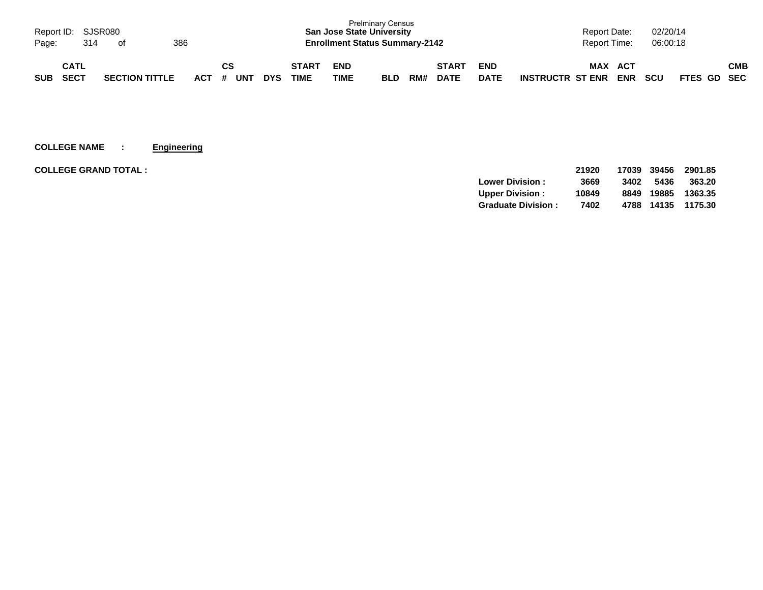Prelminary Census
**San Jose State University**
**Enrollment Status Summary-2142**

| SUB | CATL SECT | SECTION TITTLE | ACT | CS # | UNT | DYS | START TIME | END TIME | BLD | RM# | START DATE | END DATE | INSTRUCTR | MAX ST ENR | ACT ENR | SCU | FTES | GD | CMB SEC |
|---|---|---|---|---|---|---|---|---|---|---|---|---|---|---|---|---|---|---|---|

**COLLEGE NAME : Engineering**

**COLLEGE GRAND TOTAL :**

| | MAX ST ENR | ACT ENR | SCU | FTES |
|---|---|---|---|---|
| | **21920** | **17039** | **39456** | **2901.85** |
| **Lower Division :** | **3669** | **3402** | **5436** | **363.20** |
| **Upper Division :** | **10849** | **8849** | **19885** | **1363.35** |
| **Graduate Division :** | **7402** | **4788** | **14135** | **1175.30** |